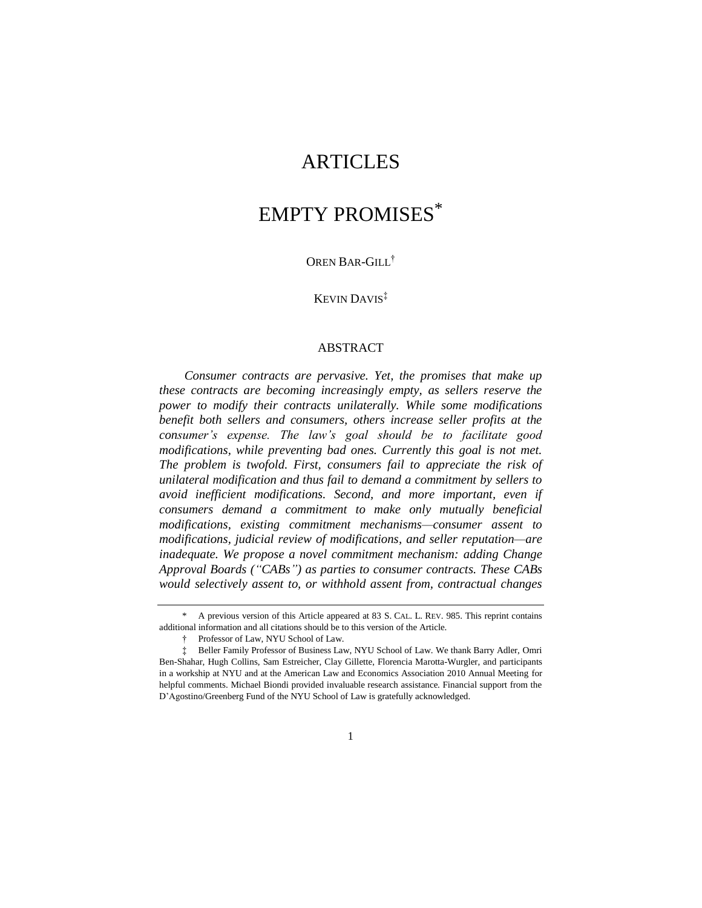# ARTICLES

# EMPTY PROMISES*

OREN BAR-GILL†

KEVIN DAVIS‡

## ABSTRACT

*Consumer contracts are pervasive. Yet, the promises that make up these contracts are becoming increasingly empty, as sellers reserve the power to modify their contracts unilaterally. While some modifications benefit both sellers and consumers, others increase seller profits at the consumer's expense. The law's goal should be to facilitate good modifications, while preventing bad ones. Currently this goal is not met. The problem is twofold. First, consumers fail to appreciate the risk of unilateral modification and thus fail to demand a commitment by sellers to avoid inefficient modifications. Second, and more important, even if consumers demand a commitment to make only mutually beneficial modifications, existing commitment mechanisms—consumer assent to modifications, judicial review of modifications, and seller reputation—are inadequate. We propose a novel commitment mechanism: adding Change Approval Boards ("CABs") as parties to consumer contracts. These CABs would selectively assent to, or withhold assent from, contractual changes*

---

\* A previous version of this Article appeared at 83 S. CAL. L. REV. 985. This reprint contains additional information and all citations should be to this version of the Article.

† Professor of Law, NYU School of Law.

‡ Beller Family Professor of Business Law, NYU School of Law. We thank Barry Adler, Omri Ben-Shahar, Hugh Collins, Sam Estreicher, Clay Gillette, Florencia Marotta-Wurgler, and participants in a workshop at NYU and at the American Law and Economics Association 2010 Annual Meeting for helpful comments. Michael Biondi provided invaluable research assistance. Financial support from the D'Agostino/Greenberg Fund of the NYU School of Law is gratefully acknowledged.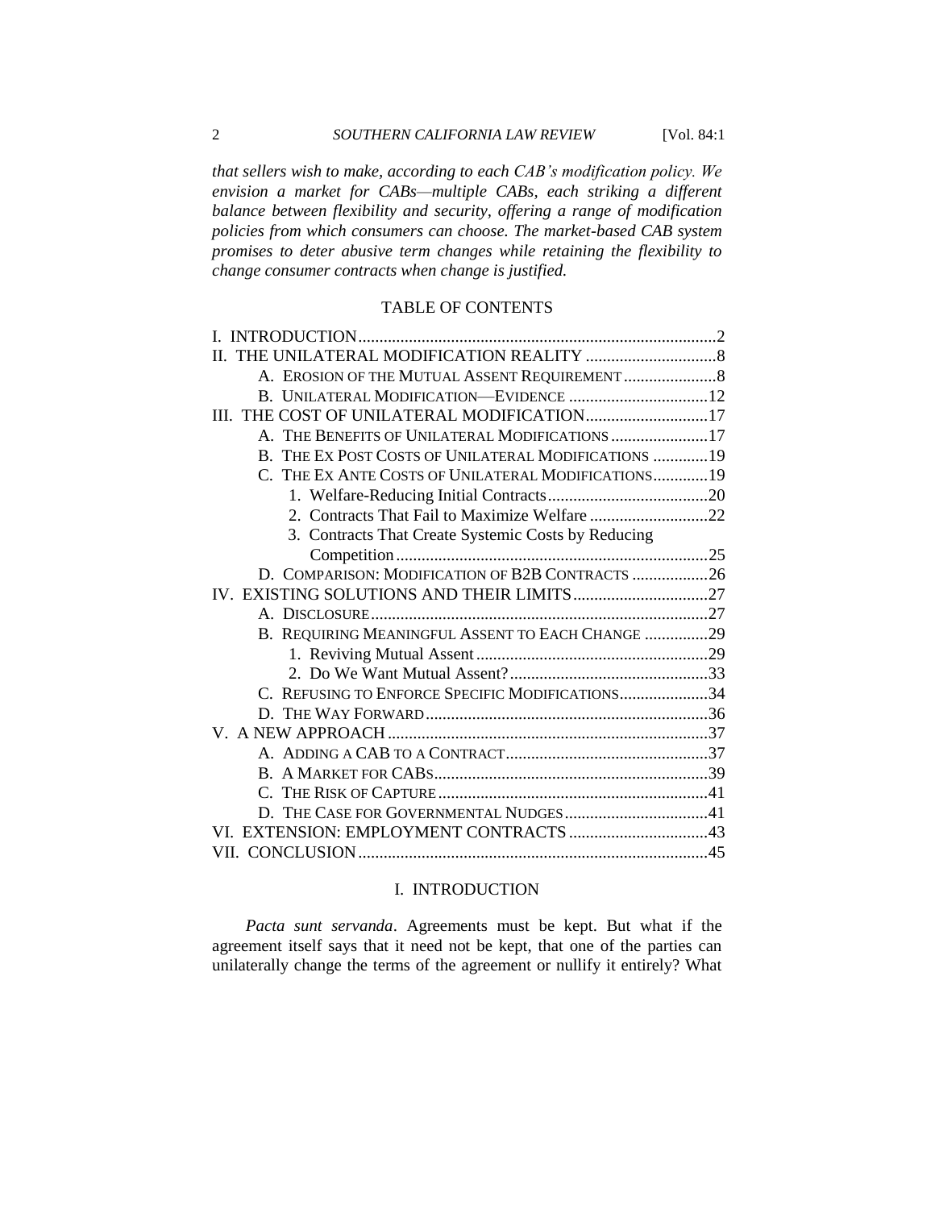*that sellers wish to make, according to each CAB's modification policy. We envision a market for CABs—multiple CABs, each striking a different balance between flexibility and security, offering a range of modification policies from which consumers can choose. The market-based CAB system promises to deter abusive term changes while retaining the flexibility to change consumer contracts when change is justified.*

## TABLE OF CONTENTS

I. INTRODUCTION ....................................................................................2
II. THE UNILATERAL MODIFICATION REALITY ...............................8
- A. EROSION OF THE MUTUAL ASSENT REQUIREMENT ......................8
- B. UNILATERAL MODIFICATION—EVIDENCE .................................12

III. THE COST OF UNILATERAL MODIFICATION.............................17
- A. THE BENEFITS OF UNILATERAL MODIFICATIONS .......................17
- B. THE EX POST COSTS OF UNILATERAL MODIFICATIONS .............19
- C. THE EX ANTE COSTS OF UNILATERAL MODIFICATIONS.............19
  - 1. Welfare-Reducing Initial Contracts......................................20
  - 2. Contracts That Fail to Maximize Welfare ............................22
  - 3. Contracts That Create Systemic Costs by Reducing Competition..........................................................................25
- D. COMPARISON: MODIFICATION OF B2B CONTRACTS ..................26

IV. EXISTING SOLUTIONS AND THEIR LIMITS................................27
- A. DISCLOSURE................................................................................27
- B. REQUIRING MEANINGFUL ASSENT TO EACH CHANGE ...............29
  - 1. Reviving Mutual Assent .......................................................29
  - 2. Do We Want Mutual Assent?...............................................33
- C. REFUSING TO ENFORCE SPECIFIC MODIFICATIONS.....................34
- D. THE WAY FORWARD...................................................................36

V. A NEW APPROACH ............................................................................37
- A. ADDING A CAB TO A CONTRACT................................................37
- B. A MARKET FOR CABS.................................................................39
- C. THE RISK OF CAPTURE ................................................................41
- D. THE CASE FOR GOVERNMENTAL NUDGES..................................41

VI. EXTENSION: EMPLOYMENT CONTRACTS .................................43
VII. CONCLUSION...................................................................................45

## I. INTRODUCTION

*Pacta sunt servanda*. Agreements must be kept. But what if the agreement itself says that it need not be kept, that one of the parties can unilaterally change the terms of the agreement or nullify it entirely? What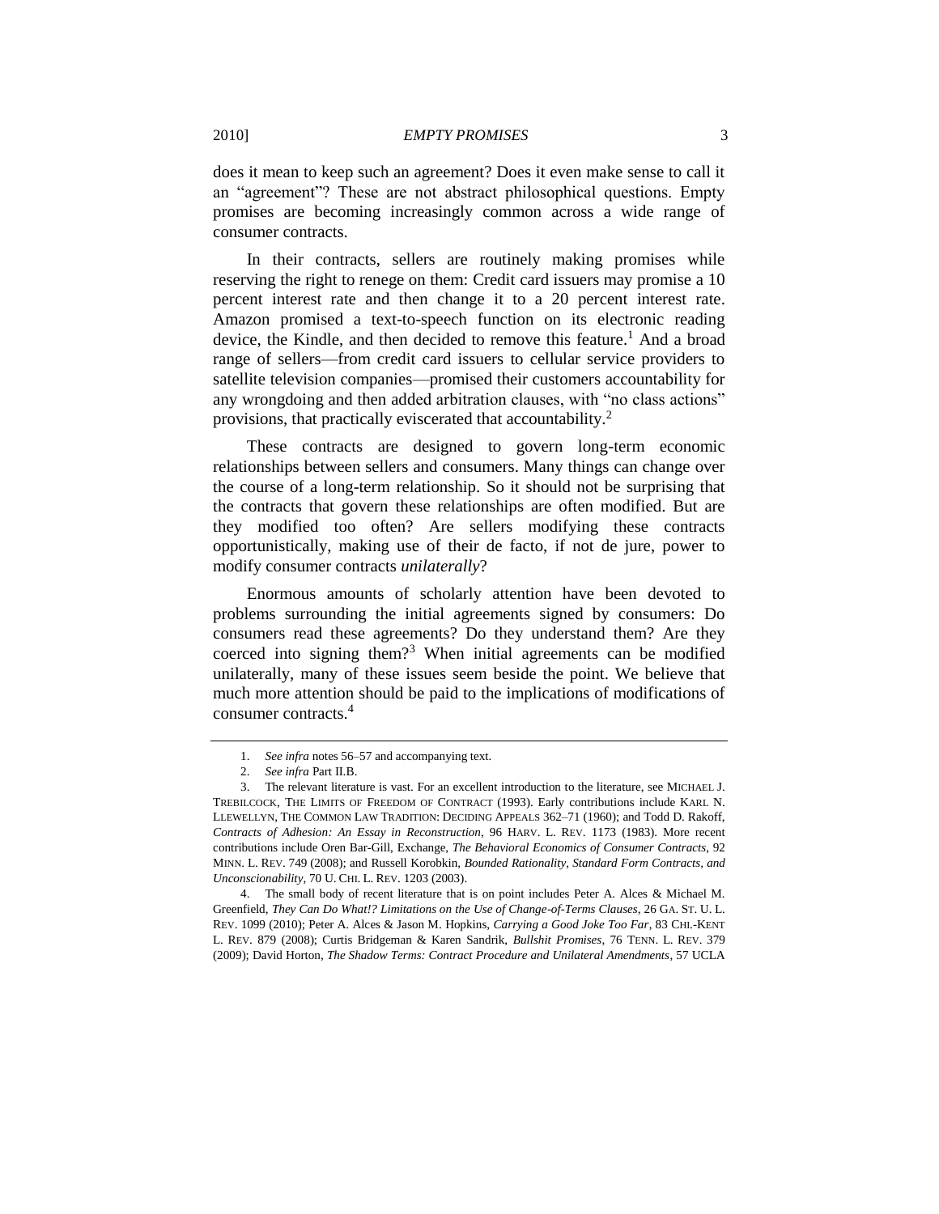does it mean to keep such an agreement? Does it even make sense to call it an "agreement"? These are not abstract philosophical questions. Empty promises are becoming increasingly common across a wide range of consumer contracts.

In their contracts, sellers are routinely making promises while reserving the right to renege on them: Credit card issuers may promise a 10 percent interest rate and then change it to a 20 percent interest rate. Amazon promised a text-to-speech function on its electronic reading device, the Kindle, and then decided to remove this feature.[1] And a broad range of sellers—from credit card issuers to cellular service providers to satellite television companies—promised their customers accountability for any wrongdoing and then added arbitration clauses, with "no class actions" provisions, that practically eviscerated that accountability.[2]

These contracts are designed to govern long-term economic relationships between sellers and consumers. Many things can change over the course of a long-term relationship. So it should not be surprising that the contracts that govern these relationships are often modified. But are they modified too often? Are sellers modifying these contracts opportunistically, making use of their de facto, if not de jure, power to modify consumer contracts *unilaterally*?

Enormous amounts of scholarly attention have been devoted to problems surrounding the initial agreements signed by consumers: Do consumers read these agreements? Do they understand them? Are they coerced into signing them?[3] When initial agreements can be modified unilaterally, many of these issues seem beside the point. We believe that much more attention should be paid to the implications of modifications of consumer contracts.[4]

---

1. *See infra* notes 56–57 and accompanying text.

2. *See infra* Part II.B.

3. The relevant literature is vast. For an excellent introduction to the literature, see MICHAEL J. TREBILCOCK, THE LIMITS OF FREEDOM OF CONTRACT (1993). Early contributions include KARL N. LLEWELLYN, THE COMMON LAW TRADITION: DECIDING APPEALS 362–71 (1960); and Todd D. Rakoff, *Contracts of Adhesion: An Essay in Reconstruction*, 96 HARV. L. REV. 1173 (1983). More recent contributions include Oren Bar-Gill, Exchange, *The Behavioral Economics of Consumer Contracts*, 92 MINN. L. REV. 749 (2008); and Russell Korobkin, *Bounded Rationality, Standard Form Contracts, and Unconscionability*, 70 U. CHI. L. REV. 1203 (2003).

4. The small body of recent literature that is on point includes Peter A. Alces & Michael M. Greenfield, *They Can Do What!? Limitations on the Use of Change-of-Terms Clauses*, 26 GA. ST. U. L. REV. 1099 (2010); Peter A. Alces & Jason M. Hopkins, *Carrying a Good Joke Too Far*, 83 CHI.-KENT L. REV. 879 (2008); Curtis Bridgeman & Karen Sandrik, *Bullshit Promises*, 76 TENN. L. REV. 379 (2009); David Horton, *The Shadow Terms: Contract Procedure and Unilateral Amendments*, 57 UCLA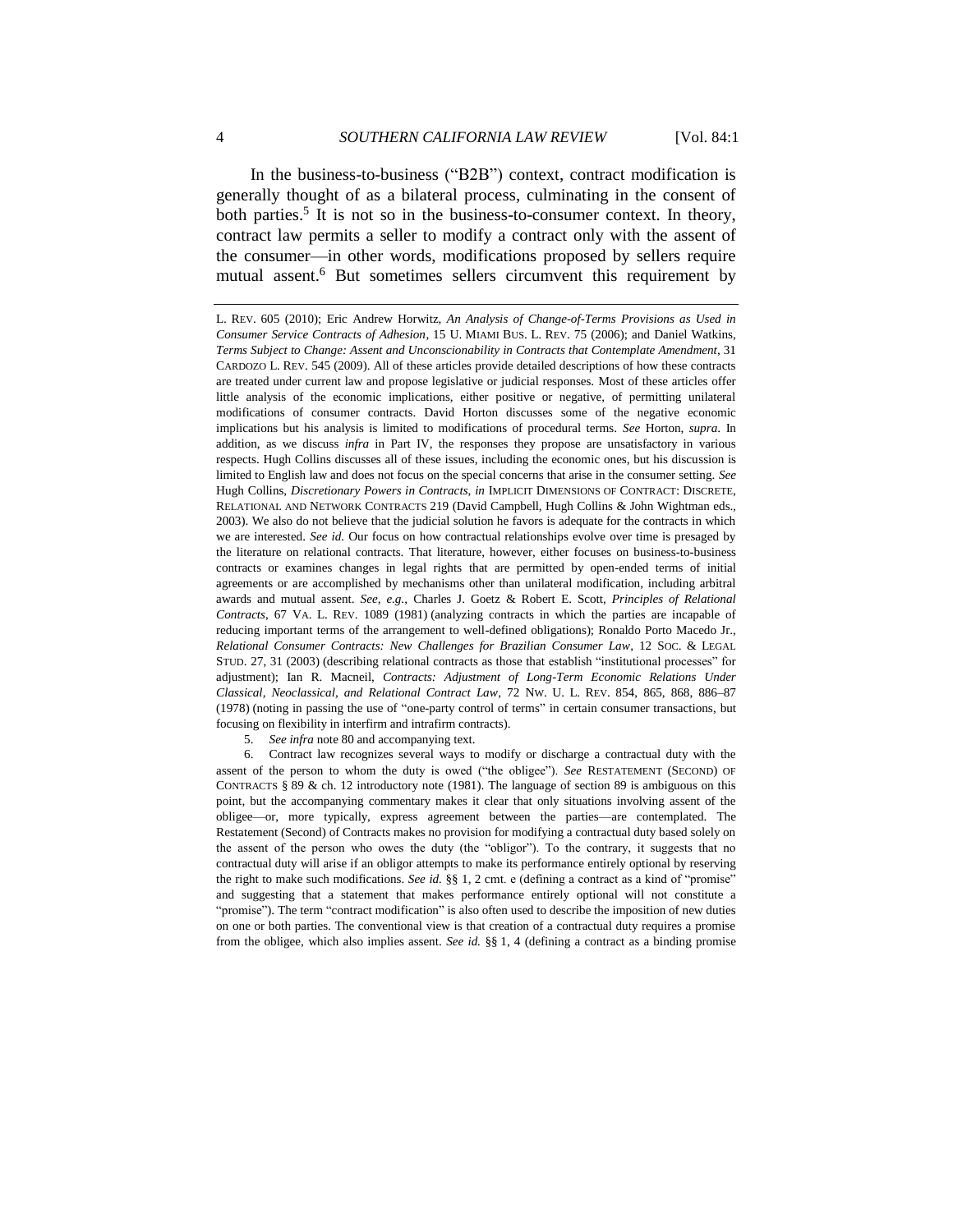In the business-to-business ("B2B") context, contract modification is generally thought of as a bilateral process, culminating in the consent of both parties.[5] It is not so in the business-to-consumer context. In theory, contract law permits a seller to modify a contract only with the assent of the consumer—in other words, modifications proposed by sellers require mutual assent.[6] But sometimes sellers circumvent this requirement by

---

L. REV. 605 (2010); Eric Andrew Horwitz, *An Analysis of Change-of-Terms Provisions as Used in Consumer Service Contracts of Adhesion*, 15 U. MIAMI BUS. L. REV. 75 (2006); and Daniel Watkins, *Terms Subject to Change: Assent and Unconscionability in Contracts that Contemplate Amendment*, 31 CARDOZO L. REV. 545 (2009). All of these articles provide detailed descriptions of how these contracts are treated under current law and propose legislative or judicial responses. Most of these articles offer little analysis of the economic implications, either positive or negative, of permitting unilateral modifications of consumer contracts. David Horton discusses some of the negative economic implications but his analysis is limited to modifications of procedural terms. *See* Horton, *supra*. In addition, as we discuss *infra* in Part IV, the responses they propose are unsatisfactory in various respects. Hugh Collins discusses all of these issues, including the economic ones, but his discussion is limited to English law and does not focus on the special concerns that arise in the consumer setting. *See* Hugh Collins, *Discretionary Powers in Contracts*, *in* IMPLICIT DIMENSIONS OF CONTRACT: DISCRETE, RELATIONAL AND NETWORK CONTRACTS 219 (David Campbell, Hugh Collins & John Wightman eds., 2003). We also do not believe that the judicial solution he favors is adequate for the contracts in which we are interested. *See id.* Our focus on how contractual relationships evolve over time is presaged by the literature on relational contracts. That literature, however, either focuses on business-to-business contracts or examines changes in legal rights that are permitted by open-ended terms of initial agreements or are accomplished by mechanisms other than unilateral modification, including arbitral awards and mutual assent. *See, e.g.*, Charles J. Goetz & Robert E. Scott, *Principles of Relational Contracts*, 67 VA. L. REV. 1089 (1981) (analyzing contracts in which the parties are incapable of reducing important terms of the arrangement to well-defined obligations); Ronaldo Porto Macedo Jr., *Relational Consumer Contracts: New Challenges for Brazilian Consumer Law*, 12 SOC. & LEGAL STUD. 27, 31 (2003) (describing relational contracts as those that establish "institutional processes" for adjustment); Ian R. Macneil, *Contracts: Adjustment of Long-Term Economic Relations Under Classical, Neoclassical, and Relational Contract Law*, 72 NW. U. L. REV. 854, 865, 868, 886–87 (1978) (noting in passing the use of "one-party control of terms" in certain consumer transactions, but focusing on flexibility in interfirm and intrafirm contracts).

5. *See infra* note 80 and accompanying text.

6. Contract law recognizes several ways to modify or discharge a contractual duty with the assent of the person to whom the duty is owed ("the obligee"). *See* RESTATEMENT (SECOND) OF CONTRACTS § 89 & ch. 12 introductory note (1981). The language of section 89 is ambiguous on this point, but the accompanying commentary makes it clear that only situations involving assent of the obligee—or, more typically, express agreement between the parties—are contemplated. The Restatement (Second) of Contracts makes no provision for modifying a contractual duty based solely on the assent of the person who owes the duty (the "obligor"). To the contrary, it suggests that no contractual duty will arise if an obligor attempts to make its performance entirely optional by reserving the right to make such modifications. *See id.* §§ 1, 2 cmt. e (defining a contract as a kind of "promise" and suggesting that a statement that makes performance entirely optional will not constitute a "promise"). The term "contract modification" is also often used to describe the imposition of new duties on one or both parties. The conventional view is that creation of a contractual duty requires a promise from the obligee, which also implies assent. *See id.* §§ 1, 4 (defining a contract as a binding promise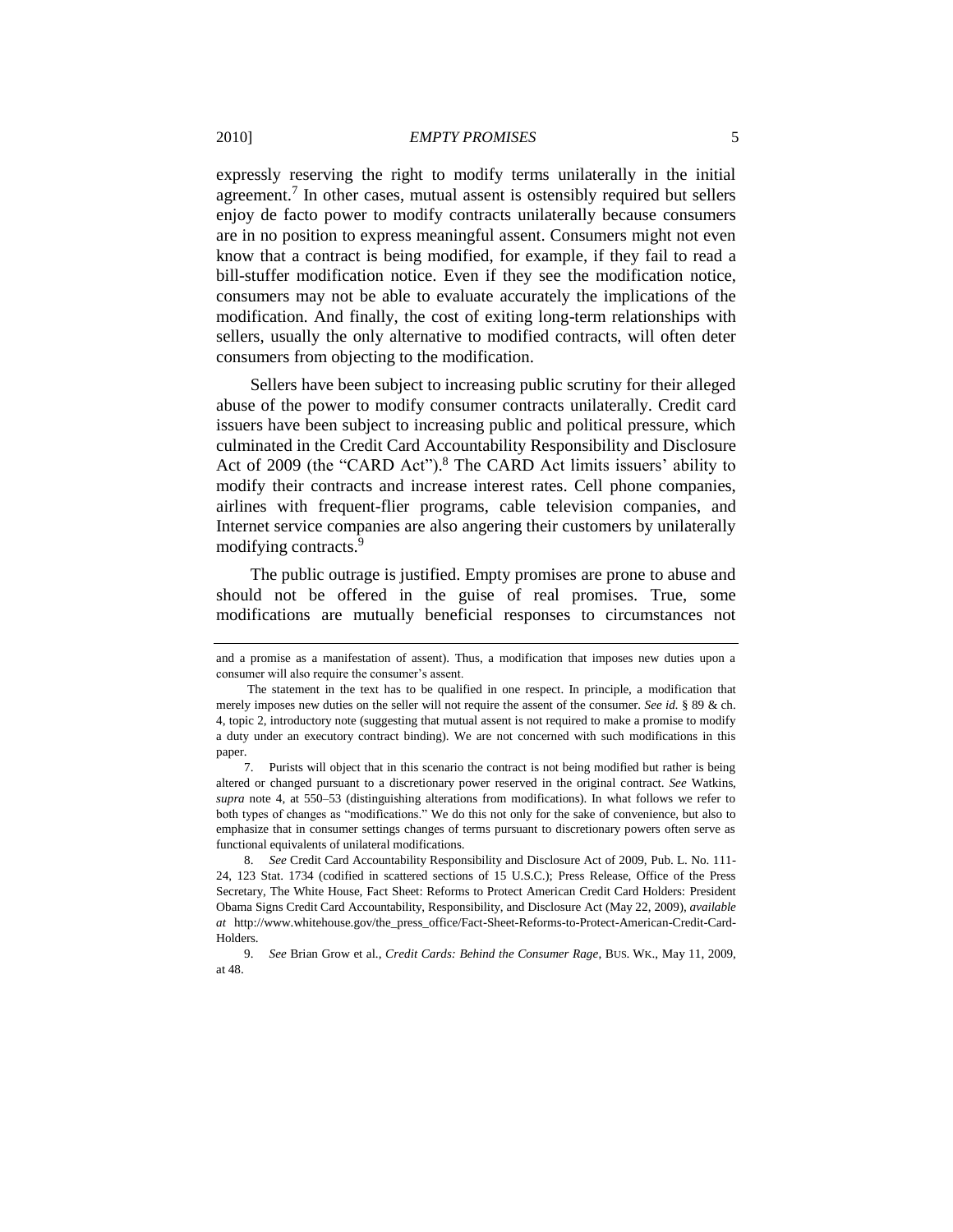expressly reserving the right to modify terms unilaterally in the initial agreement.[7] In other cases, mutual assent is ostensibly required but sellers enjoy de facto power to modify contracts unilaterally because consumers are in no position to express meaningful assent. Consumers might not even know that a contract is being modified, for example, if they fail to read a bill-stuffer modification notice. Even if they see the modification notice, consumers may not be able to evaluate accurately the implications of the modification. And finally, the cost of exiting long-term relationships with sellers, usually the only alternative to modified contracts, will often deter consumers from objecting to the modification.

Sellers have been subject to increasing public scrutiny for their alleged abuse of the power to modify consumer contracts unilaterally. Credit card issuers have been subject to increasing public and political pressure, which culminated in the Credit Card Accountability Responsibility and Disclosure Act of 2009 (the "CARD Act").[8] The CARD Act limits issuers' ability to modify their contracts and increase interest rates. Cell phone companies, airlines with frequent-flier programs, cable television companies, and Internet service companies are also angering their customers by unilaterally modifying contracts.[9]

The public outrage is justified. Empty promises are prone to abuse and should not be offered in the guise of real promises. True, some modifications are mutually beneficial responses to circumstances not

---

and a promise as a manifestation of assent). Thus, a modification that imposes new duties upon a consumer will also require the consumer's assent.

The statement in the text has to be qualified in one respect. In principle, a modification that merely imposes new duties on the seller will not require the assent of the consumer. *See id.* § 89 & ch. 4, topic 2, introductory note (suggesting that mutual assent is not required to make a promise to modify a duty under an executory contract binding). We are not concerned with such modifications in this paper.

7. Purists will object that in this scenario the contract is not being modified but rather is being altered or changed pursuant to a discretionary power reserved in the original contract. *See* Watkins, *supra* note 4, at 550–53 (distinguishing alterations from modifications). In what follows we refer to both types of changes as "modifications." We do this not only for the sake of convenience, but also to emphasize that in consumer settings changes of terms pursuant to discretionary powers often serve as functional equivalents of unilateral modifications.

8. *See* Credit Card Accountability Responsibility and Disclosure Act of 2009, Pub. L. No. 111-24, 123 Stat. 1734 (codified in scattered sections of 15 U.S.C.); Press Release, Office of the Press Secretary, The White House, Fact Sheet: Reforms to Protect American Credit Card Holders: President Obama Signs Credit Card Accountability, Responsibility, and Disclosure Act (May 22, 2009), *available at* http://www.whitehouse.gov/the_press_office/Fact-Sheet-Reforms-to-Protect-American-Credit-Card-Holders.

9. *See* Brian Grow et al., *Credit Cards: Behind the Consumer Rage*, BUS. WK., May 11, 2009, at 48.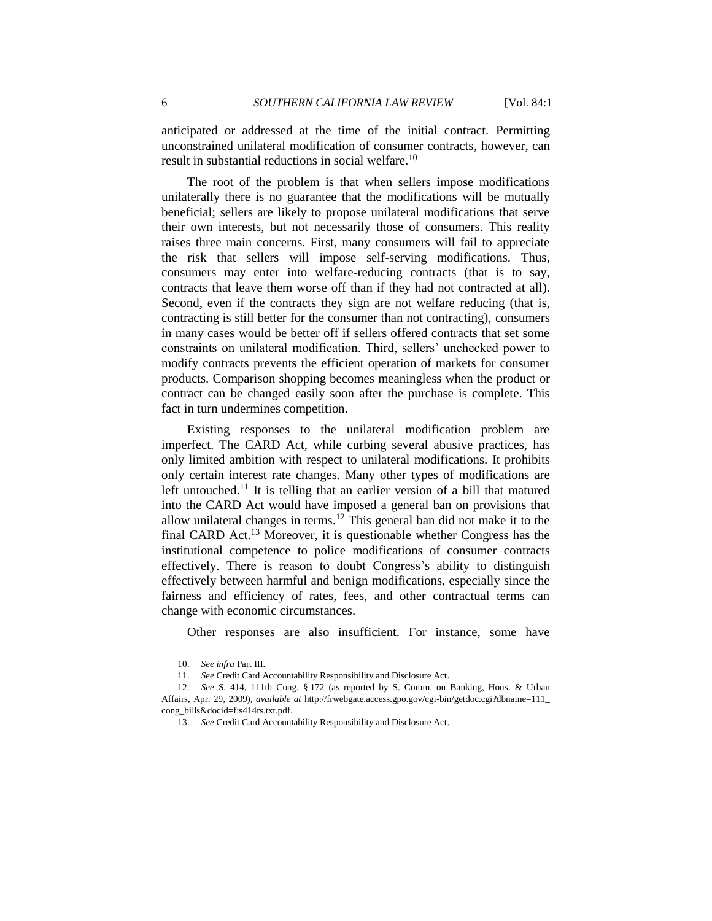anticipated or addressed at the time of the initial contract. Permitting unconstrained unilateral modification of consumer contracts, however, can result in substantial reductions in social welfare.[10]

The root of the problem is that when sellers impose modifications unilaterally there is no guarantee that the modifications will be mutually beneficial; sellers are likely to propose unilateral modifications that serve their own interests, but not necessarily those of consumers. This reality raises three main concerns. First, many consumers will fail to appreciate the risk that sellers will impose self-serving modifications. Thus, consumers may enter into welfare-reducing contracts (that is to say, contracts that leave them worse off than if they had not contracted at all). Second, even if the contracts they sign are not welfare reducing (that is, contracting is still better for the consumer than not contracting), consumers in many cases would be better off if sellers offered contracts that set some constraints on unilateral modification. Third, sellers' unchecked power to modify contracts prevents the efficient operation of markets for consumer products. Comparison shopping becomes meaningless when the product or contract can be changed easily soon after the purchase is complete. This fact in turn undermines competition.

Existing responses to the unilateral modification problem are imperfect. The CARD Act, while curbing several abusive practices, has only limited ambition with respect to unilateral modifications. It prohibits only certain interest rate changes. Many other types of modifications are left untouched.[11] It is telling that an earlier version of a bill that matured into the CARD Act would have imposed a general ban on provisions that allow unilateral changes in terms.[12] This general ban did not make it to the final CARD Act.[13] Moreover, it is questionable whether Congress has the institutional competence to police modifications of consumer contracts effectively. There is reason to doubt Congress's ability to distinguish effectively between harmful and benign modifications, especially since the fairness and efficiency of rates, fees, and other contractual terms can change with economic circumstances.

Other responses are also insufficient. For instance, some have

---

10. *See infra* Part III.

11. *See* Credit Card Accountability Responsibility and Disclosure Act.

12. *See* S. 414, 111th Cong. § 172 (as reported by S. Comm. on Banking, Hous. & Urban Affairs, Apr. 29, 2009), *available at* http://frwebgate.access.gpo.gov/cgi-bin/getdoc.cgi?dbname=111_cong_bills&docid=f:s414rs.txt.pdf.

13. *See* Credit Card Accountability Responsibility and Disclosure Act.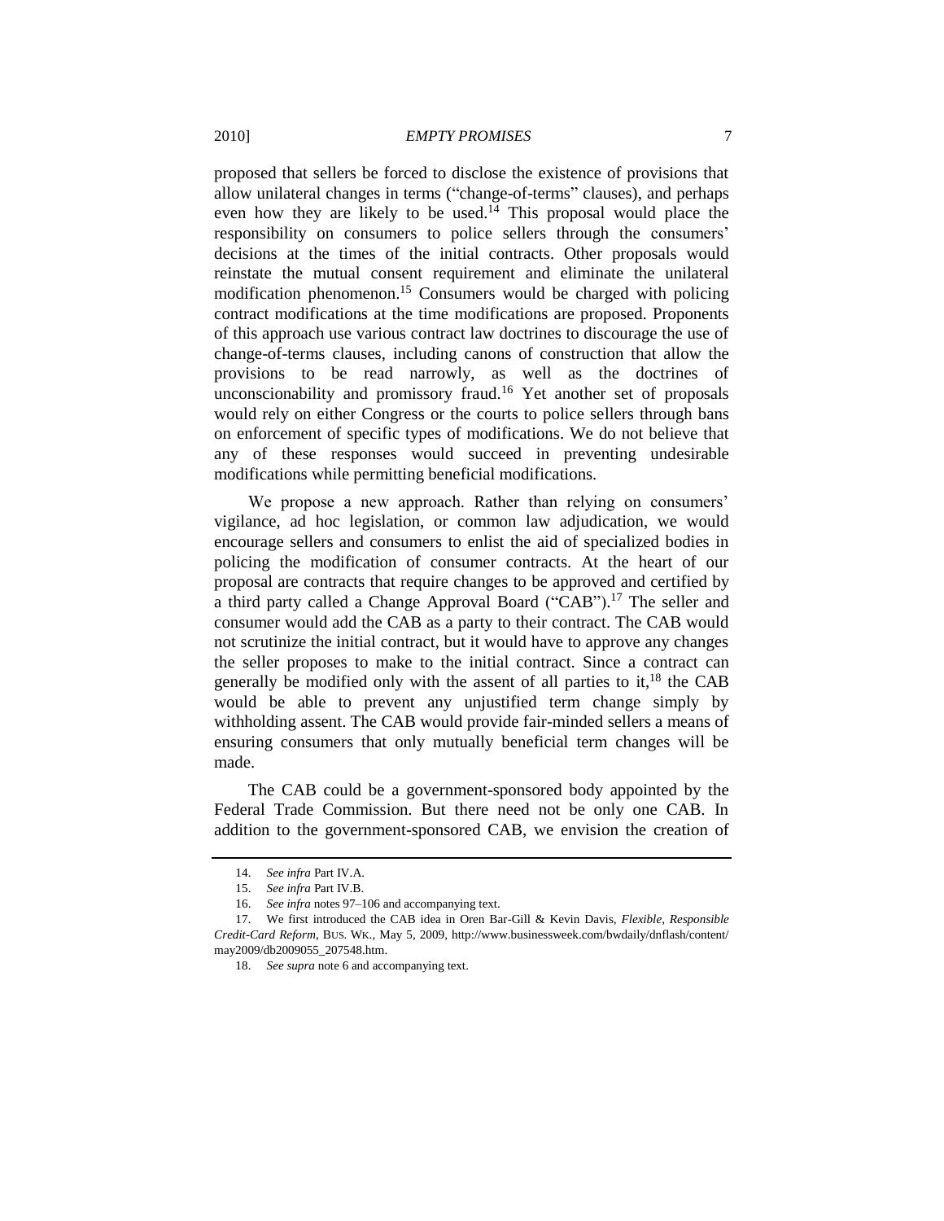proposed that sellers be forced to disclose the existence of provisions that allow unilateral changes in terms ("change-of-terms" clauses), and perhaps even how they are likely to be used.[14] This proposal would place the responsibility on consumers to police sellers through the consumers' decisions at the times of the initial contracts. Other proposals would reinstate the mutual consent requirement and eliminate the unilateral modification phenomenon.[15] Consumers would be charged with policing contract modifications at the time modifications are proposed. Proponents of this approach use various contract law doctrines to discourage the use of change-of-terms clauses, including canons of construction that allow the provisions to be read narrowly, as well as the doctrines of unconscionability and promissory fraud.[16] Yet another set of proposals would rely on either Congress or the courts to police sellers through bans on enforcement of specific types of modifications. We do not believe that any of these responses would succeed in preventing undesirable modifications while permitting beneficial modifications.

We propose a new approach. Rather than relying on consumers' vigilance, ad hoc legislation, or common law adjudication, we would encourage sellers and consumers to enlist the aid of specialized bodies in policing the modification of consumer contracts. At the heart of our proposal are contracts that require changes to be approved and certified by a third party called a Change Approval Board ("CAB").[17] The seller and consumer would add the CAB as a party to their contract. The CAB would not scrutinize the initial contract, but it would have to approve any changes the seller proposes to make to the initial contract. Since a contract can generally be modified only with the assent of all parties to it,[18] the CAB would be able to prevent any unjustified term change simply by withholding assent. The CAB would provide fair-minded sellers a means of ensuring consumers that only mutually beneficial term changes will be made.

The CAB could be a government-sponsored body appointed by the Federal Trade Commission. But there need not be only one CAB. In addition to the government-sponsored CAB, we envision the creation of

---

14. *See infra* Part IV.A.

15. *See infra* Part IV.B.

16. *See infra* notes 97–106 and accompanying text.

17. We first introduced the CAB idea in Oren Bar-Gill & Kevin Davis, *Flexible, Responsible Credit-Card Reform*, BUS. WK., May 5, 2009, http://www.businessweek.com/bwdaily/dnflash/content/may2009/db2009055_207548.htm.

18. *See supra* note 6 and accompanying text.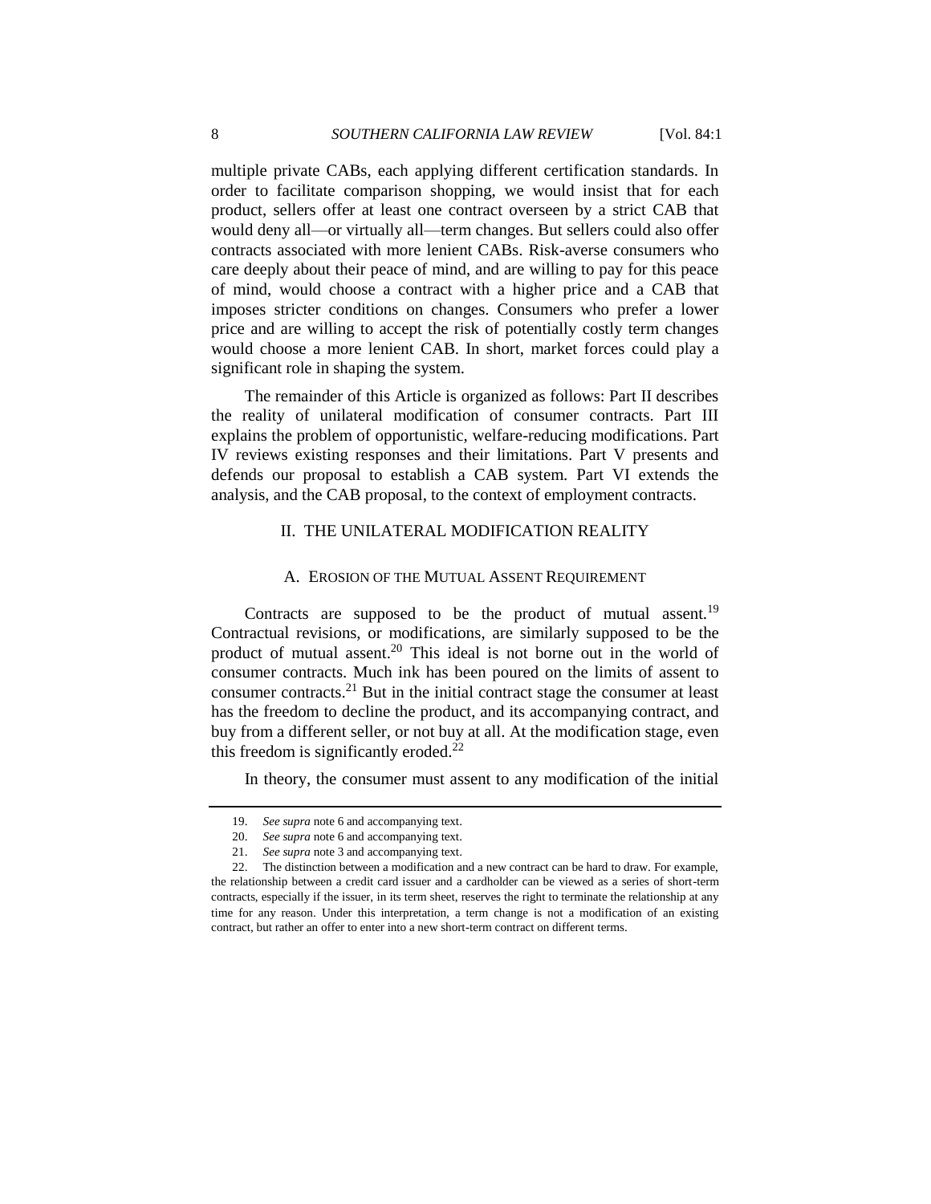multiple private CABs, each applying different certification standards. In order to facilitate comparison shopping, we would insist that for each product, sellers offer at least one contract overseen by a strict CAB that would deny all—or virtually all—term changes. But sellers could also offer contracts associated with more lenient CABs. Risk-averse consumers who care deeply about their peace of mind, and are willing to pay for this peace of mind, would choose a contract with a higher price and a CAB that imposes stricter conditions on changes. Consumers who prefer a lower price and are willing to accept the risk of potentially costly term changes would choose a more lenient CAB. In short, market forces could play a significant role in shaping the system.

The remainder of this Article is organized as follows: Part II describes the reality of unilateral modification of consumer contracts. Part III explains the problem of opportunistic, welfare-reducing modifications. Part IV reviews existing responses and their limitations. Part V presents and defends our proposal to establish a CAB system. Part VI extends the analysis, and the CAB proposal, to the context of employment contracts.

## II. THE UNILATERAL MODIFICATION REALITY

### A. EROSION OF THE MUTUAL ASSENT REQUIREMENT

Contracts are supposed to be the product of mutual assent.[19] Contractual revisions, or modifications, are similarly supposed to be the product of mutual assent.[20] This ideal is not borne out in the world of consumer contracts. Much ink has been poured on the limits of assent to consumer contracts.[21] But in the initial contract stage the consumer at least has the freedom to decline the product, and its accompanying contract, and buy from a different seller, or not buy at all. At the modification stage, even this freedom is significantly eroded.[22]

In theory, the consumer must assent to any modification of the initial

---

19. *See supra* note 6 and accompanying text.

20. *See supra* note 6 and accompanying text.

21. *See supra* note 3 and accompanying text.

22. The distinction between a modification and a new contract can be hard to draw. For example, the relationship between a credit card issuer and a cardholder can be viewed as a series of short-term contracts, especially if the issuer, in its term sheet, reserves the right to terminate the relationship at any time for any reason. Under this interpretation, a term change is not a modification of an existing contract, but rather an offer to enter into a new short-term contract on different terms.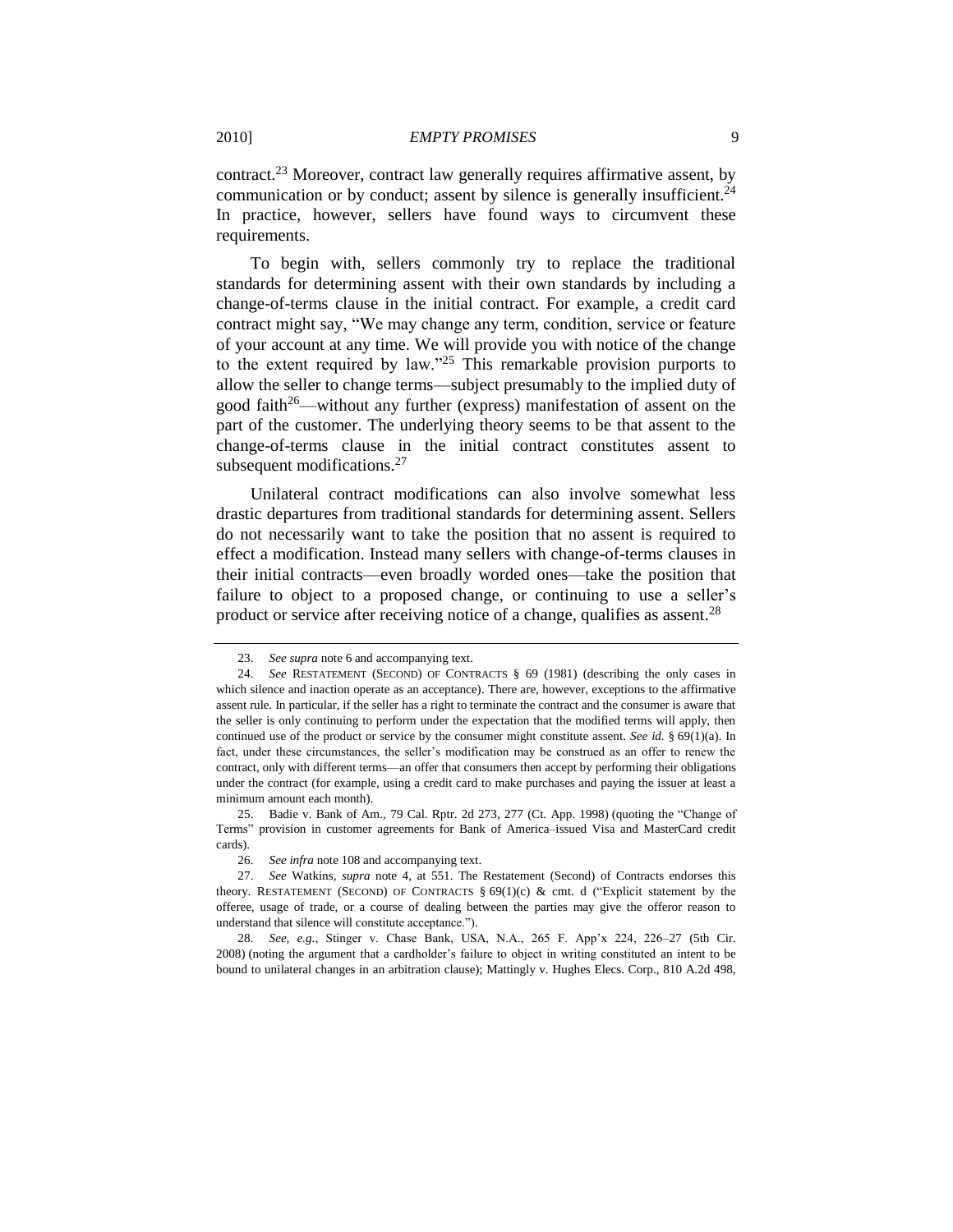contract.[23] Moreover, contract law generally requires affirmative assent, by communication or by conduct; assent by silence is generally insufficient.[24] In practice, however, sellers have found ways to circumvent these requirements.

To begin with, sellers commonly try to replace the traditional standards for determining assent with their own standards by including a change-of-terms clause in the initial contract. For example, a credit card contract might say, "We may change any term, condition, service or feature of your account at any time. We will provide you with notice of the change to the extent required by law."[25] This remarkable provision purports to allow the seller to change terms—subject presumably to the implied duty of good faith[26]—without any further (express) manifestation of assent on the part of the customer. The underlying theory seems to be that assent to the change-of-terms clause in the initial contract constitutes assent to subsequent modifications.[27]

Unilateral contract modifications can also involve somewhat less drastic departures from traditional standards for determining assent. Sellers do not necessarily want to take the position that no assent is required to effect a modification. Instead many sellers with change-of-terms clauses in their initial contracts—even broadly worded ones—take the position that failure to object to a proposed change, or continuing to use a seller's product or service after receiving notice of a change, qualifies as assent.[28]

---

23. *See supra* note 6 and accompanying text.

24. *See* RESTATEMENT (SECOND) OF CONTRACTS § 69 (1981) (describing the only cases in which silence and inaction operate as an acceptance). There are, however, exceptions to the affirmative assent rule. In particular, if the seller has a right to terminate the contract and the consumer is aware that the seller is only continuing to perform under the expectation that the modified terms will apply, then continued use of the product or service by the consumer might constitute assent. *See id.* § 69(1)(a). In fact, under these circumstances, the seller's modification may be construed as an offer to renew the contract, only with different terms—an offer that consumers then accept by performing their obligations under the contract (for example, using a credit card to make purchases and paying the issuer at least a minimum amount each month).

25. Badie v. Bank of Am., 79 Cal. Rptr. 2d 273, 277 (Ct. App. 1998) (quoting the "Change of Terms" provision in customer agreements for Bank of America–issued Visa and MasterCard credit cards).

26. *See infra* note 108 and accompanying text.

27. *See* Watkins, *supra* note 4, at 551. The Restatement (Second) of Contracts endorses this theory. RESTATEMENT (SECOND) OF CONTRACTS § 69(1)(c) & cmt. d ("Explicit statement by the offeree, usage of trade, or a course of dealing between the parties may give the offeror reason to understand that silence will constitute acceptance.").

28. *See, e.g.*, Stinger v. Chase Bank, USA, N.A., 265 F. App'x 224, 226–27 (5th Cir. 2008) (noting the argument that a cardholder's failure to object in writing constituted an intent to be bound to unilateral changes in an arbitration clause); Mattingly v. Hughes Elecs. Corp., 810 A.2d 498,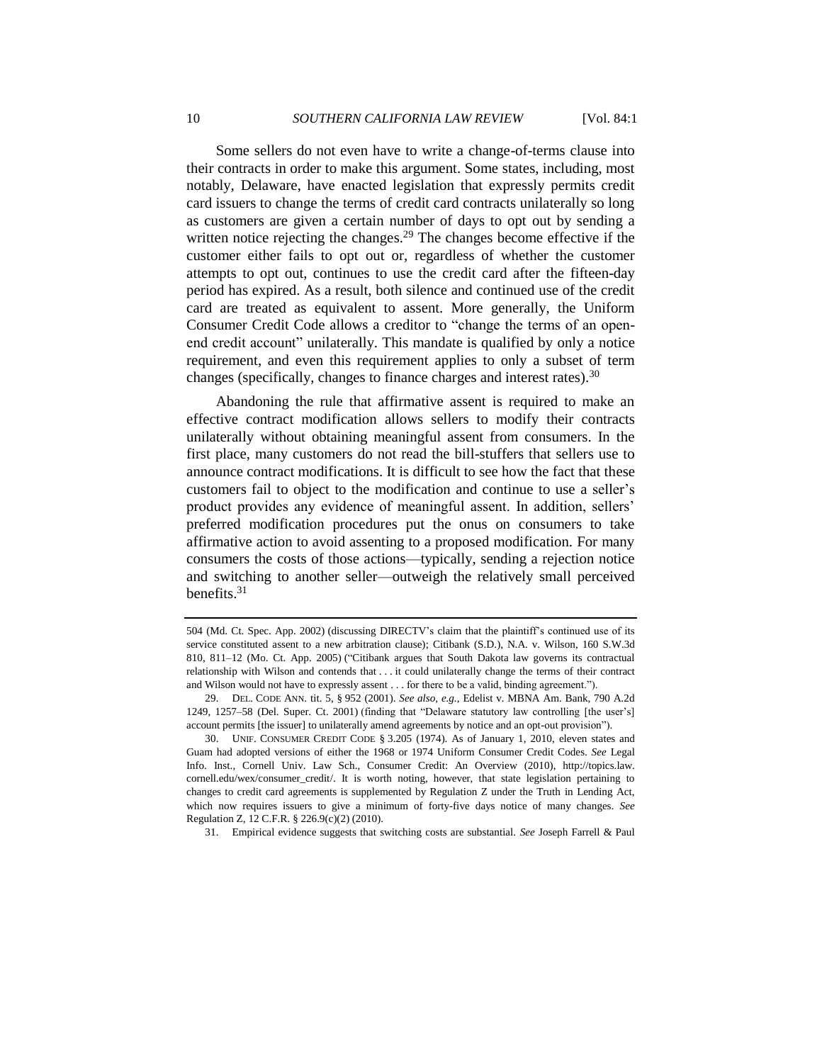Some sellers do not even have to write a change-of-terms clause into their contracts in order to make this argument. Some states, including, most notably, Delaware, have enacted legislation that expressly permits credit card issuers to change the terms of credit card contracts unilaterally so long as customers are given a certain number of days to opt out by sending a written notice rejecting the changes.[29] The changes become effective if the customer either fails to opt out or, regardless of whether the customer attempts to opt out, continues to use the credit card after the fifteen-day period has expired. As a result, both silence and continued use of the credit card are treated as equivalent to assent. More generally, the Uniform Consumer Credit Code allows a creditor to "change the terms of an open-end credit account" unilaterally. This mandate is qualified by only a notice requirement, and even this requirement applies to only a subset of term changes (specifically, changes to finance charges and interest rates).[30]

Abandoning the rule that affirmative assent is required to make an effective contract modification allows sellers to modify their contracts unilaterally without obtaining meaningful assent from consumers. In the first place, many customers do not read the bill-stuffers that sellers use to announce contract modifications. It is difficult to see how the fact that these customers fail to object to the modification and continue to use a seller's product provides any evidence of meaningful assent. In addition, sellers' preferred modification procedures put the onus on consumers to take affirmative action to avoid assenting to a proposed modification. For many consumers the costs of those actions—typically, sending a rejection notice and switching to another seller—outweigh the relatively small perceived benefits.[31]

---

504 (Md. Ct. Spec. App. 2002) (discussing DIRECTV's claim that the plaintiff's continued use of its service constituted assent to a new arbitration clause); Citibank (S.D.), N.A. v. Wilson, 160 S.W.3d 810, 811–12 (Mo. Ct. App. 2005) ("Citibank argues that South Dakota law governs its contractual relationship with Wilson and contends that . . . it could unilaterally change the terms of their contract and Wilson would not have to expressly assent . . . for there to be a valid, binding agreement.").

29. DEL. CODE ANN. tit. 5, § 952 (2001). *See also, e.g.*, Edelist v. MBNA Am. Bank, 790 A.2d 1249, 1257–58 (Del. Super. Ct. 2001) (finding that "Delaware statutory law controlling [the user's] account permits [the issuer] to unilaterally amend agreements by notice and an opt-out provision").

30. UNIF. CONSUMER CREDIT CODE § 3.205 (1974). As of January 1, 2010, eleven states and Guam had adopted versions of either the 1968 or 1974 Uniform Consumer Credit Codes. *See* Legal Info. Inst., Cornell Univ. Law Sch., Consumer Credit: An Overview (2010), http://topics.law.cornell.edu/wex/consumer_credit/. It is worth noting, however, that state legislation pertaining to changes to credit card agreements is supplemented by Regulation Z under the Truth in Lending Act, which now requires issuers to give a minimum of forty-five days notice of many changes. *See* Regulation Z, 12 C.F.R. § 226.9(c)(2) (2010).

31. Empirical evidence suggests that switching costs are substantial. *See* Joseph Farrell & Paul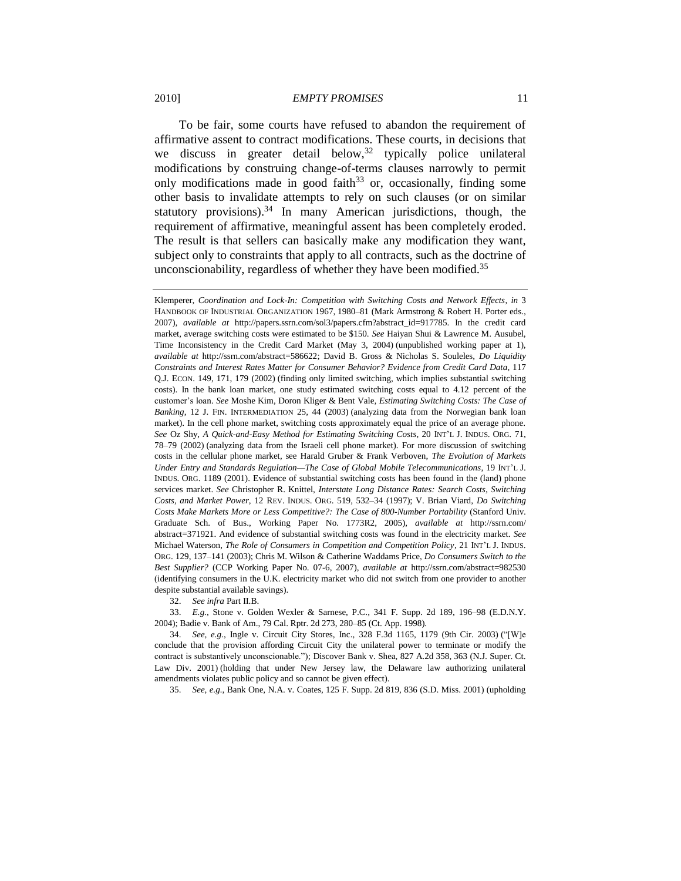To be fair, some courts have refused to abandon the requirement of affirmative assent to contract modifications. These courts, in decisions that we discuss in greater detail below,[32] typically police unilateral modifications by construing change-of-terms clauses narrowly to permit only modifications made in good faith[33] or, occasionally, finding some other basis to invalidate attempts to rely on such clauses (or on similar statutory provisions).[34] In many American jurisdictions, though, the requirement of affirmative, meaningful assent has been completely eroded. The result is that sellers can basically make any modification they want, subject only to constraints that apply to all contracts, such as the doctrine of unconscionability, regardless of whether they have been modified.[35]

---

Klemperer, *Coordination and Lock-In: Competition with Switching Costs and Network Effects*, *in* 3 HANDBOOK OF INDUSTRIAL ORGANIZATION 1967, 1980–81 (Mark Armstrong & Robert H. Porter eds., 2007), *available at* http://papers.ssrn.com/sol3/papers.cfm?abstract_id=917785. In the credit card market, average switching costs were estimated to be $150. *See* Haiyan Shui & Lawrence M. Ausubel, Time Inconsistency in the Credit Card Market (May 3, 2004) (unpublished working paper at 1), *available at* http://ssrn.com/abstract=586622; David B. Gross & Nicholas S. Souleles, *Do Liquidity Constraints and Interest Rates Matter for Consumer Behavior? Evidence from Credit Card Data*, 117 Q.J. ECON. 149, 171, 179 (2002) (finding only limited switching, which implies substantial switching costs). In the bank loan market, one study estimated switching costs equal to 4.12 percent of the customer's loan. *See* Moshe Kim, Doron Kliger & Bent Vale, *Estimating Switching Costs: The Case of Banking*, 12 J. FIN. INTERMEDIATION 25, 44 (2003) (analyzing data from the Norwegian bank loan market). In the cell phone market, switching costs approximately equal the price of an average phone. *See* Oz Shy, *A Quick-and-Easy Method for Estimating Switching Costs*, 20 INT'L J. INDUS. ORG. 71, 78–79 (2002) (analyzing data from the Israeli cell phone market). For more discussion of switching costs in the cellular phone market, see Harald Gruber & Frank Verboven, *The Evolution of Markets Under Entry and Standards Regulation—The Case of Global Mobile Telecommunications*, 19 INT'L J. INDUS. ORG. 1189 (2001). Evidence of substantial switching costs has been found in the (land) phone services market. *See* Christopher R. Knittel, *Interstate Long Distance Rates: Search Costs, Switching Costs, and Market Power*, 12 REV. INDUS. ORG. 519, 532–34 (1997); V. Brian Viard, *Do Switching Costs Make Markets More or Less Competitive?: The Case of 800-Number Portability* (Stanford Univ. Graduate Sch. of Bus., Working Paper No. 1773R2, 2005), *available at* http://ssrn.com/abstract=371921. And evidence of substantial switching costs was found in the electricity market. *See* Michael Waterson, *The Role of Consumers in Competition and Competition Policy*, 21 INT'L J. INDUS. ORG. 129, 137–141 (2003); Chris M. Wilson & Catherine Waddams Price, *Do Consumers Switch to the Best Supplier?* (CCP Working Paper No. 07-6, 2007), *available at* http://ssrn.com/abstract=982530 (identifying consumers in the U.K. electricity market who did not switch from one provider to another despite substantial available savings).

32. *See infra* Part II.B.

33. *E.g.*, Stone v. Golden Wexler & Sarnese, P.C., 341 F. Supp. 2d 189, 196–98 (E.D.N.Y. 2004); Badie v. Bank of Am., 79 Cal. Rptr. 2d 273, 280–85 (Ct. App. 1998).

34. *See, e.g.*, Ingle v. Circuit City Stores, Inc., 328 F.3d 1165, 1179 (9th Cir. 2003) ("[W]e conclude that the provision affording Circuit City the unilateral power to terminate or modify the contract is substantively unconscionable."); Discover Bank v. Shea, 827 A.2d 358, 363 (N.J. Super. Ct. Law Div. 2001) (holding that under New Jersey law, the Delaware law authorizing unilateral amendments violates public policy and so cannot be given effect).

35. *See, e.g.*, Bank One, N.A. v. Coates, 125 F. Supp. 2d 819, 836 (S.D. Miss. 2001) (upholding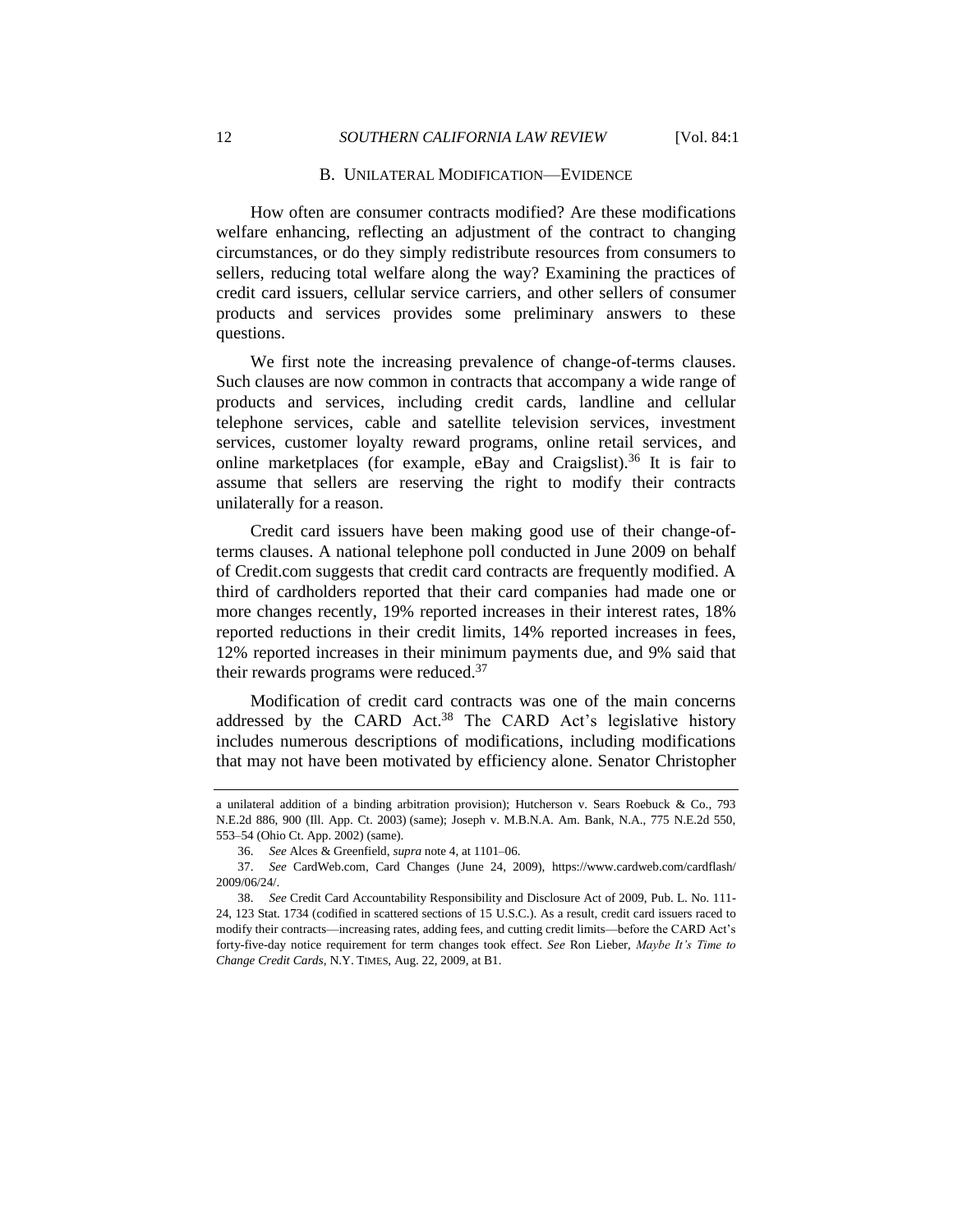### B. UNILATERAL MODIFICATION—EVIDENCE

How often are consumer contracts modified? Are these modifications welfare enhancing, reflecting an adjustment of the contract to changing circumstances, or do they simply redistribute resources from consumers to sellers, reducing total welfare along the way? Examining the practices of credit card issuers, cellular service carriers, and other sellers of consumer products and services provides some preliminary answers to these questions.

We first note the increasing prevalence of change-of-terms clauses. Such clauses are now common in contracts that accompany a wide range of products and services, including credit cards, landline and cellular telephone services, cable and satellite television services, investment services, customer loyalty reward programs, online retail services, and online marketplaces (for example, eBay and Craigslist).[36] It is fair to assume that sellers are reserving the right to modify their contracts unilaterally for a reason.

Credit card issuers have been making good use of their change-of-terms clauses. A national telephone poll conducted in June 2009 on behalf of Credit.com suggests that credit card contracts are frequently modified. A third of cardholders reported that their card companies had made one or more changes recently, 19% reported increases in their interest rates, 18% reported reductions in their credit limits, 14% reported increases in fees, 12% reported increases in their minimum payments due, and 9% said that their rewards programs were reduced.[37]

Modification of credit card contracts was one of the main concerns addressed by the CARD Act.[38] The CARD Act's legislative history includes numerous descriptions of modifications, including modifications that may not have been motivated by efficiency alone. Senator Christopher

---

a unilateral addition of a binding arbitration provision); Hutcherson v. Sears Roebuck & Co., 793 N.E.2d 886, 900 (Ill. App. Ct. 2003) (same); Joseph v. M.B.N.A. Am. Bank, N.A., 775 N.E.2d 550, 553–54 (Ohio Ct. App. 2002) (same).

36. *See* Alces & Greenfield, *supra* note 4, at 1101–06.

37. *See* CardWeb.com, Card Changes (June 24, 2009), https://www.cardweb.com/cardflash/2009/06/24/.

38. *See* Credit Card Accountability Responsibility and Disclosure Act of 2009, Pub. L. No. 111-24, 123 Stat. 1734 (codified in scattered sections of 15 U.S.C.). As a result, credit card issuers raced to modify their contracts—increasing rates, adding fees, and cutting credit limits—before the CARD Act's forty-five-day notice requirement for term changes took effect. *See* Ron Lieber, *Maybe It's Time to Change Credit Cards*, N.Y. TIMES, Aug. 22, 2009, at B1.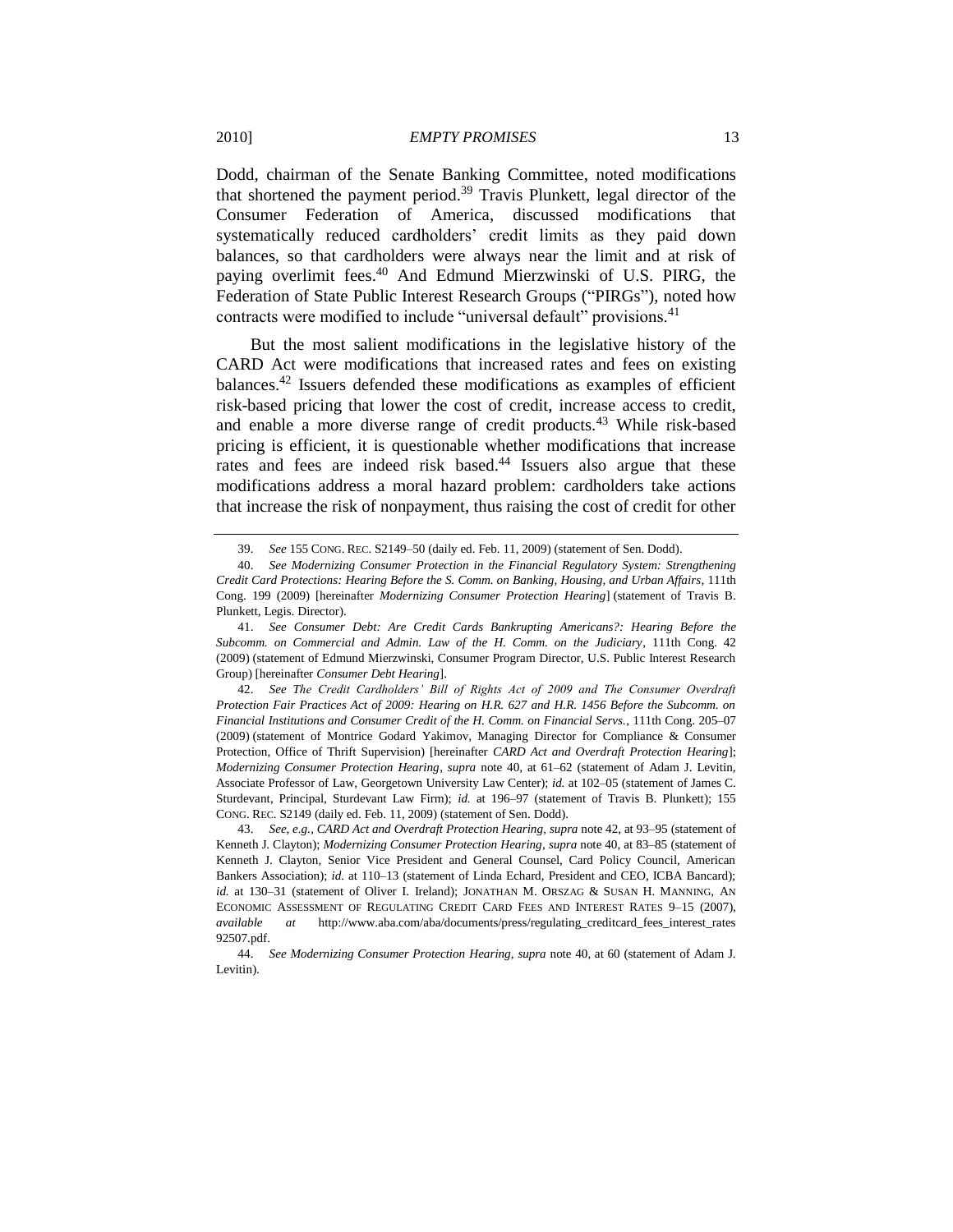Dodd, chairman of the Senate Banking Committee, noted modifications that shortened the payment period.[39] Travis Plunkett, legal director of the Consumer Federation of America, discussed modifications that systematically reduced cardholders' credit limits as they paid down balances, so that cardholders were always near the limit and at risk of paying overlimit fees.[40] And Edmund Mierzwinski of U.S. PIRG, the Federation of State Public Interest Research Groups ("PIRGs"), noted how contracts were modified to include "universal default" provisions.[41]

But the most salient modifications in the legislative history of the CARD Act were modifications that increased rates and fees on existing balances.[42] Issuers defended these modifications as examples of efficient risk-based pricing that lower the cost of credit, increase access to credit, and enable a more diverse range of credit products.[43] While risk-based pricing is efficient, it is questionable whether modifications that increase rates and fees are indeed risk based.[44] Issuers also argue that these modifications address a moral hazard problem: cardholders take actions that increase the risk of nonpayment, thus raising the cost of credit for other

---

39. *See* 155 CONG. REC. S2149–50 (daily ed. Feb. 11, 2009) (statement of Sen. Dodd).

40. *See Modernizing Consumer Protection in the Financial Regulatory System: Strengthening Credit Card Protections: Hearing Before the S. Comm. on Banking, Housing, and Urban Affairs*, 111th Cong. 199 (2009) [hereinafter *Modernizing Consumer Protection Hearing*] (statement of Travis B. Plunkett, Legis. Director).

41. *See Consumer Debt: Are Credit Cards Bankrupting Americans?: Hearing Before the Subcomm. on Commercial and Admin. Law of the H. Comm. on the Judiciary*, 111th Cong. 42 (2009) (statement of Edmund Mierzwinski, Consumer Program Director, U.S. Public Interest Research Group) [hereinafter *Consumer Debt Hearing*].

42. *See The Credit Cardholders' Bill of Rights Act of 2009 and The Consumer Overdraft Protection Fair Practices Act of 2009: Hearing on H.R. 627 and H.R. 1456 Before the Subcomm. on Financial Institutions and Consumer Credit of the H. Comm. on Financial Servs.*, 111th Cong. 205–07 (2009) (statement of Montrice Godard Yakimov, Managing Director for Compliance & Consumer Protection, Office of Thrift Supervision) [hereinafter *CARD Act and Overdraft Protection Hearing*]; *Modernizing Consumer Protection Hearing*, *supra* note 40, at 61–62 (statement of Adam J. Levitin, Associate Professor of Law, Georgetown University Law Center); *id.* at 102–05 (statement of James C. Sturdevant, Principal, Sturdevant Law Firm); *id.* at 196–97 (statement of Travis B. Plunkett); 155 CONG. REC. S2149 (daily ed. Feb. 11, 2009) (statement of Sen. Dodd).

43. *See, e.g.*, *CARD Act and Overdraft Protection Hearing*, *supra* note 42, at 93–95 (statement of Kenneth J. Clayton); *Modernizing Consumer Protection Hearing*, *supra* note 40, at 83–85 (statement of Kenneth J. Clayton, Senior Vice President and General Counsel, Card Policy Council, American Bankers Association); *id.* at 110–13 (statement of Linda Echard, President and CEO, ICBA Bancard); *id.* at 130–31 (statement of Oliver I. Ireland); JONATHAN M. ORSZAG & SUSAN H. MANNING, AN ECONOMIC ASSESSMENT OF REGULATING CREDIT CARD FEES AND INTEREST RATES 9–15 (2007), *available at* http://www.aba.com/aba/documents/press/regulating_creditcard_fees_interest_rates92507.pdf.

44. *See Modernizing Consumer Protection Hearing*, *supra* note 40, at 60 (statement of Adam J. Levitin).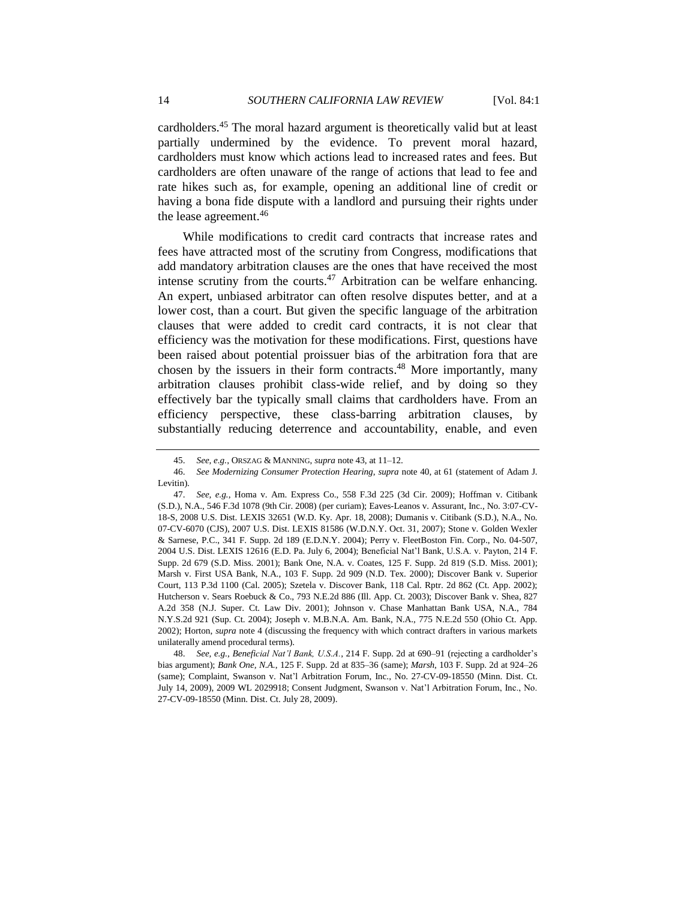cardholders.[45] The moral hazard argument is theoretically valid but at least partially undermined by the evidence. To prevent moral hazard, cardholders must know which actions lead to increased rates and fees. But cardholders are often unaware of the range of actions that lead to fee and rate hikes such as, for example, opening an additional line of credit or having a bona fide dispute with a landlord and pursuing their rights under the lease agreement.[46]

While modifications to credit card contracts that increase rates and fees have attracted most of the scrutiny from Congress, modifications that add mandatory arbitration clauses are the ones that have received the most intense scrutiny from the courts.[47] Arbitration can be welfare enhancing. An expert, unbiased arbitrator can often resolve disputes better, and at a lower cost, than a court. But given the specific language of the arbitration clauses that were added to credit card contracts, it is not clear that efficiency was the motivation for these modifications. First, questions have been raised about potential proissuer bias of the arbitration fora that are chosen by the issuers in their form contracts.[48] More importantly, many arbitration clauses prohibit class-wide relief, and by doing so they effectively bar the typically small claims that cardholders have. From an efficiency perspective, these class-barring arbitration clauses, by substantially reducing deterrence and accountability, enable, and even

---

45. *See, e.g.*, ORSZAG & MANNING, *supra* note 43, at 11–12.

46. *See Modernizing Consumer Protection Hearing*, *supra* note 40, at 61 (statement of Adam J. Levitin).

47. *See, e.g.*, Homa v. Am. Express Co., 558 F.3d 225 (3d Cir. 2009); Hoffman v. Citibank (S.D.), N.A., 546 F.3d 1078 (9th Cir. 2008) (per curiam); Eaves-Leanos v. Assurant, Inc., No. 3:07-CV-18-S, 2008 U.S. Dist. LEXIS 32651 (W.D. Ky. Apr. 18, 2008); Dumanis v. Citibank (S.D.), N.A., No. 07-CV-6070 (CJS), 2007 U.S. Dist. LEXIS 81586 (W.D.N.Y. Oct. 31, 2007); Stone v. Golden Wexler & Sarnese, P.C., 341 F. Supp. 2d 189 (E.D.N.Y. 2004); Perry v. FleetBoston Fin. Corp., No. 04-507, 2004 U.S. Dist. LEXIS 12616 (E.D. Pa. July 6, 2004); Beneficial Nat'l Bank, U.S.A. v. Payton, 214 F. Supp. 2d 679 (S.D. Miss. 2001); Bank One, N.A. v. Coates, 125 F. Supp. 2d 819 (S.D. Miss. 2001); Marsh v. First USA Bank, N.A., 103 F. Supp. 2d 909 (N.D. Tex. 2000); Discover Bank v. Superior Court, 113 P.3d 1100 (Cal. 2005); Szetela v. Discover Bank, 118 Cal. Rptr. 2d 862 (Ct. App. 2002); Hutcherson v. Sears Roebuck & Co., 793 N.E.2d 886 (Ill. App. Ct. 2003); Discover Bank v. Shea, 827 A.2d 358 (N.J. Super. Ct. Law Div. 2001); Johnson v. Chase Manhattan Bank USA, N.A., 784 N.Y.S.2d 921 (Sup. Ct. 2004); Joseph v. M.B.N.A. Am. Bank, N.A., 775 N.E.2d 550 (Ohio Ct. App. 2002); Horton, *supra* note 4 (discussing the frequency with which contract drafters in various markets unilaterally amend procedural terms).

48. *See, e.g.*, *Beneficial Nat'l Bank, U.S.A.*, 214 F. Supp. 2d at 690–91 (rejecting a cardholder's bias argument); *Bank One, N.A.*, 125 F. Supp. 2d at 835–36 (same); *Marsh*, 103 F. Supp. 2d at 924–26 (same); Complaint, Swanson v. Nat'l Arbitration Forum, Inc., No. 27-CV-09-18550 (Minn. Dist. Ct. July 14, 2009), 2009 WL 2029918; Consent Judgment, Swanson v. Nat'l Arbitration Forum, Inc., No. 27-CV-09-18550 (Minn. Dist. Ct. July 28, 2009).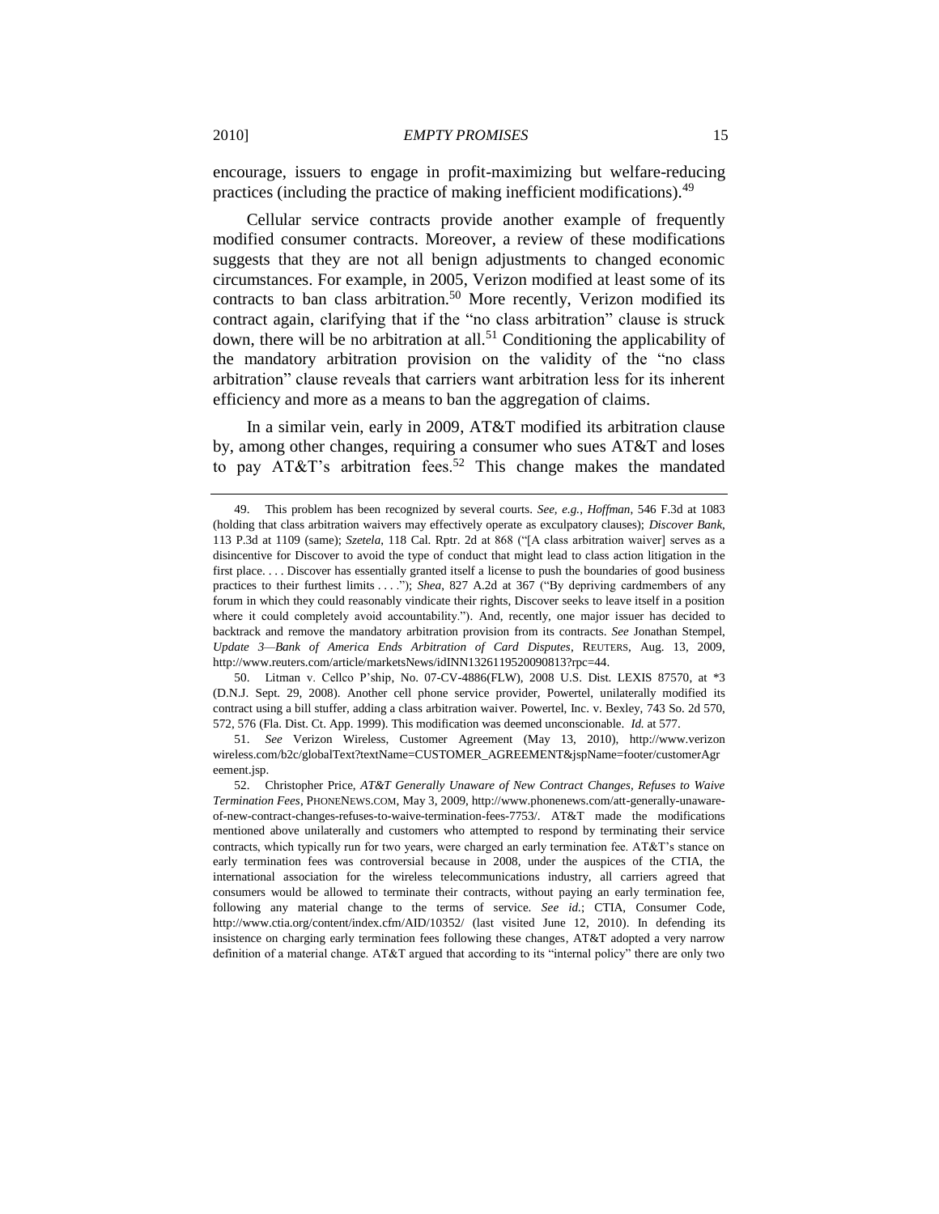encourage, issuers to engage in profit-maximizing but welfare-reducing practices (including the practice of making inefficient modifications).[49]

Cellular service contracts provide another example of frequently modified consumer contracts. Moreover, a review of these modifications suggests that they are not all benign adjustments to changed economic circumstances. For example, in 2005, Verizon modified at least some of its contracts to ban class arbitration.[50] More recently, Verizon modified its contract again, clarifying that if the "no class arbitration" clause is struck down, there will be no arbitration at all.[51] Conditioning the applicability of the mandatory arbitration provision on the validity of the "no class arbitration" clause reveals that carriers want arbitration less for its inherent efficiency and more as a means to ban the aggregation of claims.

In a similar vein, early in 2009, AT&T modified its arbitration clause by, among other changes, requiring a consumer who sues AT&T and loses to pay AT&T's arbitration fees.[52] This change makes the mandated

---

49. This problem has been recognized by several courts. *See, e.g.*, *Hoffman*, 546 F.3d at 1083 (holding that class arbitration waivers may effectively operate as exculpatory clauses); *Discover Bank*, 113 P.3d at 1109 (same); *Szetela*, 118 Cal. Rptr. 2d at 868 ("[A class arbitration waiver] serves as a disincentive for Discover to avoid the type of conduct that might lead to class action litigation in the first place. . . . Discover has essentially granted itself a license to push the boundaries of good business practices to their furthest limits . . . ."); *Shea*, 827 A.2d at 367 ("By depriving cardmembers of any forum in which they could reasonably vindicate their rights, Discover seeks to leave itself in a position where it could completely avoid accountability."). And, recently, one major issuer has decided to backtrack and remove the mandatory arbitration provision from its contracts. *See* Jonathan Stempel, *Update 3—Bank of America Ends Arbitration of Card Disputes*, REUTERS, Aug. 13, 2009, http://www.reuters.com/article/marketsNews/idINN1326119520090813?rpc=44.

50. Litman v. Cellco P'ship, No. 07-CV-4886(FLW), 2008 U.S. Dist. LEXIS 87570, at \*3 (D.N.J. Sept. 29, 2008). Another cell phone service provider, Powertel, unilaterally modified its contract using a bill stuffer, adding a class arbitration waiver. Powertel, Inc. v. Bexley, 743 So. 2d 570, 572, 576 (Fla. Dist. Ct. App. 1999). This modification was deemed unconscionable. *Id.* at 577.

51. *See* Verizon Wireless, Customer Agreement (May 13, 2010), http://www.verizonwireless.com/b2c/globalText?textName=CUSTOMER_AGREEMENT&jspName=footer/customerAgreement.jsp.

52. Christopher Price, *AT&T Generally Unaware of New Contract Changes, Refuses to Waive Termination Fees*, PHONENEWS.COM, May 3, 2009, http://www.phonenews.com/att-generally-unaware-of-new-contract-changes-refuses-to-waive-termination-fees-7753/. AT&T made the modifications mentioned above unilaterally and customers who attempted to respond by terminating their service contracts, which typically run for two years, were charged an early termination fee. AT&T's stance on early termination fees was controversial because in 2008, under the auspices of the CTIA, the international association for the wireless telecommunications industry, all carriers agreed that consumers would be allowed to terminate their contracts, without paying an early termination fee, following any material change to the terms of service. *See id.*; CTIA, Consumer Code, http://www.ctia.org/content/index.cfm/AID/10352/ (last visited June 12, 2010). In defending its insistence on charging early termination fees following these changes, AT&T adopted a very narrow definition of a material change. AT&T argued that according to its "internal policy" there are only two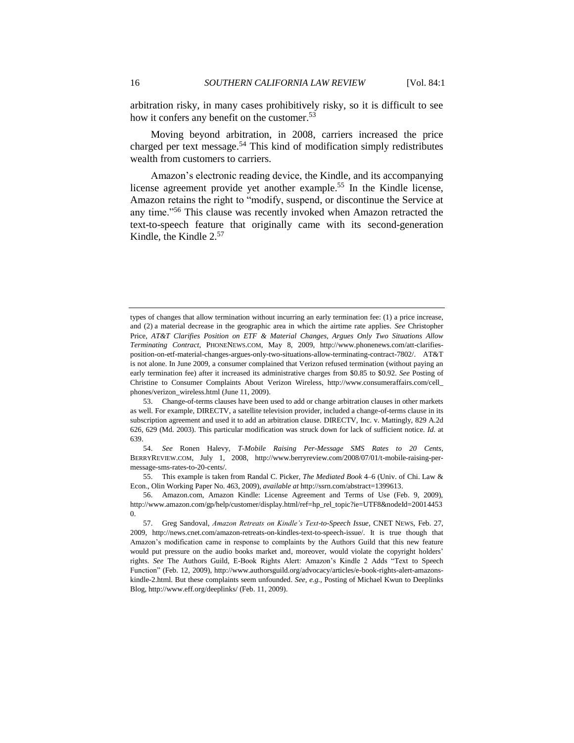arbitration risky, in many cases prohibitively risky, so it is difficult to see how it confers any benefit on the customer.[53]

Moving beyond arbitration, in 2008, carriers increased the price charged per text message.[54] This kind of modification simply redistributes wealth from customers to carriers.

Amazon's electronic reading device, the Kindle, and its accompanying license agreement provide yet another example.[55] In the Kindle license, Amazon retains the right to "modify, suspend, or discontinue the Service at any time."[56] This clause was recently invoked when Amazon retracted the text-to-speech feature that originally came with its second-generation Kindle, the Kindle 2.[57]

---

types of changes that allow termination without incurring an early termination fee: (1) a price increase, and (2) a material decrease in the geographic area in which the airtime rate applies. *See* Christopher Price, *AT&T Clarifies Position on ETF & Material Changes, Argues Only Two Situations Allow Terminating Contract*, PHONENEWS.COM, May 8, 2009, http://www.phonenews.com/att-clarifies-position-on-etf-material-changes-argues-only-two-situations-allow-terminating-contract-7802/. AT&T is not alone. In June 2009, a consumer complained that Verizon refused termination (without paying an early termination fee) after it increased its administrative charges from $0.85 to $0.92. *See* Posting of Christine to Consumer Complaints About Verizon Wireless, http://www.consumeraffairs.com/cell_phones/verizon_wireless.html (June 11, 2009).

53. Change-of-terms clauses have been used to add or change arbitration clauses in other markets as well. For example, DIRECTV, a satellite television provider, included a change-of-terms clause in its subscription agreement and used it to add an arbitration clause. DIRECTV, Inc. v. Mattingly, 829 A.2d 626, 629 (Md. 2003). This particular modification was struck down for lack of sufficient notice. *Id.* at 639.

54. *See* Ronen Halevy, *T-Mobile Raising Per-Message SMS Rates to 20 Cents*, BERRYREVIEW.COM, July 1, 2008, http://www.berryreview.com/2008/07/01/t-mobile-raising-per-message-sms-rates-to-20-cents/.

55. This example is taken from Randal C. Picker, *The Mediated Book* 4–6 (Univ. of Chi. Law & Econ., Olin Working Paper No. 463, 2009), *available at* http://ssrn.com/abstract=1399613.

56. Amazon.com, Amazon Kindle: License Agreement and Terms of Use (Feb. 9, 2009), http://www.amazon.com/gp/help/customer/display.html/ref=hp_rel_topic?ie=UTF8&nodeId=200144530.

57. Greg Sandoval, *Amazon Retreats on Kindle's Text-to-Speech Issue*, CNET NEWS, Feb. 27, 2009, http://news.cnet.com/amazon-retreats-on-kindles-text-to-speech-issue/. It is true though that Amazon's modification came in response to complaints by the Authors Guild that this new feature would put pressure on the audio books market and, moreover, would violate the copyright holders' rights. *See* The Authors Guild, E-Book Rights Alert: Amazon's Kindle 2 Adds "Text to Speech Function" (Feb. 12, 2009), http://www.authorsguild.org/advocacy/articles/e-book-rights-alert-amazons-kindle-2.html. But these complaints seem unfounded. *See, e.g.*, Posting of Michael Kwun to Deeplinks Blog, http://www.eff.org/deeplinks/ (Feb. 11, 2009).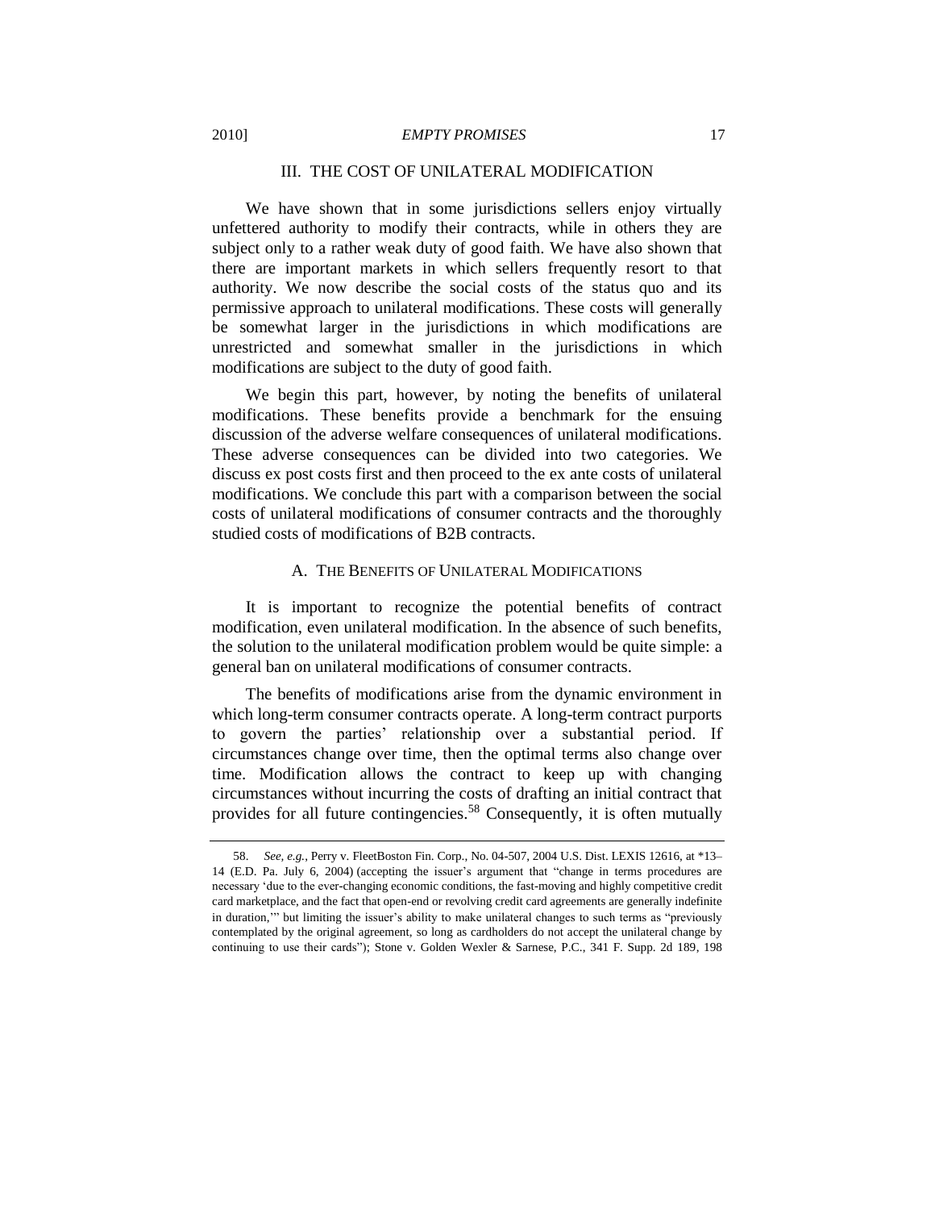## III. THE COST OF UNILATERAL MODIFICATION

We have shown that in some jurisdictions sellers enjoy virtually unfettered authority to modify their contracts, while in others they are subject only to a rather weak duty of good faith. We have also shown that there are important markets in which sellers frequently resort to that authority. We now describe the social costs of the status quo and its permissive approach to unilateral modifications. These costs will generally be somewhat larger in the jurisdictions in which modifications are unrestricted and somewhat smaller in the jurisdictions in which modifications are subject to the duty of good faith.

We begin this part, however, by noting the benefits of unilateral modifications. These benefits provide a benchmark for the ensuing discussion of the adverse welfare consequences of unilateral modifications. These adverse consequences can be divided into two categories. We discuss ex post costs first and then proceed to the ex ante costs of unilateral modifications. We conclude this part with a comparison between the social costs of unilateral modifications of consumer contracts and the thoroughly studied costs of modifications of B2B contracts.

### A. THE BENEFITS OF UNILATERAL MODIFICATIONS

It is important to recognize the potential benefits of contract modification, even unilateral modification. In the absence of such benefits, the solution to the unilateral modification problem would be quite simple: a general ban on unilateral modifications of consumer contracts.

The benefits of modifications arise from the dynamic environment in which long-term consumer contracts operate. A long-term contract purports to govern the parties' relationship over a substantial period. If circumstances change over time, then the optimal terms also change over time. Modification allows the contract to keep up with changing circumstances without incurring the costs of drafting an initial contract that provides for all future contingencies.[58] Consequently, it is often mutually

---

58. *See, e.g.*, Perry v. FleetBoston Fin. Corp., No. 04-507, 2004 U.S. Dist. LEXIS 12616, at *13–14 (E.D. Pa. July 6, 2004) (accepting the issuer's argument that "change in terms procedures are necessary 'due to the ever-changing economic conditions, the fast-moving and highly competitive credit card marketplace, and the fact that open-end or revolving credit card agreements are generally indefinite in duration,'" but limiting the issuer's ability to make unilateral changes to such terms as "previously contemplated by the original agreement, so long as cardholders do not accept the unilateral change by continuing to use their cards"); Stone v. Golden Wexler & Sarnese, P.C., 341 F. Supp. 2d 189, 198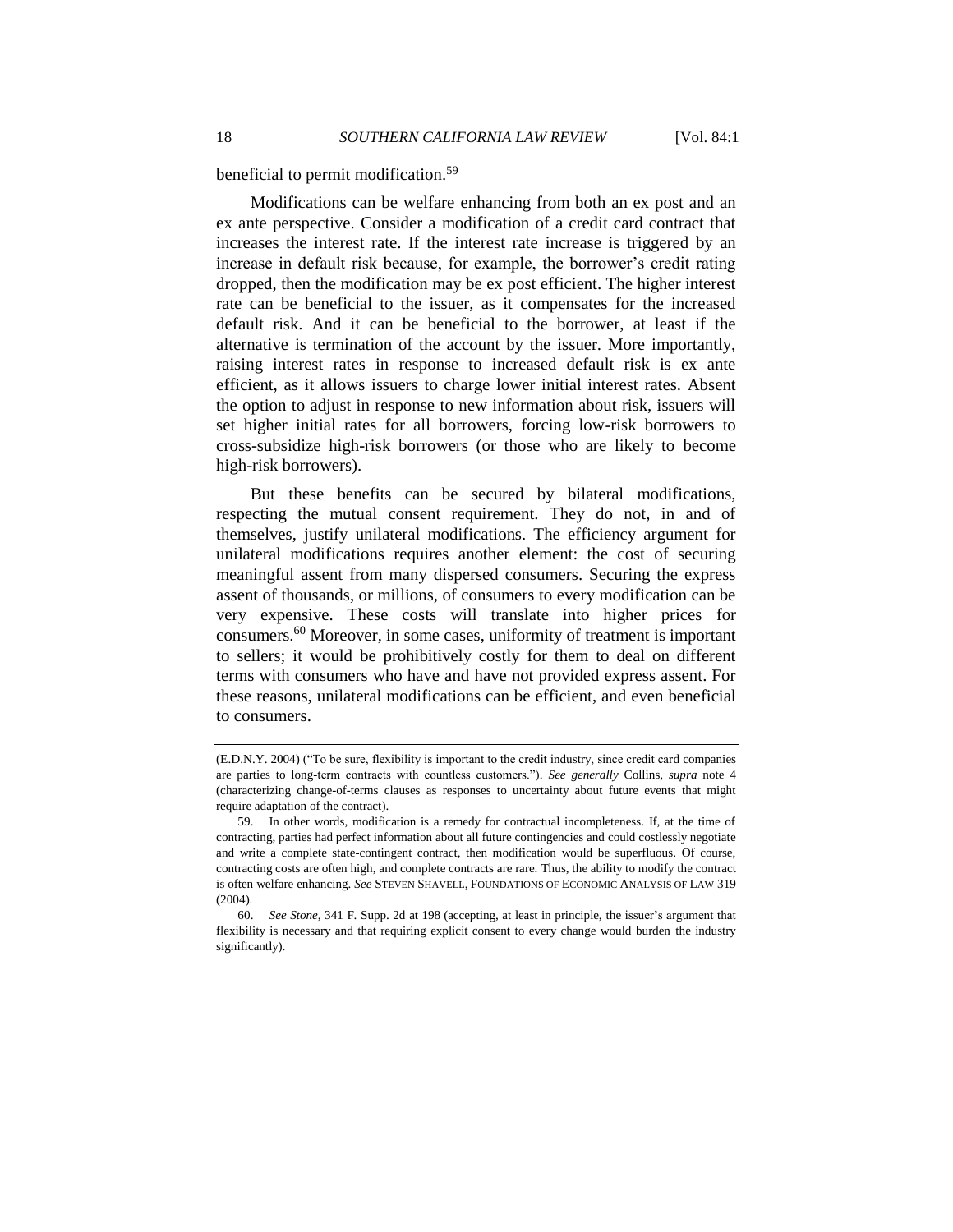beneficial to permit modification.[59]

Modifications can be welfare enhancing from both an ex post and an ex ante perspective. Consider a modification of a credit card contract that increases the interest rate. If the interest rate increase is triggered by an increase in default risk because, for example, the borrower's credit rating dropped, then the modification may be ex post efficient. The higher interest rate can be beneficial to the issuer, as it compensates for the increased default risk. And it can be beneficial to the borrower, at least if the alternative is termination of the account by the issuer. More importantly, raising interest rates in response to increased default risk is ex ante efficient, as it allows issuers to charge lower initial interest rates. Absent the option to adjust in response to new information about risk, issuers will set higher initial rates for all borrowers, forcing low-risk borrowers to cross-subsidize high-risk borrowers (or those who are likely to become high-risk borrowers).

But these benefits can be secured by bilateral modifications, respecting the mutual consent requirement. They do not, in and of themselves, justify unilateral modifications. The efficiency argument for unilateral modifications requires another element: the cost of securing meaningful assent from many dispersed consumers. Securing the express assent of thousands, or millions, of consumers to every modification can be very expensive. These costs will translate into higher prices for consumers.[60] Moreover, in some cases, uniformity of treatment is important to sellers; it would be prohibitively costly for them to deal on different terms with consumers who have and have not provided express assent. For these reasons, unilateral modifications can be efficient, and even beneficial to consumers.

---

(E.D.N.Y. 2004) ("To be sure, flexibility is important to the credit industry, since credit card companies are parties to long-term contracts with countless customers."). *See generally* Collins, *supra* note 4 (characterizing change-of-terms clauses as responses to uncertainty about future events that might require adaptation of the contract).

59. In other words, modification is a remedy for contractual incompleteness. If, at the time of contracting, parties had perfect information about all future contingencies and could costlessly negotiate and write a complete state-contingent contract, then modification would be superfluous. Of course, contracting costs are often high, and complete contracts are rare. Thus, the ability to modify the contract is often welfare enhancing. *See* STEVEN SHAVELL, FOUNDATIONS OF ECONOMIC ANALYSIS OF LAW 319 (2004).

60. *See Stone*, 341 F. Supp. 2d at 198 (accepting, at least in principle, the issuer's argument that flexibility is necessary and that requiring explicit consent to every change would burden the industry significantly).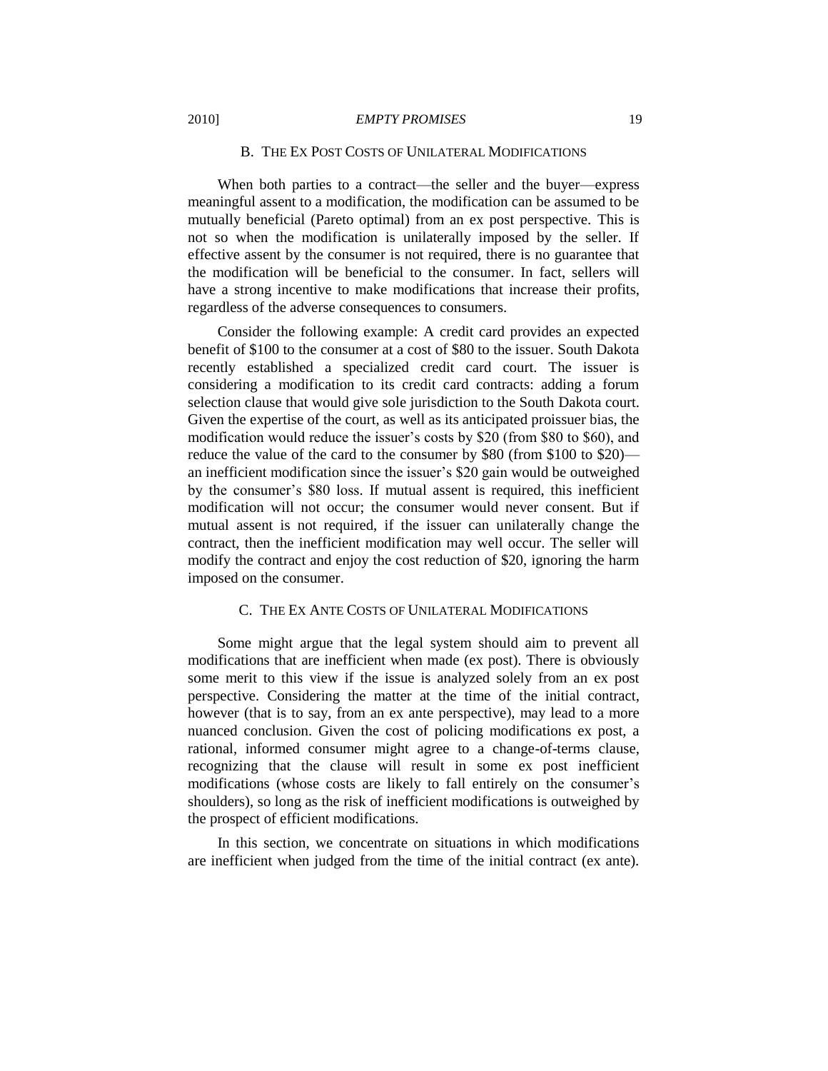### B. The Ex Post Costs of Unilateral Modifications

When both parties to a contract—the seller and the buyer—express meaningful assent to a modification, the modification can be assumed to be mutually beneficial (Pareto optimal) from an ex post perspective. This is not so when the modification is unilaterally imposed by the seller. If effective assent by the consumer is not required, there is no guarantee that the modification will be beneficial to the consumer. In fact, sellers will have a strong incentive to make modifications that increase their profits, regardless of the adverse consequences to consumers.

Consider the following example: A credit card provides an expected benefit of $100 to the consumer at a cost of $80 to the issuer. South Dakota recently established a specialized credit card court. The issuer is considering a modification to its credit card contracts: adding a forum selection clause that would give sole jurisdiction to the South Dakota court. Given the expertise of the court, as well as its anticipated proissuer bias, the modification would reduce the issuer's costs by $20 (from $80 to $60), and reduce the value of the card to the consumer by $80 (from $100 to $20)—an inefficient modification since the issuer's $20 gain would be outweighed by the consumer's $80 loss. If mutual assent is required, this inefficient modification will not occur; the consumer would never consent. But if mutual assent is not required, if the issuer can unilaterally change the contract, then the inefficient modification may well occur. The seller will modify the contract and enjoy the cost reduction of $20, ignoring the harm imposed on the consumer.

### C. The Ex Ante Costs of Unilateral Modifications

Some might argue that the legal system should aim to prevent all modifications that are inefficient when made (ex post). There is obviously some merit to this view if the issue is analyzed solely from an ex post perspective. Considering the matter at the time of the initial contract, however (that is to say, from an ex ante perspective), may lead to a more nuanced conclusion. Given the cost of policing modifications ex post, a rational, informed consumer might agree to a change-of-terms clause, recognizing that the clause will result in some ex post inefficient modifications (whose costs are likely to fall entirely on the consumer's shoulders), so long as the risk of inefficient modifications is outweighed by the prospect of efficient modifications.

In this section, we concentrate on situations in which modifications are inefficient when judged from the time of the initial contract (ex ante).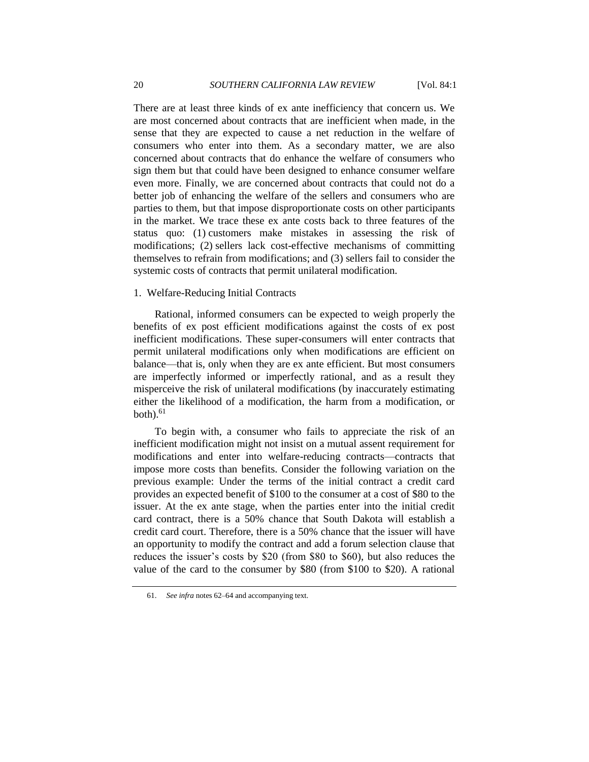There are at least three kinds of ex ante inefficiency that concern us. We are most concerned about contracts that are inefficient when made, in the sense that they are expected to cause a net reduction in the welfare of consumers who enter into them. As a secondary matter, we are also concerned about contracts that do enhance the welfare of consumers who sign them but that could have been designed to enhance consumer welfare even more. Finally, we are concerned about contracts that could not do a better job of enhancing the welfare of the sellers and consumers who are parties to them, but that impose disproportionate costs on other participants in the market. We trace these ex ante costs back to three features of the status quo: (1) customers make mistakes in assessing the risk of modifications; (2) sellers lack cost-effective mechanisms of committing themselves to refrain from modifications; and (3) sellers fail to consider the systemic costs of contracts that permit unilateral modification.

### 1. Welfare-Reducing Initial Contracts

Rational, informed consumers can be expected to weigh properly the benefits of ex post efficient modifications against the costs of ex post inefficient modifications. These super-consumers will enter contracts that permit unilateral modifications only when modifications are efficient on balance—that is, only when they are ex ante efficient. But most consumers are imperfectly informed or imperfectly rational, and as a result they misperceive the risk of unilateral modifications (by inaccurately estimating either the likelihood of a modification, the harm from a modification, or both).[61]

To begin with, a consumer who fails to appreciate the risk of an inefficient modification might not insist on a mutual assent requirement for modifications and enter into welfare-reducing contracts—contracts that impose more costs than benefits. Consider the following variation on the previous example: Under the terms of the initial contract a credit card provides an expected benefit of $100 to the consumer at a cost of $80 to the issuer. At the ex ante stage, when the parties enter into the initial credit card contract, there is a 50% chance that South Dakota will establish a credit card court. Therefore, there is a 50% chance that the issuer will have an opportunity to modify the contract and add a forum selection clause that reduces the issuer's costs by $20 (from $80 to $60), but also reduces the value of the card to the consumer by $80 (from $100 to $20). A rational

61. *See infra* notes 62–64 and accompanying text.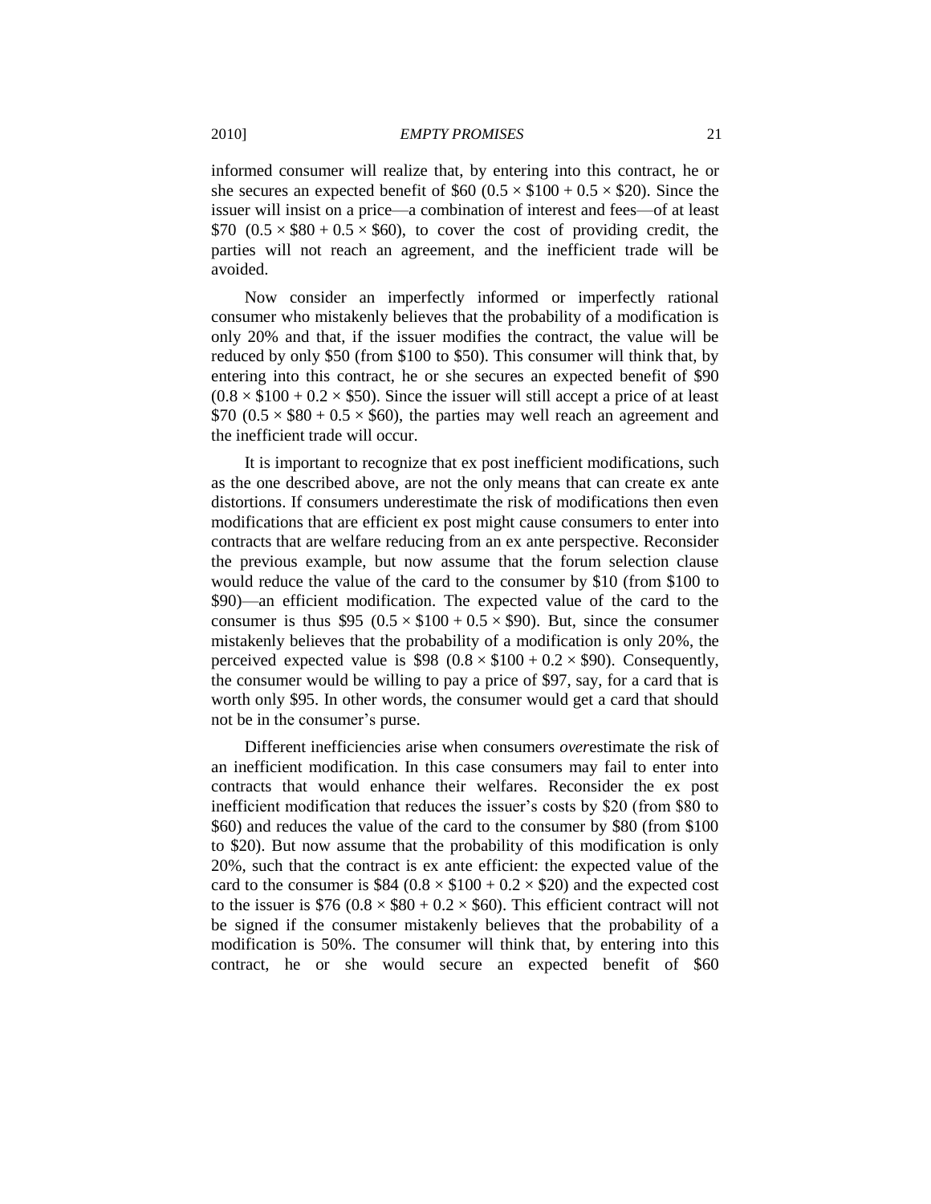informed consumer will realize that, by entering into this contract, he or she secures an expected benefit of \$60 ($0.5 \times \$100 + 0.5 \times \$20$). Since the issuer will insist on a price—a combination of interest and fees—of at least \$70 ($0.5 \times \$80 + 0.5 \times \$60$), to cover the cost of providing credit, the parties will not reach an agreement, and the inefficient trade will be avoided.

Now consider an imperfectly informed or imperfectly rational consumer who mistakenly believes that the probability of a modification is only 20% and that, if the issuer modifies the contract, the value will be reduced by only \$50 (from \$100 to \$50). This consumer will think that, by entering into this contract, he or she secures an expected benefit of \$90 ($0.8 \times \$100 + 0.2 \times \$50$). Since the issuer will still accept a price of at least \$70 ($0.5 \times \$80 + 0.5 \times \$60$), the parties may well reach an agreement and the inefficient trade will occur.

It is important to recognize that ex post inefficient modifications, such as the one described above, are not the only means that can create ex ante distortions. If consumers underestimate the risk of modifications then even modifications that are efficient ex post might cause consumers to enter into contracts that are welfare reducing from an ex ante perspective. Reconsider the previous example, but now assume that the forum selection clause would reduce the value of the card to the consumer by \$10 (from \$100 to \$90)—an efficient modification. The expected value of the card to the consumer is thus \$95 ($0.5 \times \$100 + 0.5 \times \$90$). But, since the consumer mistakenly believes that the probability of a modification is only 20%, the perceived expected value is \$98 ($0.8 \times \$100 + 0.2 \times \$90$). Consequently, the consumer would be willing to pay a price of \$97, say, for a card that is worth only \$95. In other words, the consumer would get a card that should not be in the consumer's purse.

Different inefficiencies arise when consumers *over*estimate the risk of an inefficient modification. In this case consumers may fail to enter into contracts that would enhance their welfares. Reconsider the ex post inefficient modification that reduces the issuer's costs by \$20 (from \$80 to \$60) and reduces the value of the card to the consumer by \$80 (from \$100 to \$20). But now assume that the probability of this modification is only 20%, such that the contract is ex ante efficient: the expected value of the card to the consumer is \$84 ($0.8 \times \$100 + 0.2 \times \$20$) and the expected cost to the issuer is \$76 ($0.8 \times \$80 + 0.2 \times \$60$). This efficient contract will not be signed if the consumer mistakenly believes that the probability of a modification is 50%. The consumer will think that, by entering into this contract, he or she would secure an expected benefit of \$60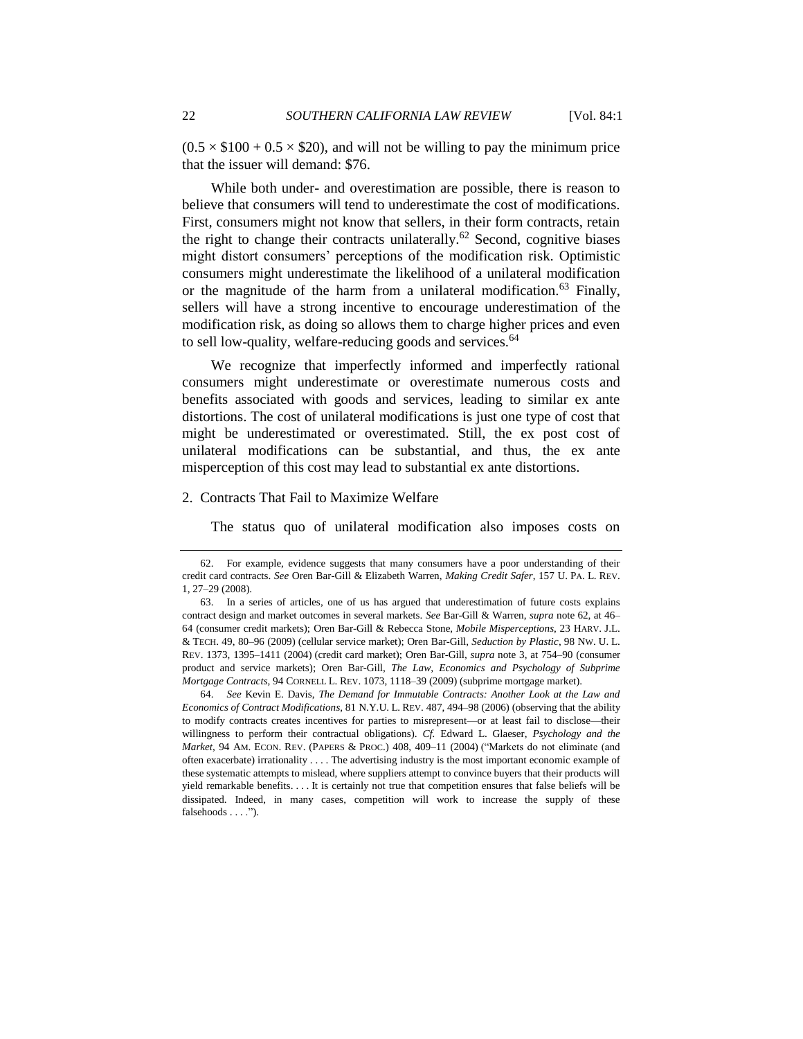$(0.5 \times \$100 + 0.5 \times \$20)$, and will not be willing to pay the minimum price that the issuer will demand: $76.

While both under- and overestimation are possible, there is reason to believe that consumers will tend to underestimate the cost of modifications. First, consumers might not know that sellers, in their form contracts, retain the right to change their contracts unilaterally.[62] Second, cognitive biases might distort consumers' perceptions of the modification risk. Optimistic consumers might underestimate the likelihood of a unilateral modification or the magnitude of the harm from a unilateral modification.[63] Finally, sellers will have a strong incentive to encourage underestimation of the modification risk, as doing so allows them to charge higher prices and even to sell low-quality, welfare-reducing goods and services.[64]

We recognize that imperfectly informed and imperfectly rational consumers might underestimate or overestimate numerous costs and benefits associated with goods and services, leading to similar ex ante distortions. The cost of unilateral modifications is just one type of cost that might be underestimated or overestimated. Still, the ex post cost of unilateral modifications can be substantial, and thus, the ex ante misperception of this cost may lead to substantial ex ante distortions.

2. Contracts That Fail to Maximize Welfare

The status quo of unilateral modification also imposes costs on

---

62. For example, evidence suggests that many consumers have a poor understanding of their credit card contracts. *See* Oren Bar-Gill & Elizabeth Warren, *Making Credit Safer*, 157 U. PA. L. REV. 1, 27–29 (2008).

63. In a series of articles, one of us has argued that underestimation of future costs explains contract design and market outcomes in several markets. *See* Bar-Gill & Warren, *supra* note 62, at 46–64 (consumer credit markets); Oren Bar-Gill & Rebecca Stone, *Mobile Misperceptions*, 23 HARV. J.L. & TECH. 49, 80–96 (2009) (cellular service market); Oren Bar-Gill, *Seduction by Plastic*, 98 NW. U. L. REV. 1373, 1395–1411 (2004) (credit card market); Oren Bar-Gill, *supra* note 3, at 754–90 (consumer product and service markets); Oren Bar-Gill, *The Law, Economics and Psychology of Subprime Mortgage Contracts*, 94 CORNELL L. REV. 1073, 1118–39 (2009) (subprime mortgage market).

64. *See* Kevin E. Davis, *The Demand for Immutable Contracts: Another Look at the Law and Economics of Contract Modifications*, 81 N.Y.U. L. REV. 487, 494–98 (2006) (observing that the ability to modify contracts creates incentives for parties to misrepresent—or at least fail to disclose—their willingness to perform their contractual obligations). *Cf.* Edward L. Glaeser, *Psychology and the Market*, 94 AM. ECON. REV. (PAPERS & PROC.) 408, 409–11 (2004) ("Markets do not eliminate (and often exacerbate) irrationality . . . . The advertising industry is the most important economic example of these systematic attempts to mislead, where suppliers attempt to convince buyers that their products will yield remarkable benefits. . . . It is certainly not true that competition ensures that false beliefs will be dissipated. Indeed, in many cases, competition will work to increase the supply of these falsehoods . . . .").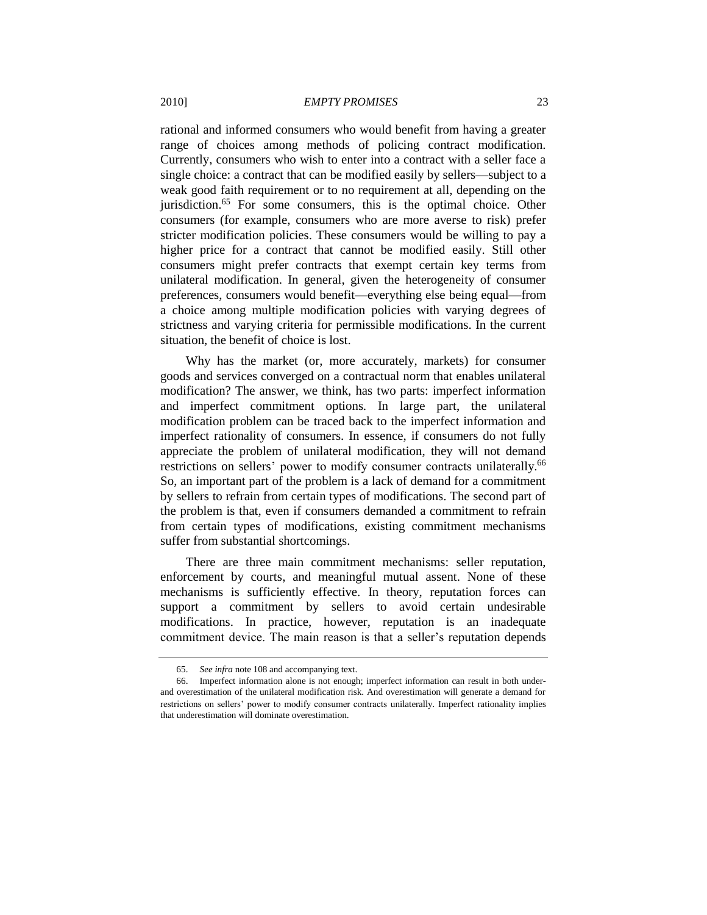rational and informed consumers who would benefit from having a greater range of choices among methods of policing contract modification. Currently, consumers who wish to enter into a contract with a seller face a single choice: a contract that can be modified easily by sellers—subject to a weak good faith requirement or to no requirement at all, depending on the jurisdiction.[65] For some consumers, this is the optimal choice. Other consumers (for example, consumers who are more averse to risk) prefer stricter modification policies. These consumers would be willing to pay a higher price for a contract that cannot be modified easily. Still other consumers might prefer contracts that exempt certain key terms from unilateral modification. In general, given the heterogeneity of consumer preferences, consumers would benefit—everything else being equal—from a choice among multiple modification policies with varying degrees of strictness and varying criteria for permissible modifications. In the current situation, the benefit of choice is lost.

Why has the market (or, more accurately, markets) for consumer goods and services converged on a contractual norm that enables unilateral modification? The answer, we think, has two parts: imperfect information and imperfect commitment options. In large part, the unilateral modification problem can be traced back to the imperfect information and imperfect rationality of consumers. In essence, if consumers do not fully appreciate the problem of unilateral modification, they will not demand restrictions on sellers' power to modify consumer contracts unilaterally.[66] So, an important part of the problem is a lack of demand for a commitment by sellers to refrain from certain types of modifications. The second part of the problem is that, even if consumers demanded a commitment to refrain from certain types of modifications, existing commitment mechanisms suffer from substantial shortcomings.

There are three main commitment mechanisms: seller reputation, enforcement by courts, and meaningful mutual assent. None of these mechanisms is sufficiently effective. In theory, reputation forces can support a commitment by sellers to avoid certain undesirable modifications. In practice, however, reputation is an inadequate commitment device. The main reason is that a seller's reputation depends

---

65. *See infra* note 108 and accompanying text.

66. Imperfect information alone is not enough; imperfect information can result in both under- and overestimation of the unilateral modification risk. And overestimation will generate a demand for restrictions on sellers' power to modify consumer contracts unilaterally. Imperfect rationality implies that underestimation will dominate overestimation.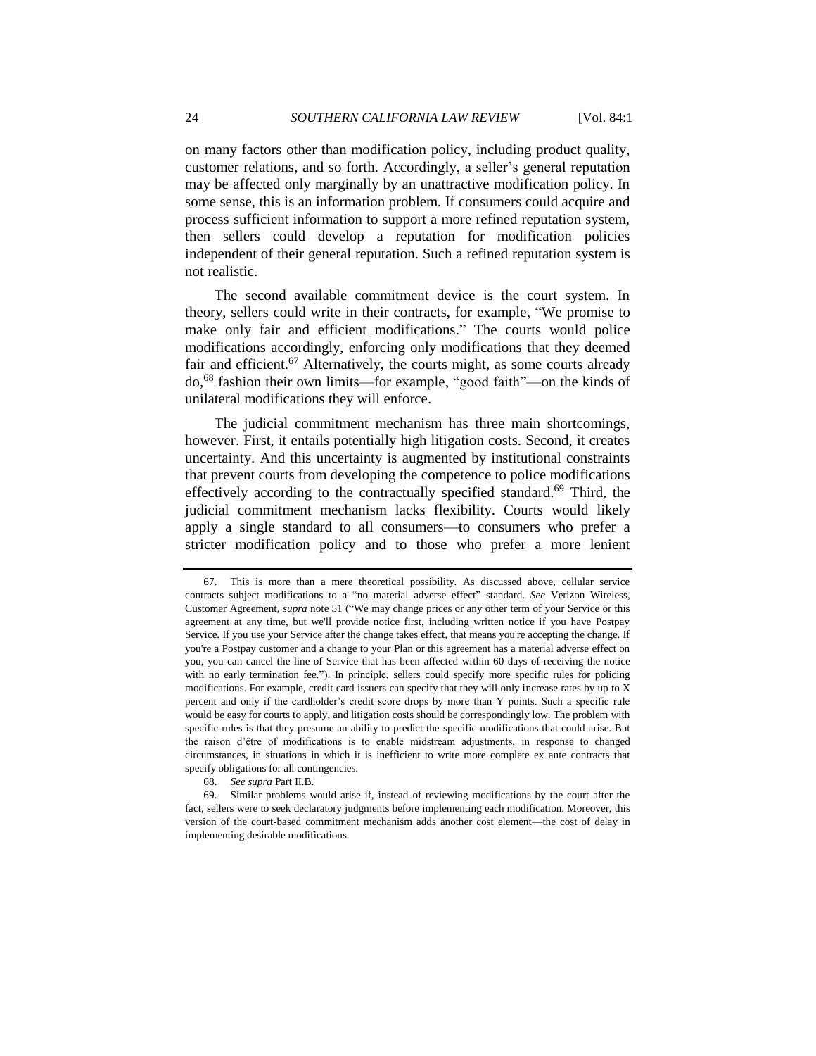on many factors other than modification policy, including product quality, customer relations, and so forth. Accordingly, a seller's general reputation may be affected only marginally by an unattractive modification policy. In some sense, this is an information problem. If consumers could acquire and process sufficient information to support a more refined reputation system, then sellers could develop a reputation for modification policies independent of their general reputation. Such a refined reputation system is not realistic.

The second available commitment device is the court system. In theory, sellers could write in their contracts, for example, "We promise to make only fair and efficient modifications." The courts would police modifications accordingly, enforcing only modifications that they deemed fair and efficient.[67] Alternatively, the courts might, as some courts already do,[68] fashion their own limits—for example, "good faith"—on the kinds of unilateral modifications they will enforce.

The judicial commitment mechanism has three main shortcomings, however. First, it entails potentially high litigation costs. Second, it creates uncertainty. And this uncertainty is augmented by institutional constraints that prevent courts from developing the competence to police modifications effectively according to the contractually specified standard.[69] Third, the judicial commitment mechanism lacks flexibility. Courts would likely apply a single standard to all consumers—to consumers who prefer a stricter modification policy and to those who prefer a more lenient

---

67. This is more than a mere theoretical possibility. As discussed above, cellular service contracts subject modifications to a "no material adverse effect" standard. *See* Verizon Wireless, Customer Agreement, *supra* note 51 ("We may change prices or any other term of your Service or this agreement at any time, but we'll provide notice first, including written notice if you have Postpay Service. If you use your Service after the change takes effect, that means you're accepting the change. If you're a Postpay customer and a change to your Plan or this agreement has a material adverse effect on you, you can cancel the line of Service that has been affected within 60 days of receiving the notice with no early termination fee."). In principle, sellers could specify more specific rules for policing modifications. For example, credit card issuers can specify that they will only increase rates by up to X percent and only if the cardholder's credit score drops by more than Y points. Such a specific rule would be easy for courts to apply, and litigation costs should be correspondingly low. The problem with specific rules is that they presume an ability to predict the specific modifications that could arise. But the raison d'être of modifications is to enable midstream adjustments, in response to changed circumstances, in situations in which it is inefficient to write more complete ex ante contracts that specify obligations for all contingencies.

68. *See supra* Part II.B.

69. Similar problems would arise if, instead of reviewing modifications by the court after the fact, sellers were to seek declaratory judgments before implementing each modification. Moreover, this version of the court-based commitment mechanism adds another cost element—the cost of delay in implementing desirable modifications.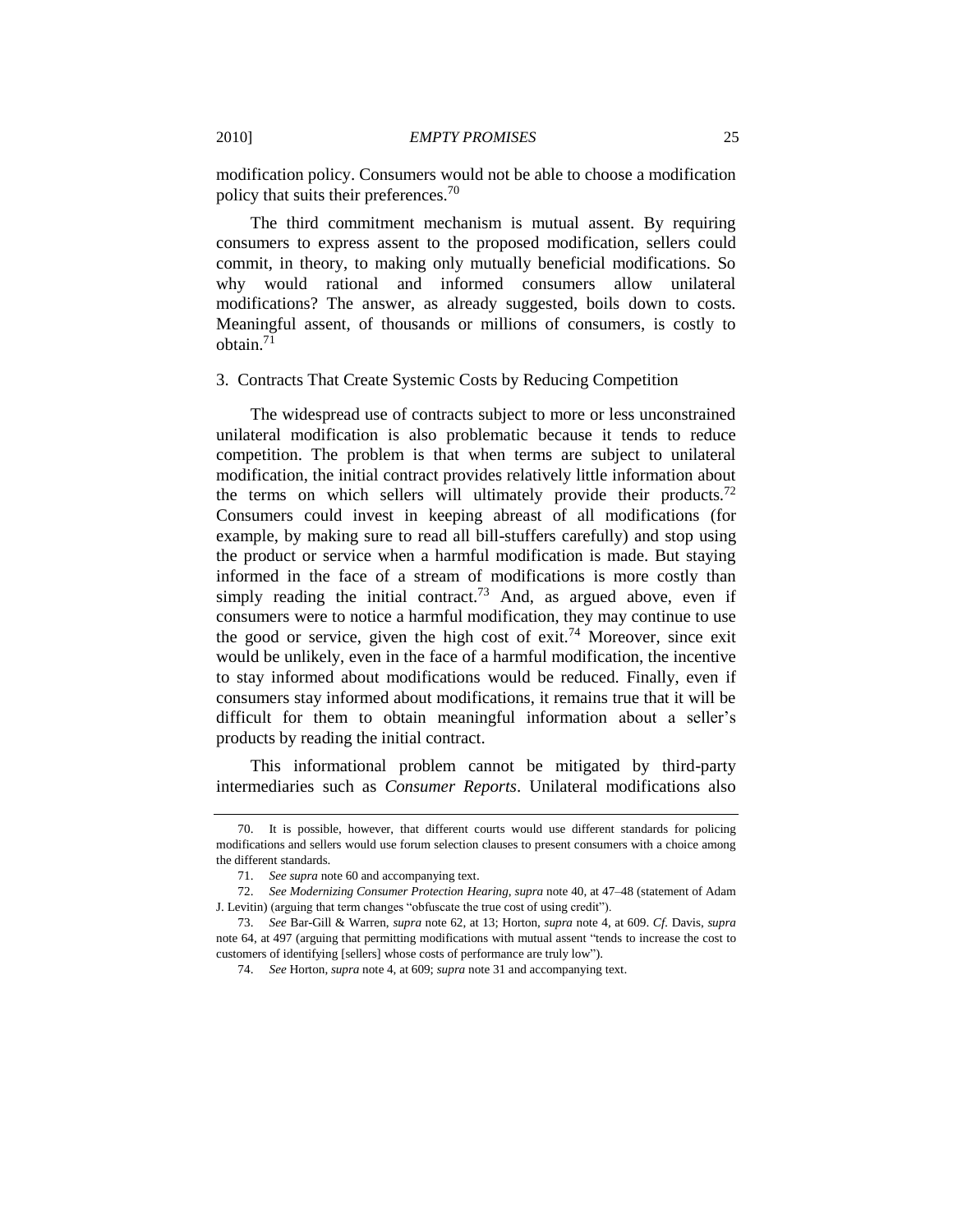modification policy. Consumers would not be able to choose a modification policy that suits their preferences.[70]

The third commitment mechanism is mutual assent. By requiring consumers to express assent to the proposed modification, sellers could commit, in theory, to making only mutually beneficial modifications. So why would rational and informed consumers allow unilateral modifications? The answer, as already suggested, boils down to costs. Meaningful assent, of thousands or millions of consumers, is costly to obtain.[71]

### 3. Contracts That Create Systemic Costs by Reducing Competition

The widespread use of contracts subject to more or less unconstrained unilateral modification is also problematic because it tends to reduce competition. The problem is that when terms are subject to unilateral modification, the initial contract provides relatively little information about the terms on which sellers will ultimately provide their products.[72] Consumers could invest in keeping abreast of all modifications (for example, by making sure to read all bill-stuffers carefully) and stop using the product or service when a harmful modification is made. But staying informed in the face of a stream of modifications is more costly than simply reading the initial contract.[73] And, as argued above, even if consumers were to notice a harmful modification, they may continue to use the good or service, given the high cost of exit.[74] Moreover, since exit would be unlikely, even in the face of a harmful modification, the incentive to stay informed about modifications would be reduced. Finally, even if consumers stay informed about modifications, it remains true that it will be difficult for them to obtain meaningful information about a seller's products by reading the initial contract.

This informational problem cannot be mitigated by third-party intermediaries such as *Consumer Reports*. Unilateral modifications also

---

70. It is possible, however, that different courts would use different standards for policing modifications and sellers would use forum selection clauses to present consumers with a choice among the different standards.

71. *See supra* note 60 and accompanying text.

72. *See Modernizing Consumer Protection Hearing*, *supra* note 40, at 47–48 (statement of Adam J. Levitin) (arguing that term changes "obfuscate the true cost of using credit").

73. *See* Bar-Gill & Warren, *supra* note 62, at 13; Horton, *supra* note 4, at 609. *Cf.* Davis, *supra* note 64, at 497 (arguing that permitting modifications with mutual assent "tends to increase the cost to customers of identifying [sellers] whose costs of performance are truly low").

74. *See* Horton, *supra* note 4, at 609; *supra* note 31 and accompanying text.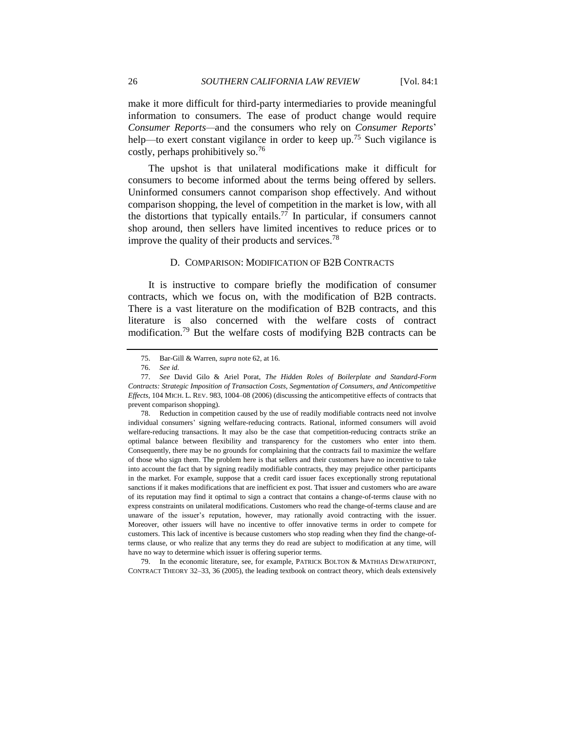make it more difficult for third-party intermediaries to provide meaningful information to consumers. The ease of product change would require *Consumer Reports*—and the consumers who rely on *Consumer Reports*' help—to exert constant vigilance in order to keep up.[75] Such vigilance is costly, perhaps prohibitively so.[76]

The upshot is that unilateral modifications make it difficult for consumers to become informed about the terms being offered by sellers. Uninformed consumers cannot comparison shop effectively. And without comparison shopping, the level of competition in the market is low, with all the distortions that typically entails.[77] In particular, if consumers cannot shop around, then sellers have limited incentives to reduce prices or to improve the quality of their products and services.[78]

### D. COMPARISON: MODIFICATION OF B2B CONTRACTS

It is instructive to compare briefly the modification of consumer contracts, which we focus on, with the modification of B2B contracts. There is a vast literature on the modification of B2B contracts, and this literature is also concerned with the welfare costs of contract modification.[79] But the welfare costs of modifying B2B contracts can be

---

75. Bar-Gill & Warren, *supra* note 62, at 16.

76. *See id.*

77. *See* David Gilo & Ariel Porat, *The Hidden Roles of Boilerplate and Standard-Form Contracts: Strategic Imposition of Transaction Costs, Segmentation of Consumers, and Anticompetitive Effects*, 104 MICH. L. REV. 983, 1004–08 (2006) (discussing the anticompetitive effects of contracts that prevent comparison shopping).

78. Reduction in competition caused by the use of readily modifiable contracts need not involve individual consumers' signing welfare-reducing contracts. Rational, informed consumers will avoid welfare-reducing transactions. It may also be the case that competition-reducing contracts strike an optimal balance between flexibility and transparency for the customers who enter into them. Consequently, there may be no grounds for complaining that the contracts fail to maximize the welfare of those who sign them. The problem here is that sellers and their customers have no incentive to take into account the fact that by signing readily modifiable contracts, they may prejudice other participants in the market. For example, suppose that a credit card issuer faces exceptionally strong reputational sanctions if it makes modifications that are inefficient ex post. That issuer and customers who are aware of its reputation may find it optimal to sign a contract that contains a change-of-terms clause with no express constraints on unilateral modifications. Customers who read the change-of-terms clause and are unaware of the issuer's reputation, however, may rationally avoid contracting with the issuer. Moreover, other issuers will have no incentive to offer innovative terms in order to compete for customers. This lack of incentive is because customers who stop reading when they find the change-of-terms clause, or who realize that any terms they do read are subject to modification at any time, will have no way to determine which issuer is offering superior terms.

79. In the economic literature, see, for example, PATRICK BOLTON & MATHIAS DEWATRIPONT, CONTRACT THEORY 32–33, 36 (2005), the leading textbook on contract theory, which deals extensively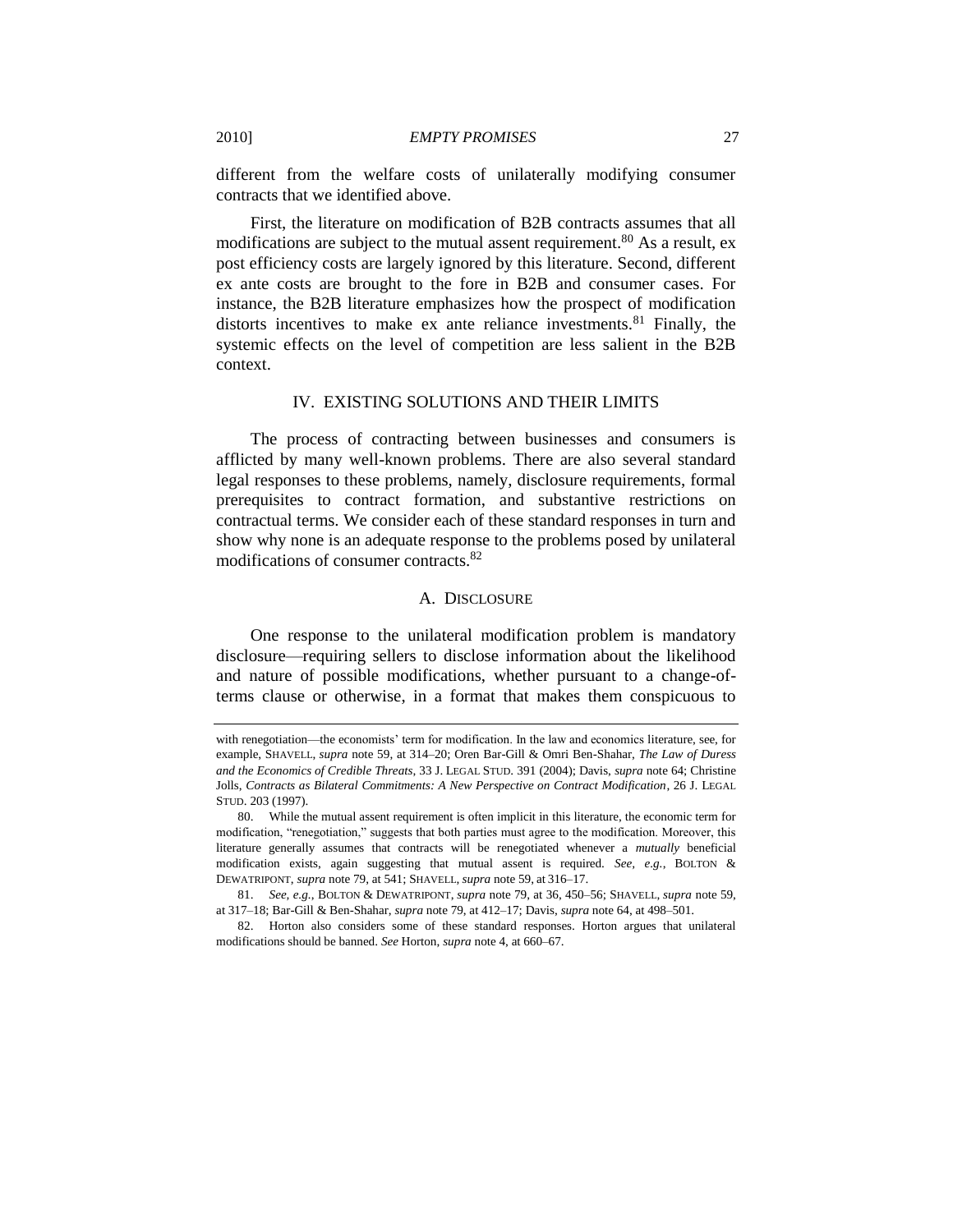different from the welfare costs of unilaterally modifying consumer contracts that we identified above.

First, the literature on modification of B2B contracts assumes that all modifications are subject to the mutual assent requirement.[80] As a result, ex post efficiency costs are largely ignored by this literature. Second, different ex ante costs are brought to the fore in B2B and consumer cases. For instance, the B2B literature emphasizes how the prospect of modification distorts incentives to make ex ante reliance investments.[81] Finally, the systemic effects on the level of competition are less salient in the B2B context.

## IV. EXISTING SOLUTIONS AND THEIR LIMITS

The process of contracting between businesses and consumers is afflicted by many well-known problems. There are also several standard legal responses to these problems, namely, disclosure requirements, formal prerequisites to contract formation, and substantive restrictions on contractual terms. We consider each of these standard responses in turn and show why none is an adequate response to the problems posed by unilateral modifications of consumer contracts.[82]

### A. DISCLOSURE

One response to the unilateral modification problem is mandatory disclosure—requiring sellers to disclose information about the likelihood and nature of possible modifications, whether pursuant to a change-of-terms clause or otherwise, in a format that makes them conspicuous to

---

with renegotiation—the economists' term for modification. In the law and economics literature, see, for example, SHAVELL, *supra* note 59, at 314–20; Oren Bar-Gill & Omri Ben-Shahar, *The Law of Duress and the Economics of Credible Threats*, 33 J. LEGAL STUD. 391 (2004); Davis, *supra* note 64; Christine Jolls, *Contracts as Bilateral Commitments: A New Perspective on Contract Modification*, 26 J. LEGAL STUD. 203 (1997).

80. While the mutual assent requirement is often implicit in this literature, the economic term for modification, "renegotiation," suggests that both parties must agree to the modification. Moreover, this literature generally assumes that contracts will be renegotiated whenever a *mutually* beneficial modification exists, again suggesting that mutual assent is required. *See, e.g.*, BOLTON & DEWATRIPONT, *supra* note 79, at 541; SHAVELL, *supra* note 59, at 316–17.

81. *See, e.g.*, BOLTON & DEWATRIPONT, *supra* note 79, at 36, 450–56; SHAVELL, *supra* note 59, at 317–18; Bar-Gill & Ben-Shahar, *supra* note 79, at 412–17; Davis, *supra* note 64, at 498–501.

82. Horton also considers some of these standard responses. Horton argues that unilateral modifications should be banned. *See* Horton, *supra* note 4, at 660–67.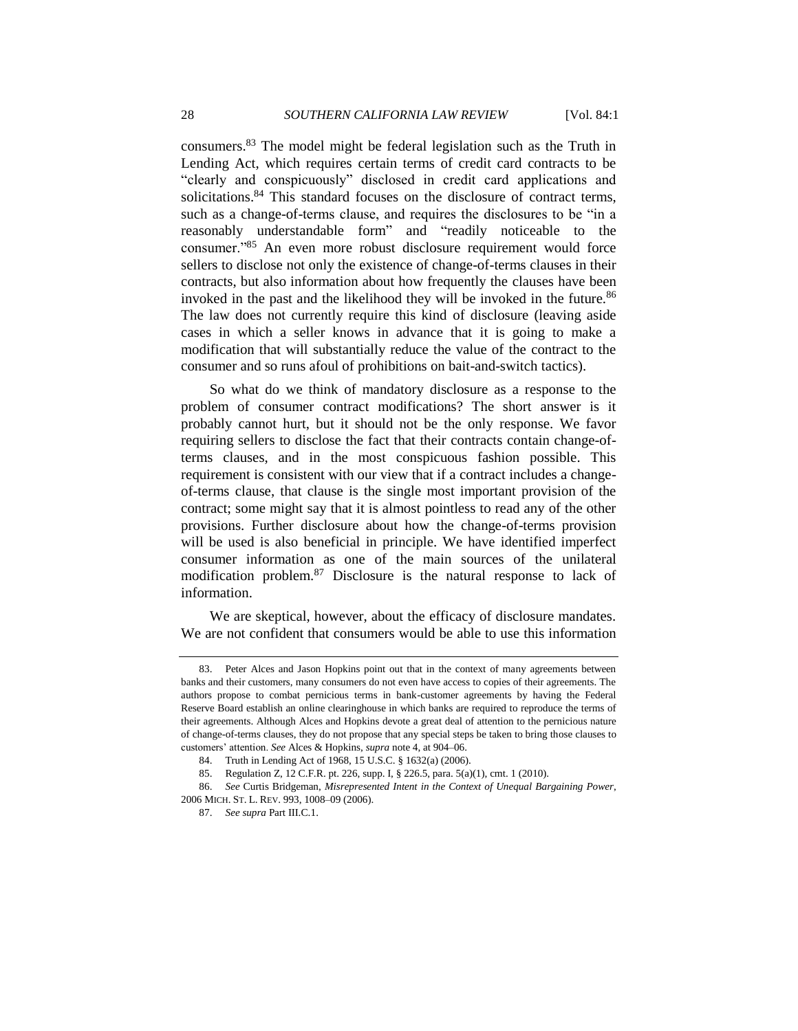consumers.[83] The model might be federal legislation such as the Truth in Lending Act, which requires certain terms of credit card contracts to be "clearly and conspicuously" disclosed in credit card applications and solicitations.[84] This standard focuses on the disclosure of contract terms, such as a change-of-terms clause, and requires the disclosures to be "in a reasonably understandable form" and "readily noticeable to the consumer."[85] An even more robust disclosure requirement would force sellers to disclose not only the existence of change-of-terms clauses in their contracts, but also information about how frequently the clauses have been invoked in the past and the likelihood they will be invoked in the future.[86] The law does not currently require this kind of disclosure (leaving aside cases in which a seller knows in advance that it is going to make a modification that will substantially reduce the value of the contract to the consumer and so runs afoul of prohibitions on bait-and-switch tactics).

So what do we think of mandatory disclosure as a response to the problem of consumer contract modifications? The short answer is it probably cannot hurt, but it should not be the only response. We favor requiring sellers to disclose the fact that their contracts contain change-of-terms clauses, and in the most conspicuous fashion possible. This requirement is consistent with our view that if a contract includes a change-of-terms clause, that clause is the single most important provision of the contract; some might say that it is almost pointless to read any of the other provisions. Further disclosure about how the change-of-terms provision will be used is also beneficial in principle. We have identified imperfect consumer information as one of the main sources of the unilateral modification problem.[87] Disclosure is the natural response to lack of information.

We are skeptical, however, about the efficacy of disclosure mandates. We are not confident that consumers would be able to use this information

---

83. Peter Alces and Jason Hopkins point out that in the context of many agreements between banks and their customers, many consumers do not even have access to copies of their agreements. The authors propose to combat pernicious terms in bank-customer agreements by having the Federal Reserve Board establish an online clearinghouse in which banks are required to reproduce the terms of their agreements. Although Alces and Hopkins devote a great deal of attention to the pernicious nature of change-of-terms clauses, they do not propose that any special steps be taken to bring those clauses to customers' attention. *See* Alces & Hopkins, *supra* note 4, at 904–06.

84. Truth in Lending Act of 1968, 15 U.S.C. § 1632(a) (2006).

85. Regulation Z, 12 C.F.R. pt. 226, supp. I, § 226.5, para. 5(a)(1), cmt. 1 (2010).

86. *See* Curtis Bridgeman, *Misrepresented Intent in the Context of Unequal Bargaining Power*, 2006 MICH. ST. L. REV. 993, 1008–09 (2006).

87. *See supra* Part III.C.1.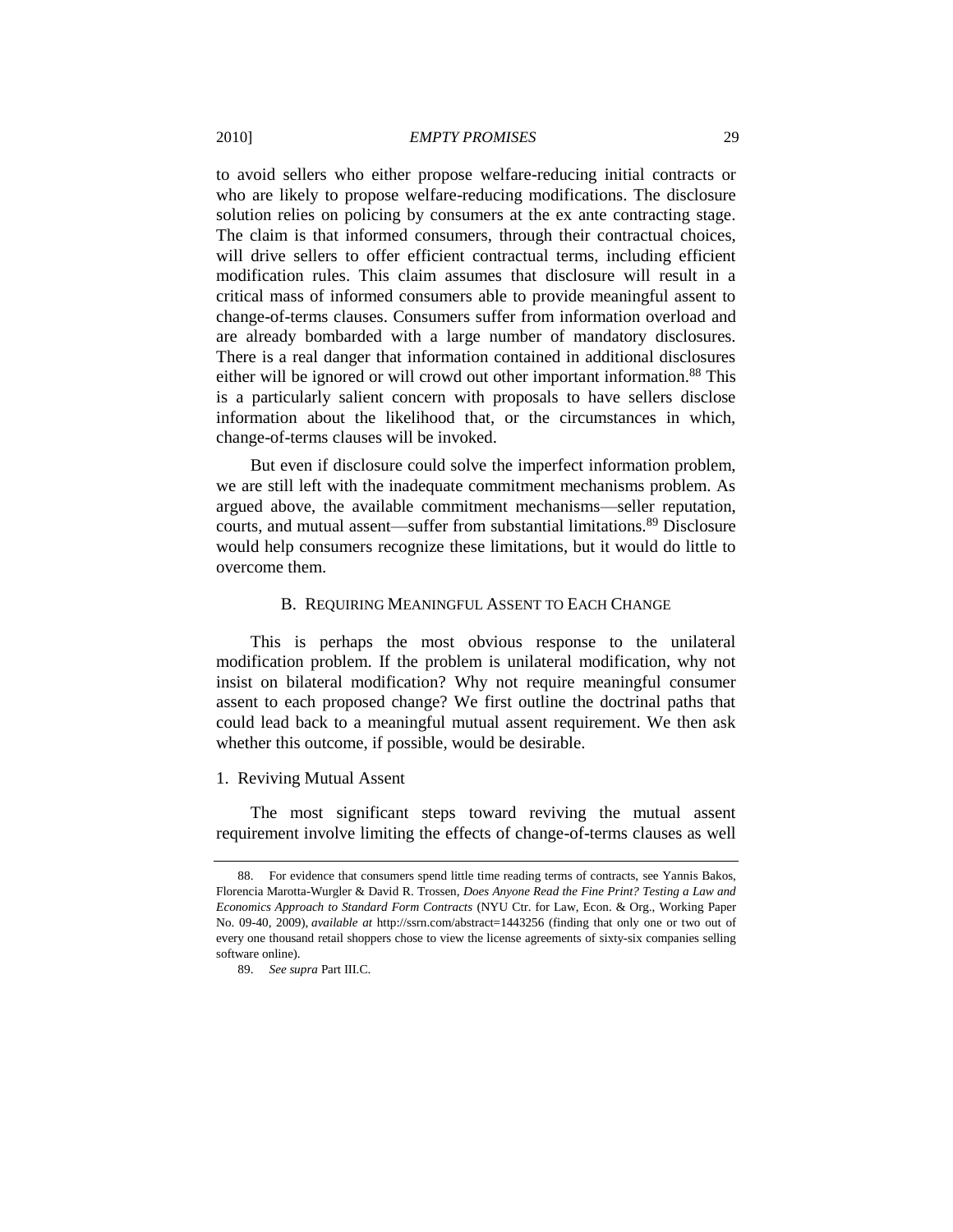to avoid sellers who either propose welfare-reducing initial contracts or who are likely to propose welfare-reducing modifications. The disclosure solution relies on policing by consumers at the ex ante contracting stage. The claim is that informed consumers, through their contractual choices, will drive sellers to offer efficient contractual terms, including efficient modification rules. This claim assumes that disclosure will result in a critical mass of informed consumers able to provide meaningful assent to change-of-terms clauses. Consumers suffer from information overload and are already bombarded with a large number of mandatory disclosures. There is a real danger that information contained in additional disclosures either will be ignored or will crowd out other important information.[88] This is a particularly salient concern with proposals to have sellers disclose information about the likelihood that, or the circumstances in which, change-of-terms clauses will be invoked.

But even if disclosure could solve the imperfect information problem, we are still left with the inadequate commitment mechanisms problem. As argued above, the available commitment mechanisms—seller reputation, courts, and mutual assent—suffer from substantial limitations.[89] Disclosure would help consumers recognize these limitations, but it would do little to overcome them.

### B. Requiring Meaningful Assent to Each Change

This is perhaps the most obvious response to the unilateral modification problem. If the problem is unilateral modification, why not insist on bilateral modification? Why not require meaningful consumer assent to each proposed change? We first outline the doctrinal paths that could lead back to a meaningful mutual assent requirement. We then ask whether this outcome, if possible, would be desirable.

#### 1. Reviving Mutual Assent

The most significant steps toward reviving the mutual assent requirement involve limiting the effects of change-of-terms clauses as well

---

88. For evidence that consumers spend little time reading terms of contracts, see Yannis Bakos, Florencia Marotta-Wurgler & David R. Trossen, *Does Anyone Read the Fine Print? Testing a Law and Economics Approach to Standard Form Contracts* (NYU Ctr. for Law, Econ. & Org., Working Paper No. 09-40, 2009), *available at* http://ssrn.com/abstract=1443256 (finding that only one or two out of every one thousand retail shoppers chose to view the license agreements of sixty-six companies selling software online).

89. *See supra* Part III.C.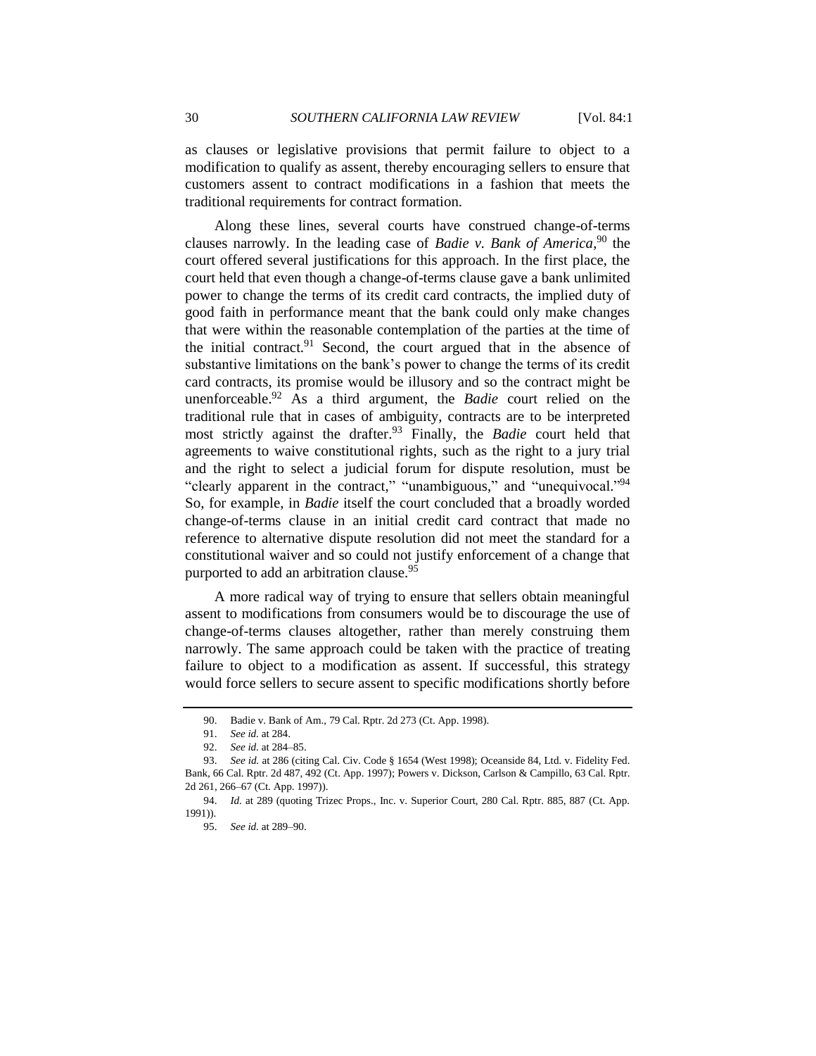as clauses or legislative provisions that permit failure to object to a modification to qualify as assent, thereby encouraging sellers to ensure that customers assent to contract modifications in a fashion that meets the traditional requirements for contract formation.

Along these lines, several courts have construed change-of-terms clauses narrowly. In the leading case of *Badie v. Bank of America*,[90] the court offered several justifications for this approach. In the first place, the court held that even though a change-of-terms clause gave a bank unlimited power to change the terms of its credit card contracts, the implied duty of good faith in performance meant that the bank could only make changes that were within the reasonable contemplation of the parties at the time of the initial contract.[91] Second, the court argued that in the absence of substantive limitations on the bank's power to change the terms of its credit card contracts, its promise would be illusory and so the contract might be unenforceable.[92] As a third argument, the *Badie* court relied on the traditional rule that in cases of ambiguity, contracts are to be interpreted most strictly against the drafter.[93] Finally, the *Badie* court held that agreements to waive constitutional rights, such as the right to a jury trial and the right to select a judicial forum for dispute resolution, must be "clearly apparent in the contract," "unambiguous," and "unequivocal."[94] So, for example, in *Badie* itself the court concluded that a broadly worded change-of-terms clause in an initial credit card contract that made no reference to alternative dispute resolution did not meet the standard for a constitutional waiver and so could not justify enforcement of a change that purported to add an arbitration clause.[95]

A more radical way of trying to ensure that sellers obtain meaningful assent to modifications from consumers would be to discourage the use of change-of-terms clauses altogether, rather than merely construing them narrowly. The same approach could be taken with the practice of treating failure to object to a modification as assent. If successful, this strategy would force sellers to secure assent to specific modifications shortly before

---

90. Badie v. Bank of Am., 79 Cal. Rptr. 2d 273 (Ct. App. 1998).

91. *See id.* at 284.

92. *See id.* at 284–85.

93. *See id.* at 286 (citing Cal. Civ. Code § 1654 (West 1998); Oceanside 84, Ltd. v. Fidelity Fed. Bank, 66 Cal. Rptr. 2d 487, 492 (Ct. App. 1997); Powers v. Dickson, Carlson & Campillo, 63 Cal. Rptr. 2d 261, 266–67 (Ct. App. 1997)).

94. *Id.* at 289 (quoting Trizec Props., Inc. v. Superior Court, 280 Cal. Rptr. 885, 887 (Ct. App. 1991)).

95. *See id.* at 289–90.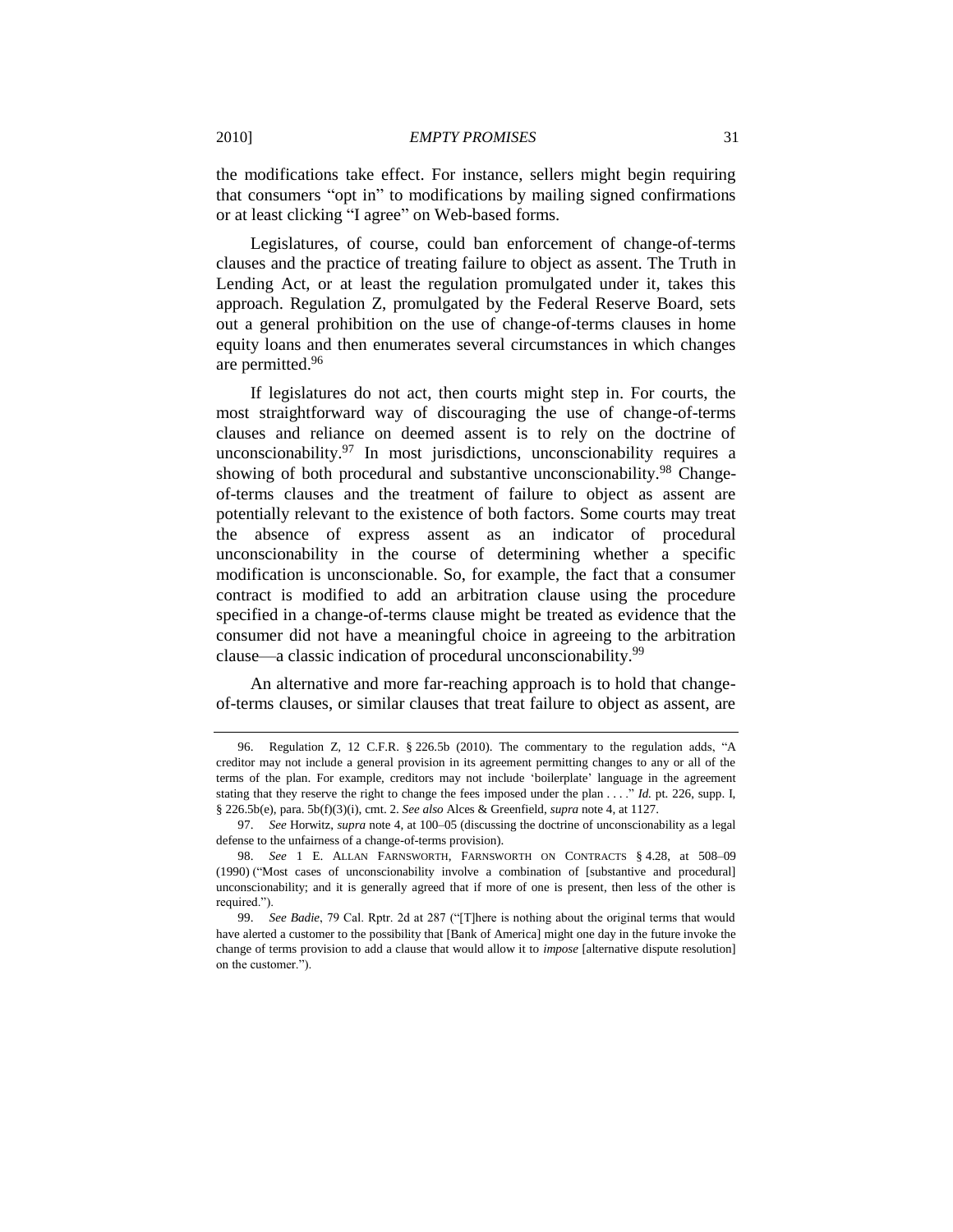the modifications take effect. For instance, sellers might begin requiring that consumers "opt in" to modifications by mailing signed confirmations or at least clicking "I agree" on Web-based forms.

Legislatures, of course, could ban enforcement of change-of-terms clauses and the practice of treating failure to object as assent. The Truth in Lending Act, or at least the regulation promulgated under it, takes this approach. Regulation Z, promulgated by the Federal Reserve Board, sets out a general prohibition on the use of change-of-terms clauses in home equity loans and then enumerates several circumstances in which changes are permitted.[96]

If legislatures do not act, then courts might step in. For courts, the most straightforward way of discouraging the use of change-of-terms clauses and reliance on deemed assent is to rely on the doctrine of unconscionability.[97] In most jurisdictions, unconscionability requires a showing of both procedural and substantive unconscionability.[98] Change-of-terms clauses and the treatment of failure to object as assent are potentially relevant to the existence of both factors. Some courts may treat the absence of express assent as an indicator of procedural unconscionability in the course of determining whether a specific modification is unconscionable. So, for example, the fact that a consumer contract is modified to add an arbitration clause using the procedure specified in a change-of-terms clause might be treated as evidence that the consumer did not have a meaningful choice in agreeing to the arbitration clause—a classic indication of procedural unconscionability.[99]

An alternative and more far-reaching approach is to hold that change-of-terms clauses, or similar clauses that treat failure to object as assent, are

---

96. Regulation Z, 12 C.F.R. § 226.5b (2010). The commentary to the regulation adds, "A creditor may not include a general provision in its agreement permitting changes to any or all of the terms of the plan. For example, creditors may not include 'boilerplate' language in the agreement stating that they reserve the right to change the fees imposed under the plan . . . ." *Id.* pt. 226, supp. I, § 226.5b(e), para. 5b(f)(3)(i), cmt. 2. *See also* Alces & Greenfield, *supra* note 4, at 1127.

97. *See* Horwitz, *supra* note 4, at 100–05 (discussing the doctrine of unconscionability as a legal defense to the unfairness of a change-of-terms provision).

98. *See* 1 E. ALLAN FARNSWORTH, FARNSWORTH ON CONTRACTS § 4.28, at 508–09 (1990) ("Most cases of unconscionability involve a combination of [substantive and procedural] unconscionability; and it is generally agreed that if more of one is present, then less of the other is required.").

99. *See Badie*, 79 Cal. Rptr. 2d at 287 ("[T]here is nothing about the original terms that would have alerted a customer to the possibility that [Bank of America] might one day in the future invoke the change of terms provision to add a clause that would allow it to *impose* [alternative dispute resolution] on the customer.").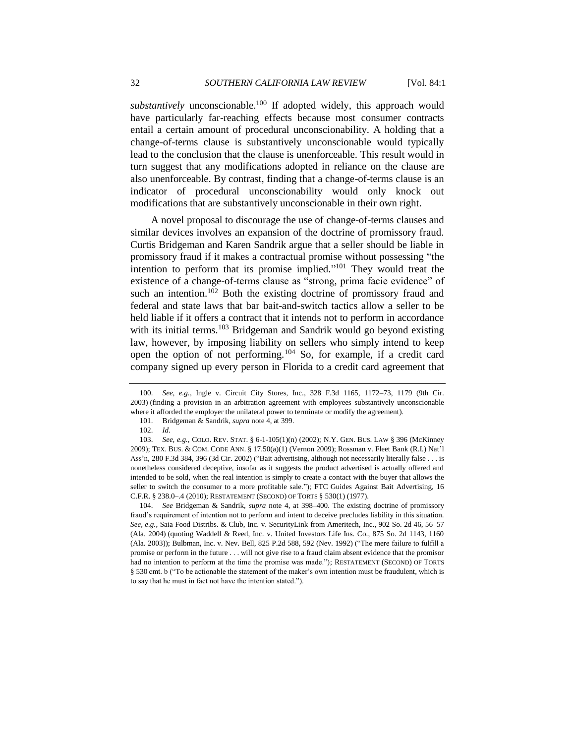*substantively* unconscionable.[100] If adopted widely, this approach would have particularly far-reaching effects because most consumer contracts entail a certain amount of procedural unconscionability. A holding that a change-of-terms clause is substantively unconscionable would typically lead to the conclusion that the clause is unenforceable. This result would in turn suggest that any modifications adopted in reliance on the clause are also unenforceable. By contrast, finding that a change-of-terms clause is an indicator of procedural unconscionability would only knock out modifications that are substantively unconscionable in their own right.

A novel proposal to discourage the use of change-of-terms clauses and similar devices involves an expansion of the doctrine of promissory fraud. Curtis Bridgeman and Karen Sandrik argue that a seller should be liable in promissory fraud if it makes a contractual promise without possessing "the intention to perform that its promise implied."[101] They would treat the existence of a change-of-terms clause as "strong, prima facie evidence" of such an intention.[102] Both the existing doctrine of promissory fraud and federal and state laws that bar bait-and-switch tactics allow a seller to be held liable if it offers a contract that it intends not to perform in accordance with its initial terms.[103] Bridgeman and Sandrik would go beyond existing law, however, by imposing liability on sellers who simply intend to keep open the option of not performing.[104] So, for example, if a credit card company signed up every person in Florida to a credit card agreement that

---

100. *See, e.g.*, Ingle v. Circuit City Stores, Inc., 328 F.3d 1165, 1172–73, 1179 (9th Cir. 2003) (finding a provision in an arbitration agreement with employees substantively unconscionable where it afforded the employer the unilateral power to terminate or modify the agreement).

101. Bridgeman & Sandrik, *supra* note 4, at 399.

102. *Id.*

103. *See, e.g.*, COLO. REV. STAT. § 6-1-105(1)(n) (2002); N.Y. GEN. BUS. LAW § 396 (McKinney 2009); TEX. BUS. & COM. CODE ANN. § 17.50(a)(1) (Vernon 2009); Rossman v. Fleet Bank (R.I.) Nat'l Ass'n, 280 F.3d 384, 396 (3d Cir. 2002) ("Bait advertising, although not necessarily literally false . . . is nonetheless considered deceptive, insofar as it suggests the product advertised is actually offered and intended to be sold, when the real intention is simply to create a contact with the buyer that allows the seller to switch the consumer to a more profitable sale."); FTC Guides Against Bait Advertising, 16 C.F.R. § 238.0–.4 (2010); RESTATEMENT (SECOND) OF TORTS § 530(1) (1977).

104. *See* Bridgeman & Sandrik, *supra* note 4, at 398–400. The existing doctrine of promissory fraud's requirement of intention not to perform and intent to deceive precludes liability in this situation. *See, e.g.*, Saia Food Distribs. & Club, Inc. v. SecurityLink from Ameritech, Inc., 902 So. 2d 46, 56–57 (Ala. 2004) (quoting Waddell & Reed, Inc. v. United Investors Life Ins. Co., 875 So. 2d 1143, 1160 (Ala. 2003)); Bulbman, Inc. v. Nev. Bell, 825 P.2d 588, 592 (Nev. 1992) ("The mere failure to fulfill a promise or perform in the future . . . will not give rise to a fraud claim absent evidence that the promisor had no intention to perform at the time the promise was made."); RESTATEMENT (SECOND) OF TORTS § 530 cmt. b ("To be actionable the statement of the maker's own intention must be fraudulent, which is to say that he must in fact not have the intention stated.").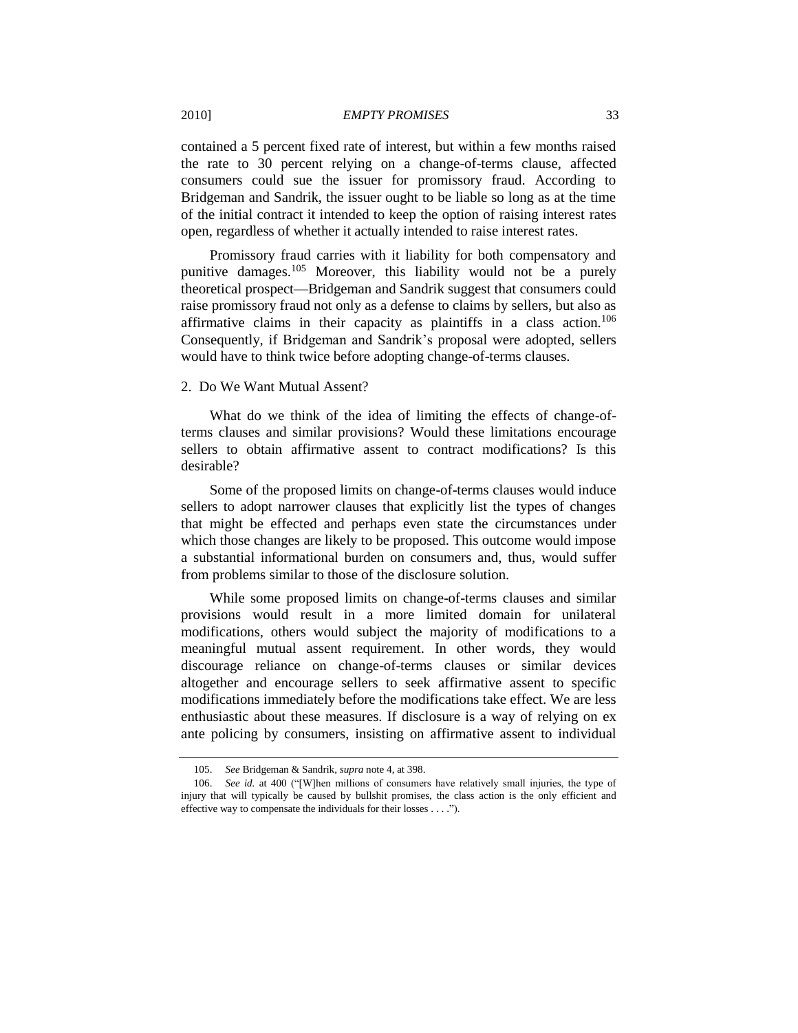contained a 5 percent fixed rate of interest, but within a few months raised the rate to 30 percent relying on a change-of-terms clause, affected consumers could sue the issuer for promissory fraud. According to Bridgeman and Sandrik, the issuer ought to be liable so long as at the time of the initial contract it intended to keep the option of raising interest rates open, regardless of whether it actually intended to raise interest rates.

Promissory fraud carries with it liability for both compensatory and punitive damages.[105] Moreover, this liability would not be a purely theoretical prospect—Bridgeman and Sandrik suggest that consumers could raise promissory fraud not only as a defense to claims by sellers, but also as affirmative claims in their capacity as plaintiffs in a class action.[106] Consequently, if Bridgeman and Sandrik's proposal were adopted, sellers would have to think twice before adopting change-of-terms clauses.

### 2. Do We Want Mutual Assent?

What do we think of the idea of limiting the effects of change-of-terms clauses and similar provisions? Would these limitations encourage sellers to obtain affirmative assent to contract modifications? Is this desirable?

Some of the proposed limits on change-of-terms clauses would induce sellers to adopt narrower clauses that explicitly list the types of changes that might be effected and perhaps even state the circumstances under which those changes are likely to be proposed. This outcome would impose a substantial informational burden on consumers and, thus, would suffer from problems similar to those of the disclosure solution.

While some proposed limits on change-of-terms clauses and similar provisions would result in a more limited domain for unilateral modifications, others would subject the majority of modifications to a meaningful mutual assent requirement. In other words, they would discourage reliance on change-of-terms clauses or similar devices altogether and encourage sellers to seek affirmative assent to specific modifications immediately before the modifications take effect. We are less enthusiastic about these measures. If disclosure is a way of relying on ex ante policing by consumers, insisting on affirmative assent to individual

---

105. *See* Bridgeman & Sandrik, *supra* note 4, at 398.

106. *See id.* at 400 ("[W]hen millions of consumers have relatively small injuries, the type of injury that will typically be caused by bullshit promises, the class action is the only efficient and effective way to compensate the individuals for their losses . . . .").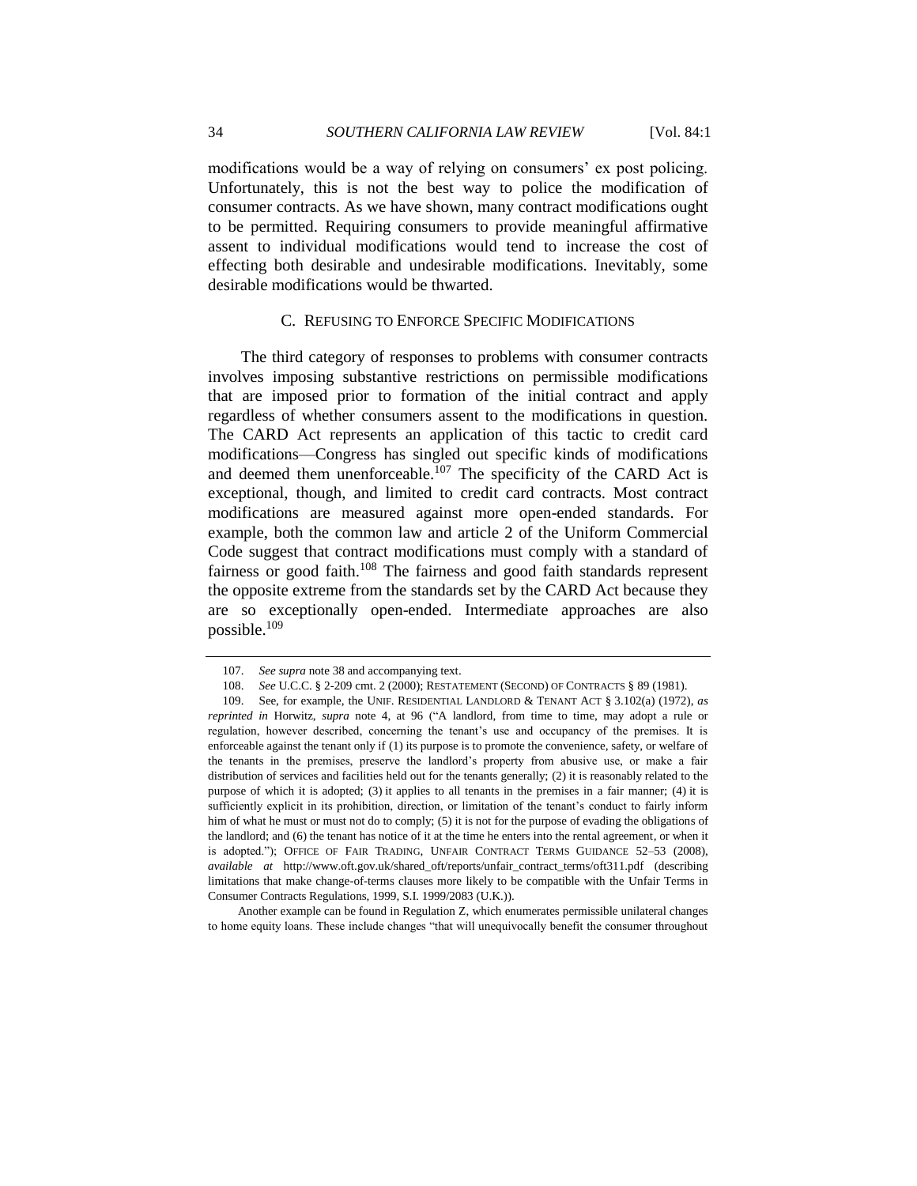modifications would be a way of relying on consumers' ex post policing. Unfortunately, this is not the best way to police the modification of consumer contracts. As we have shown, many contract modifications ought to be permitted. Requiring consumers to provide meaningful affirmative assent to individual modifications would tend to increase the cost of effecting both desirable and undesirable modifications. Inevitably, some desirable modifications would be thwarted.

### C. REFUSING TO ENFORCE SPECIFIC MODIFICATIONS

The third category of responses to problems with consumer contracts involves imposing substantive restrictions on permissible modifications that are imposed prior to formation of the initial contract and apply regardless of whether consumers assent to the modifications in question. The CARD Act represents an application of this tactic to credit card modifications—Congress has singled out specific kinds of modifications and deemed them unenforceable.[107] The specificity of the CARD Act is exceptional, though, and limited to credit card contracts. Most contract modifications are measured against more open-ended standards. For example, both the common law and article 2 of the Uniform Commercial Code suggest that contract modifications must comply with a standard of fairness or good faith.[108] The fairness and good faith standards represent the opposite extreme from the standards set by the CARD Act because they are so exceptionally open-ended. Intermediate approaches are also possible.[109]

---

107. *See supra* note 38 and accompanying text.

108. *See* U.C.C. § 2-209 cmt. 2 (2000); RESTATEMENT (SECOND) OF CONTRACTS § 89 (1981).

109. See, for example, the UNIF. RESIDENTIAL LANDLORD & TENANT ACT § 3.102(a) (1972), *as reprinted in* Horwitz, *supra* note 4, at 96 ("A landlord, from time to time, may adopt a rule or regulation, however described, concerning the tenant's use and occupancy of the premises. It is enforceable against the tenant only if (1) its purpose is to promote the convenience, safety, or welfare of the tenants in the premises, preserve the landlord's property from abusive use, or make a fair distribution of services and facilities held out for the tenants generally; (2) it is reasonably related to the purpose of which it is adopted; (3) it applies to all tenants in the premises in a fair manner; (4) it is sufficiently explicit in its prohibition, direction, or limitation of the tenant's conduct to fairly inform him of what he must or must not do to comply; (5) it is not for the purpose of evading the obligations of the landlord; and (6) the tenant has notice of it at the time he enters into the rental agreement, or when it is adopted."); OFFICE OF FAIR TRADING, UNFAIR CONTRACT TERMS GUIDANCE 52–53 (2008), *available at* http://www.oft.gov.uk/shared_oft/reports/unfair_contract_terms/oft311.pdf (describing limitations that make change-of-terms clauses more likely to be compatible with the Unfair Terms in Consumer Contracts Regulations, 1999, S.I. 1999/2083 (U.K.)).

Another example can be found in Regulation Z, which enumerates permissible unilateral changes to home equity loans. These include changes "that will unequivocally benefit the consumer throughout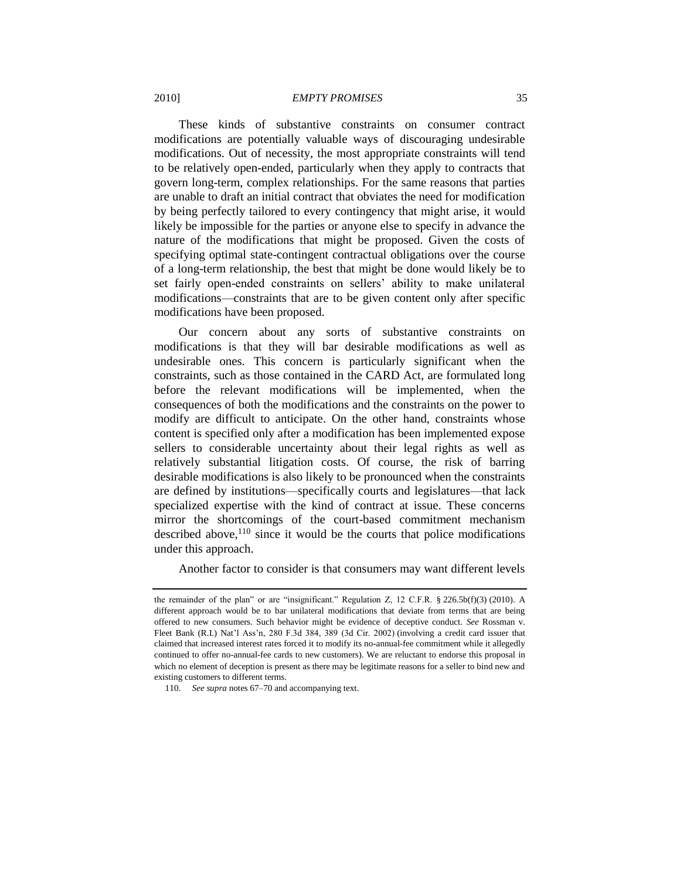These kinds of substantive constraints on consumer contract modifications are potentially valuable ways of discouraging undesirable modifications. Out of necessity, the most appropriate constraints will tend to be relatively open-ended, particularly when they apply to contracts that govern long-term, complex relationships. For the same reasons that parties are unable to draft an initial contract that obviates the need for modification by being perfectly tailored to every contingency that might arise, it would likely be impossible for the parties or anyone else to specify in advance the nature of the modifications that might be proposed. Given the costs of specifying optimal state-contingent contractual obligations over the course of a long-term relationship, the best that might be done would likely be to set fairly open-ended constraints on sellers' ability to make unilateral modifications—constraints that are to be given content only after specific modifications have been proposed.

Our concern about any sorts of substantive constraints on modifications is that they will bar desirable modifications as well as undesirable ones. This concern is particularly significant when the constraints, such as those contained in the CARD Act, are formulated long before the relevant modifications will be implemented, when the consequences of both the modifications and the constraints on the power to modify are difficult to anticipate. On the other hand, constraints whose content is specified only after a modification has been implemented expose sellers to considerable uncertainty about their legal rights as well as relatively substantial litigation costs. Of course, the risk of barring desirable modifications is also likely to be pronounced when the constraints are defined by institutions—specifically courts and legislatures—that lack specialized expertise with the kind of contract at issue. These concerns mirror the shortcomings of the court-based commitment mechanism described above,[110] since it would be the courts that police modifications under this approach.

Another factor to consider is that consumers may want different levels

---

the remainder of the plan" or are "insignificant." Regulation Z, 12 C.F.R. § 226.5b(f)(3) (2010). A different approach would be to bar unilateral modifications that deviate from terms that are being offered to new consumers. Such behavior might be evidence of deceptive conduct. *See* Rossman v. Fleet Bank (R.I.) Nat'l Ass'n, 280 F.3d 384, 389 (3d Cir. 2002) (involving a credit card issuer that claimed that increased interest rates forced it to modify its no-annual-fee commitment while it allegedly continued to offer no-annual-fee cards to new customers). We are reluctant to endorse this proposal in which no element of deception is present as there may be legitimate reasons for a seller to bind new and existing customers to different terms.

110. *See supra* notes 67–70 and accompanying text.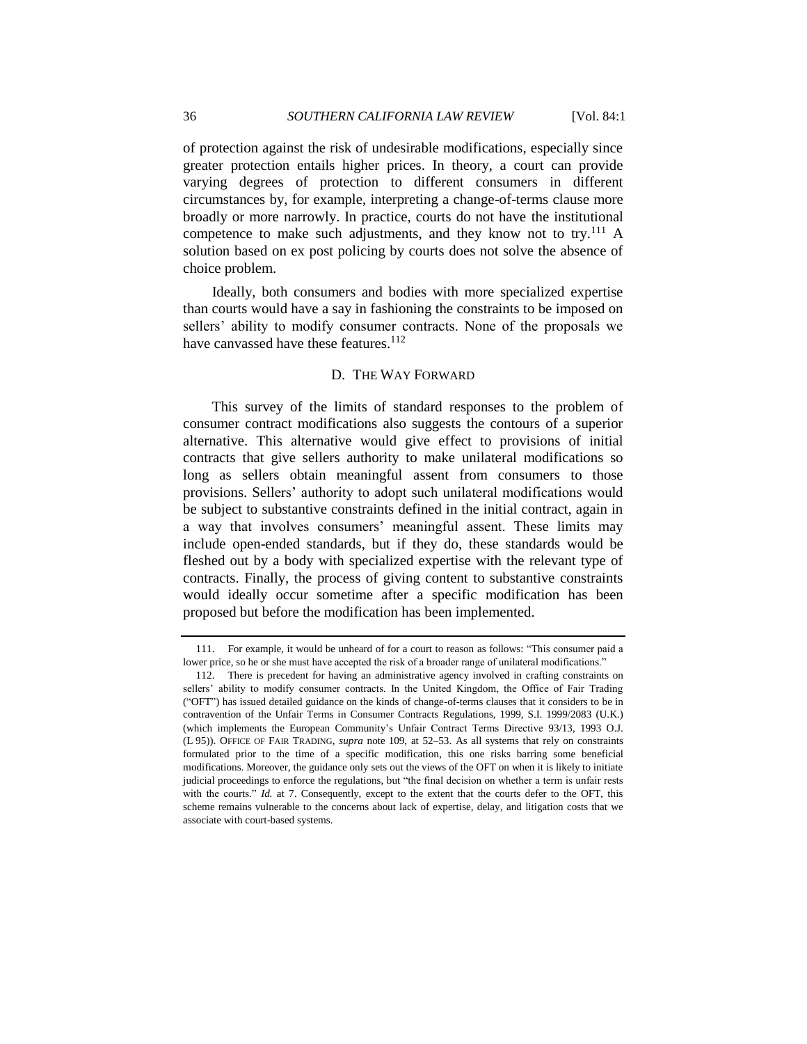of protection against the risk of undesirable modifications, especially since greater protection entails higher prices. In theory, a court can provide varying degrees of protection to different consumers in different circumstances by, for example, interpreting a change-of-terms clause more broadly or more narrowly. In practice, courts do not have the institutional competence to make such adjustments, and they know not to try.[111] A solution based on ex post policing by courts does not solve the absence of choice problem.

Ideally, both consumers and bodies with more specialized expertise than courts would have a say in fashioning the constraints to be imposed on sellers' ability to modify consumer contracts. None of the proposals we have canvassed have these features.[112]

### D. THE WAY FORWARD

This survey of the limits of standard responses to the problem of consumer contract modifications also suggests the contours of a superior alternative. This alternative would give effect to provisions of initial contracts that give sellers authority to make unilateral modifications so long as sellers obtain meaningful assent from consumers to those provisions. Sellers' authority to adopt such unilateral modifications would be subject to substantive constraints defined in the initial contract, again in a way that involves consumers' meaningful assent. These limits may include open-ended standards, but if they do, these standards would be fleshed out by a body with specialized expertise with the relevant type of contracts. Finally, the process of giving content to substantive constraints would ideally occur sometime after a specific modification has been proposed but before the modification has been implemented.

---

111. For example, it would be unheard of for a court to reason as follows: "This consumer paid a lower price, so he or she must have accepted the risk of a broader range of unilateral modifications."

112. There is precedent for having an administrative agency involved in crafting constraints on sellers' ability to modify consumer contracts. In the United Kingdom, the Office of Fair Trading ("OFT") has issued detailed guidance on the kinds of change-of-terms clauses that it considers to be in contravention of the Unfair Terms in Consumer Contracts Regulations, 1999, S.I. 1999/2083 (U.K.) (which implements the European Community's Unfair Contract Terms Directive 93/13, 1993 O.J. (L 95)). OFFICE OF FAIR TRADING, *supra* note 109, at 52–53. As all systems that rely on constraints formulated prior to the time of a specific modification, this one risks barring some beneficial modifications. Moreover, the guidance only sets out the views of the OFT on when it is likely to initiate judicial proceedings to enforce the regulations, but "the final decision on whether a term is unfair rests with the courts." *Id.* at 7. Consequently, except to the extent that the courts defer to the OFT, this scheme remains vulnerable to the concerns about lack of expertise, delay, and litigation costs that we associate with court-based systems.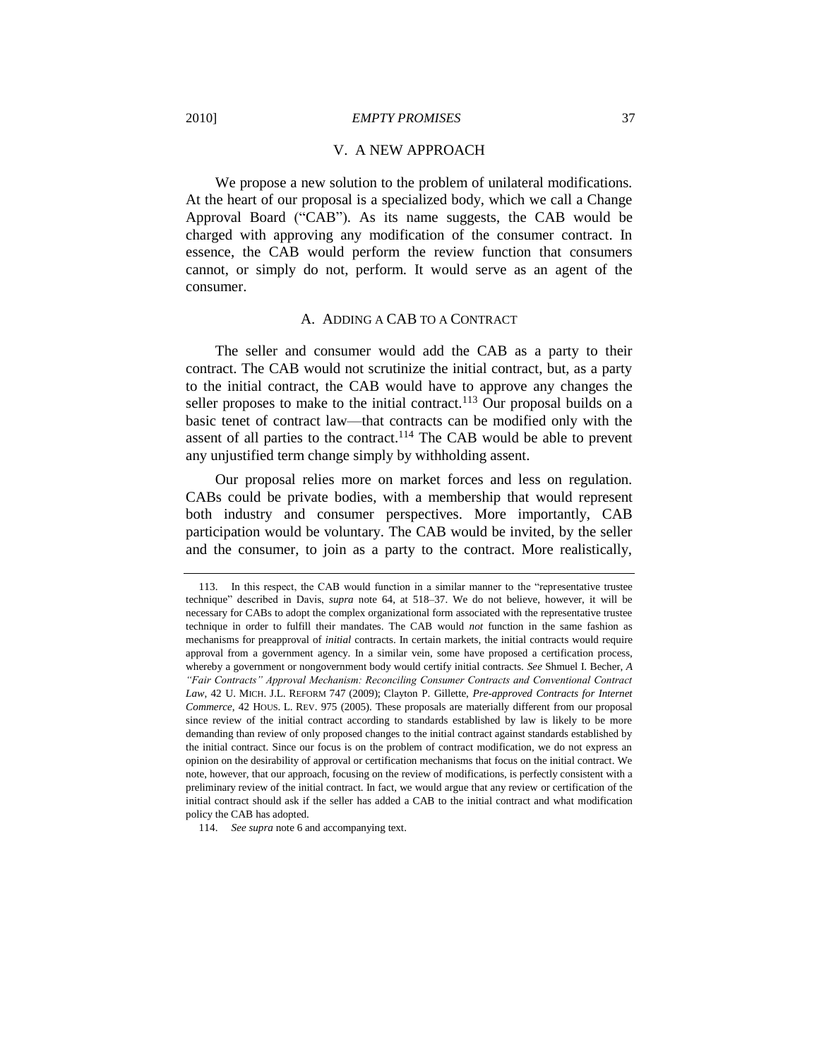## V. A NEW APPROACH

We propose a new solution to the problem of unilateral modifications. At the heart of our proposal is a specialized body, which we call a Change Approval Board ("CAB"). As its name suggests, the CAB would be charged with approving any modification of the consumer contract. In essence, the CAB would perform the review function that consumers cannot, or simply do not, perform. It would serve as an agent of the consumer.

### A. ADDING A CAB TO A CONTRACT

The seller and consumer would add the CAB as a party to their contract. The CAB would not scrutinize the initial contract, but, as a party to the initial contract, the CAB would have to approve any changes the seller proposes to make to the initial contract.[113] Our proposal builds on a basic tenet of contract law—that contracts can be modified only with the assent of all parties to the contract.[114] The CAB would be able to prevent any unjustified term change simply by withholding assent.

Our proposal relies more on market forces and less on regulation. CABs could be private bodies, with a membership that would represent both industry and consumer perspectives. More importantly, CAB participation would be voluntary. The CAB would be invited, by the seller and the consumer, to join as a party to the contract. More realistically,

---

113. In this respect, the CAB would function in a similar manner to the "representative trustee technique" described in Davis, *supra* note 64, at 518–37. We do not believe, however, it will be necessary for CABs to adopt the complex organizational form associated with the representative trustee technique in order to fulfill their mandates. The CAB would *not* function in the same fashion as mechanisms for preapproval of *initial* contracts. In certain markets, the initial contracts would require approval from a government agency. In a similar vein, some have proposed a certification process, whereby a government or nongovernment body would certify initial contracts. *See* Shmuel I. Becher, *A "Fair Contracts" Approval Mechanism: Reconciling Consumer Contracts and Conventional Contract Law*, 42 U. MICH. J.L. REFORM 747 (2009); Clayton P. Gillette, *Pre-approved Contracts for Internet Commerce*, 42 HOUS. L. REV. 975 (2005). These proposals are materially different from our proposal since review of the initial contract according to standards established by law is likely to be more demanding than review of only proposed changes to the initial contract against standards established by the initial contract. Since our focus is on the problem of contract modification, we do not express an opinion on the desirability of approval or certification mechanisms that focus on the initial contract. We note, however, that our approach, focusing on the review of modifications, is perfectly consistent with a preliminary review of the initial contract. In fact, we would argue that any review or certification of the initial contract should ask if the seller has added a CAB to the initial contract and what modification policy the CAB has adopted.

114. *See supra* note 6 and accompanying text.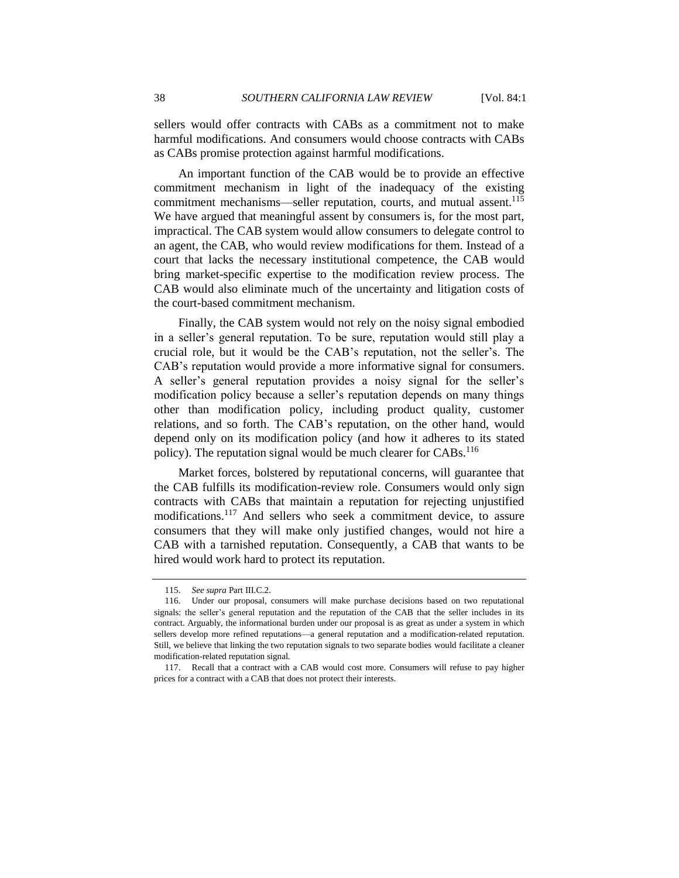sellers would offer contracts with CABs as a commitment not to make harmful modifications. And consumers would choose contracts with CABs as CABs promise protection against harmful modifications.

An important function of the CAB would be to provide an effective commitment mechanism in light of the inadequacy of the existing commitment mechanisms—seller reputation, courts, and mutual assent.[115] We have argued that meaningful assent by consumers is, for the most part, impractical. The CAB system would allow consumers to delegate control to an agent, the CAB, who would review modifications for them. Instead of a court that lacks the necessary institutional competence, the CAB would bring market-specific expertise to the modification review process. The CAB would also eliminate much of the uncertainty and litigation costs of the court-based commitment mechanism.

Finally, the CAB system would not rely on the noisy signal embodied in a seller's general reputation. To be sure, reputation would still play a crucial role, but it would be the CAB's reputation, not the seller's. The CAB's reputation would provide a more informative signal for consumers. A seller's general reputation provides a noisy signal for the seller's modification policy because a seller's reputation depends on many things other than modification policy, including product quality, customer relations, and so forth. The CAB's reputation, on the other hand, would depend only on its modification policy (and how it adheres to its stated policy). The reputation signal would be much clearer for CABs.[116]

Market forces, bolstered by reputational concerns, will guarantee that the CAB fulfills its modification-review role. Consumers would only sign contracts with CABs that maintain a reputation for rejecting unjustified modifications.[117] And sellers who seek a commitment device, to assure consumers that they will make only justified changes, would not hire a CAB with a tarnished reputation. Consequently, a CAB that wants to be hired would work hard to protect its reputation.

---

115. *See supra* Part III.C.2.

116. Under our proposal, consumers will make purchase decisions based on two reputational signals: the seller's general reputation and the reputation of the CAB that the seller includes in its contract. Arguably, the informational burden under our proposal is as great as under a system in which sellers develop more refined reputations—a general reputation and a modification-related reputation. Still, we believe that linking the two reputation signals to two separate bodies would facilitate a cleaner modification-related reputation signal.

117. Recall that a contract with a CAB would cost more. Consumers will refuse to pay higher prices for a contract with a CAB that does not protect their interests.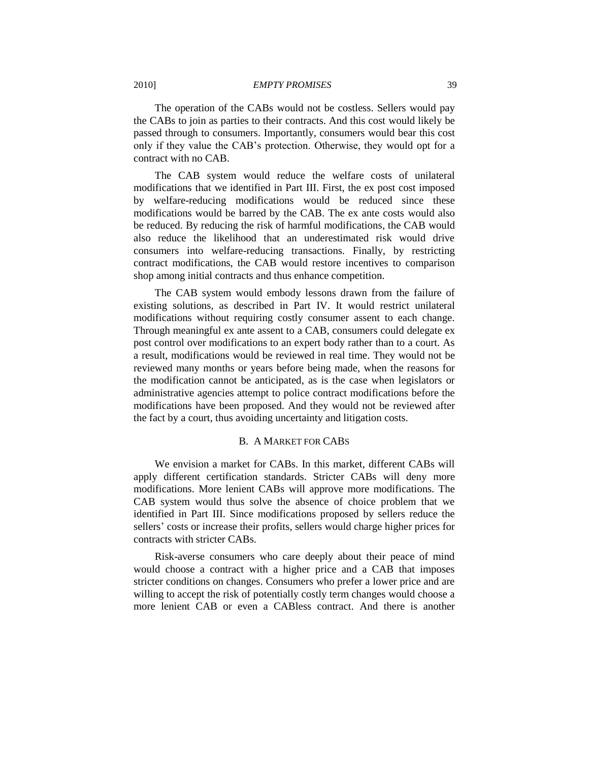The operation of the CABs would not be costless. Sellers would pay the CABs to join as parties to their contracts. And this cost would likely be passed through to consumers. Importantly, consumers would bear this cost only if they value the CAB's protection. Otherwise, they would opt for a contract with no CAB.

The CAB system would reduce the welfare costs of unilateral modifications that we identified in Part III. First, the ex post cost imposed by welfare-reducing modifications would be reduced since these modifications would be barred by the CAB. The ex ante costs would also be reduced. By reducing the risk of harmful modifications, the CAB would also reduce the likelihood that an underestimated risk would drive consumers into welfare-reducing transactions. Finally, by restricting contract modifications, the CAB would restore incentives to comparison shop among initial contracts and thus enhance competition.

The CAB system would embody lessons drawn from the failure of existing solutions, as described in Part IV. It would restrict unilateral modifications without requiring costly consumer assent to each change. Through meaningful ex ante assent to a CAB, consumers could delegate ex post control over modifications to an expert body rather than to a court. As a result, modifications would be reviewed in real time. They would not be reviewed many months or years before being made, when the reasons for the modification cannot be anticipated, as is the case when legislators or administrative agencies attempt to police contract modifications before the modifications have been proposed. And they would not be reviewed after the fact by a court, thus avoiding uncertainty and litigation costs.

### B. A Market for CABs

We envision a market for CABs. In this market, different CABs will apply different certification standards. Stricter CABs will deny more modifications. More lenient CABs will approve more modifications. The CAB system would thus solve the absence of choice problem that we identified in Part III. Since modifications proposed by sellers reduce the sellers' costs or increase their profits, sellers would charge higher prices for contracts with stricter CABs.

Risk-averse consumers who care deeply about their peace of mind would choose a contract with a higher price and a CAB that imposes stricter conditions on changes. Consumers who prefer a lower price and are willing to accept the risk of potentially costly term changes would choose a more lenient CAB or even a CABless contract. And there is another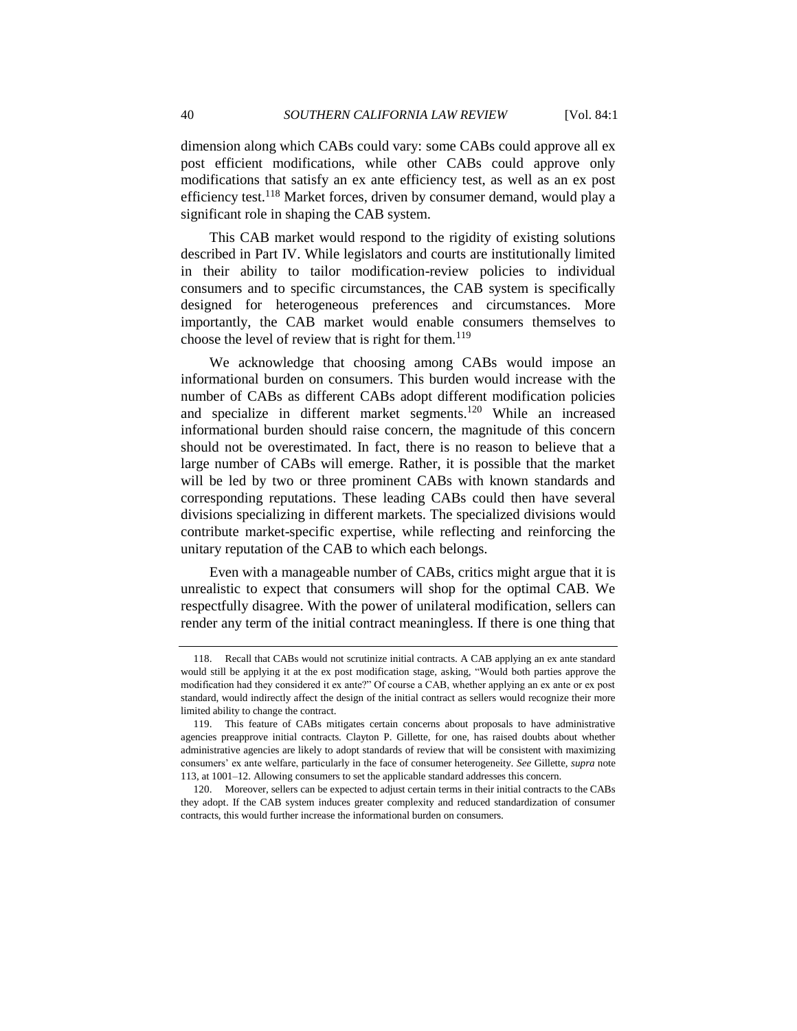dimension along which CABs could vary: some CABs could approve all ex post efficient modifications, while other CABs could approve only modifications that satisfy an ex ante efficiency test, as well as an ex post efficiency test.[118] Market forces, driven by consumer demand, would play a significant role in shaping the CAB system.

This CAB market would respond to the rigidity of existing solutions described in Part IV. While legislators and courts are institutionally limited in their ability to tailor modification-review policies to individual consumers and to specific circumstances, the CAB system is specifically designed for heterogeneous preferences and circumstances. More importantly, the CAB market would enable consumers themselves to choose the level of review that is right for them.[119]

We acknowledge that choosing among CABs would impose an informational burden on consumers. This burden would increase with the number of CABs as different CABs adopt different modification policies and specialize in different market segments.[120] While an increased informational burden should raise concern, the magnitude of this concern should not be overestimated. In fact, there is no reason to believe that a large number of CABs will emerge. Rather, it is possible that the market will be led by two or three prominent CABs with known standards and corresponding reputations. These leading CABs could then have several divisions specializing in different markets. The specialized divisions would contribute market-specific expertise, while reflecting and reinforcing the unitary reputation of the CAB to which each belongs.

Even with a manageable number of CABs, critics might argue that it is unrealistic to expect that consumers will shop for the optimal CAB. We respectfully disagree. With the power of unilateral modification, sellers can render any term of the initial contract meaningless. If there is one thing that

---

118. Recall that CABs would not scrutinize initial contracts. A CAB applying an ex ante standard would still be applying it at the ex post modification stage, asking, "Would both parties approve the modification had they considered it ex ante?" Of course a CAB, whether applying an ex ante or ex post standard, would indirectly affect the design of the initial contract as sellers would recognize their more limited ability to change the contract.

119. This feature of CABs mitigates certain concerns about proposals to have administrative agencies preapprove initial contracts. Clayton P. Gillette, for one, has raised doubts about whether administrative agencies are likely to adopt standards of review that will be consistent with maximizing consumers' ex ante welfare, particularly in the face of consumer heterogeneity. *See* Gillette, *supra* note 113, at 1001–12. Allowing consumers to set the applicable standard addresses this concern.

120. Moreover, sellers can be expected to adjust certain terms in their initial contracts to the CABs they adopt. If the CAB system induces greater complexity and reduced standardization of consumer contracts, this would further increase the informational burden on consumers.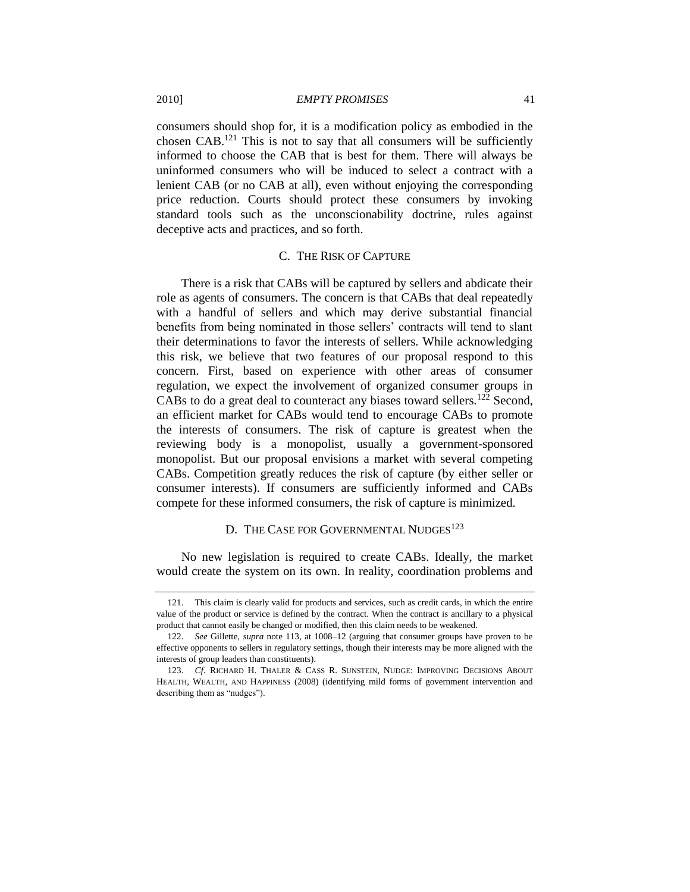consumers should shop for, it is a modification policy as embodied in the chosen CAB.[121] This is not to say that all consumers will be sufficiently informed to choose the CAB that is best for them. There will always be uninformed consumers who will be induced to select a contract with a lenient CAB (or no CAB at all), even without enjoying the corresponding price reduction. Courts should protect these consumers by invoking standard tools such as the unconscionability doctrine, rules against deceptive acts and practices, and so forth.

### C. The Risk of Capture

There is a risk that CABs will be captured by sellers and abdicate their role as agents of consumers. The concern is that CABs that deal repeatedly with a handful of sellers and which may derive substantial financial benefits from being nominated in those sellers' contracts will tend to slant their determinations to favor the interests of sellers. While acknowledging this risk, we believe that two features of our proposal respond to this concern. First, based on experience with other areas of consumer regulation, we expect the involvement of organized consumer groups in CABs to do a great deal to counteract any biases toward sellers.[122] Second, an efficient market for CABs would tend to encourage CABs to promote the interests of consumers. The risk of capture is greatest when the reviewing body is a monopolist, usually a government-sponsored monopolist. But our proposal envisions a market with several competing CABs. Competition greatly reduces the risk of capture (by either seller or consumer interests). If consumers are sufficiently informed and CABs compete for these informed consumers, the risk of capture is minimized.

### D. The Case for Governmental Nudges[123]

No new legislation is required to create CABs. Ideally, the market would create the system on its own. In reality, coordination problems and

---

121. This claim is clearly valid for products and services, such as credit cards, in which the entire value of the product or service is defined by the contract. When the contract is ancillary to a physical product that cannot easily be changed or modified, then this claim needs to be weakened.

122. *See* Gillette, *supra* note 113, at 1008–12 (arguing that consumer groups have proven to be effective opponents to sellers in regulatory settings, though their interests may be more aligned with the interests of group leaders than constituents).

123. *Cf.* Richard H. Thaler & Cass R. Sunstein, Nudge: Improving Decisions About Health, Wealth, and Happiness (2008) (identifying mild forms of government intervention and describing them as "nudges").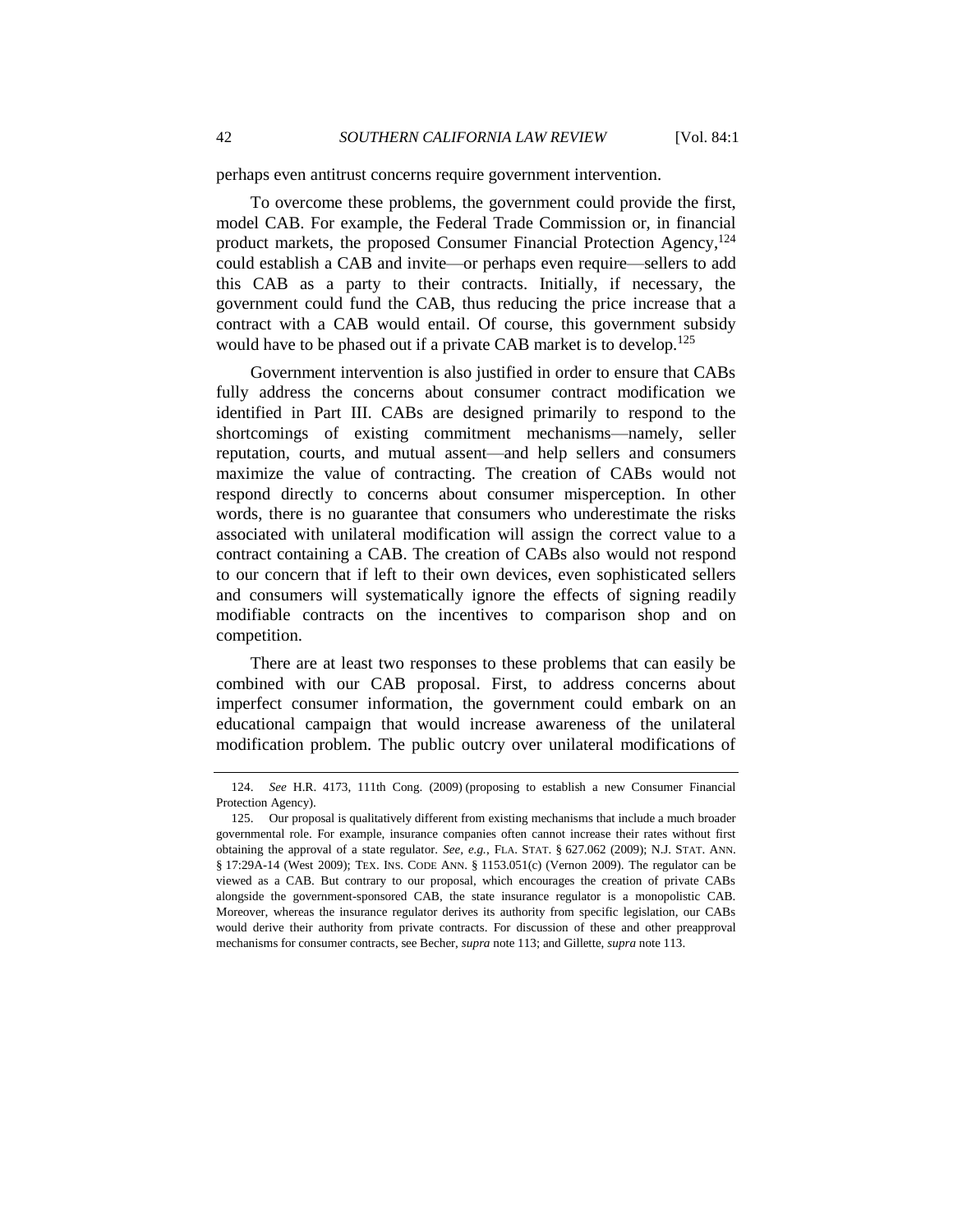perhaps even antitrust concerns require government intervention.

To overcome these problems, the government could provide the first, model CAB. For example, the Federal Trade Commission or, in financial product markets, the proposed Consumer Financial Protection Agency,[124] could establish a CAB and invite—or perhaps even require—sellers to add this CAB as a party to their contracts. Initially, if necessary, the government could fund the CAB, thus reducing the price increase that a contract with a CAB would entail. Of course, this government subsidy would have to be phased out if a private CAB market is to develop.[125]

Government intervention is also justified in order to ensure that CABs fully address the concerns about consumer contract modification we identified in Part III. CABs are designed primarily to respond to the shortcomings of existing commitment mechanisms—namely, seller reputation, courts, and mutual assent—and help sellers and consumers maximize the value of contracting. The creation of CABs would not respond directly to concerns about consumer misperception. In other words, there is no guarantee that consumers who underestimate the risks associated with unilateral modification will assign the correct value to a contract containing a CAB. The creation of CABs also would not respond to our concern that if left to their own devices, even sophisticated sellers and consumers will systematically ignore the effects of signing readily modifiable contracts on the incentives to comparison shop and on competition.

There are at least two responses to these problems that can easily be combined with our CAB proposal. First, to address concerns about imperfect consumer information, the government could embark on an educational campaign that would increase awareness of the unilateral modification problem. The public outcry over unilateral modifications of

---

124. *See* H.R. 4173, 111th Cong. (2009) (proposing to establish a new Consumer Financial Protection Agency).

125. Our proposal is qualitatively different from existing mechanisms that include a much broader governmental role. For example, insurance companies often cannot increase their rates without first obtaining the approval of a state regulator. *See, e.g.*, FLA. STAT. § 627.062 (2009); N.J. STAT. ANN. § 17:29A-14 (West 2009); TEX. INS. CODE ANN. § 1153.051(c) (Vernon 2009). The regulator can be viewed as a CAB. But contrary to our proposal, which encourages the creation of private CABs alongside the government-sponsored CAB, the state insurance regulator is a monopolistic CAB. Moreover, whereas the insurance regulator derives its authority from specific legislation, our CABs would derive their authority from private contracts. For discussion of these and other preapproval mechanisms for consumer contracts, see Becher, *supra* note 113; and Gillette, *supra* note 113.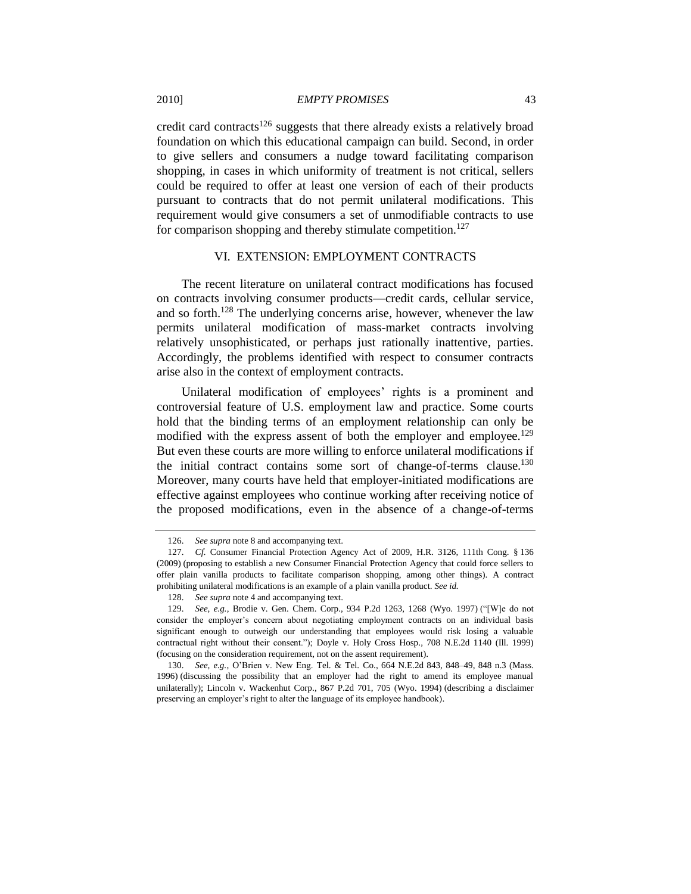credit card contracts[126] suggests that there already exists a relatively broad foundation on which this educational campaign can build. Second, in order to give sellers and consumers a nudge toward facilitating comparison shopping, in cases in which uniformity of treatment is not critical, sellers could be required to offer at least one version of each of their products pursuant to contracts that do not permit unilateral modifications. This requirement would give consumers a set of unmodifiable contracts to use for comparison shopping and thereby stimulate competition.[127]

## VI. EXTENSION: EMPLOYMENT CONTRACTS

The recent literature on unilateral contract modifications has focused on contracts involving consumer products—credit cards, cellular service, and so forth.[128] The underlying concerns arise, however, whenever the law permits unilateral modification of mass-market contracts involving relatively unsophisticated, or perhaps just rationally inattentive, parties. Accordingly, the problems identified with respect to consumer contracts arise also in the context of employment contracts.

Unilateral modification of employees' rights is a prominent and controversial feature of U.S. employment law and practice. Some courts hold that the binding terms of an employment relationship can only be modified with the express assent of both the employer and employee.[129] But even these courts are more willing to enforce unilateral modifications if the initial contract contains some sort of change-of-terms clause.[130] Moreover, many courts have held that employer-initiated modifications are effective against employees who continue working after receiving notice of the proposed modifications, even in the absence of a change-of-terms

---

126. *See supra* note 8 and accompanying text.

127. *Cf.* Consumer Financial Protection Agency Act of 2009, H.R. 3126, 111th Cong. § 136 (2009) (proposing to establish a new Consumer Financial Protection Agency that could force sellers to offer plain vanilla products to facilitate comparison shopping, among other things). A contract prohibiting unilateral modifications is an example of a plain vanilla product. *See id.*

128. *See supra* note 4 and accompanying text.

129. *See, e.g.*, Brodie v. Gen. Chem. Corp., 934 P.2d 1263, 1268 (Wyo. 1997) ("[W]e do not consider the employer's concern about negotiating employment contracts on an individual basis significant enough to outweigh our understanding that employees would risk losing a valuable contractual right without their consent."); Doyle v. Holy Cross Hosp., 708 N.E.2d 1140 (Ill. 1999) (focusing on the consideration requirement, not on the assent requirement).

130. *See, e.g.*, O'Brien v. New Eng. Tel. & Tel. Co., 664 N.E.2d 843, 848–49, 848 n.3 (Mass. 1996) (discussing the possibility that an employer had the right to amend its employee manual unilaterally); Lincoln v. Wackenhut Corp., 867 P.2d 701, 705 (Wyo. 1994) (describing a disclaimer preserving an employer's right to alter the language of its employee handbook).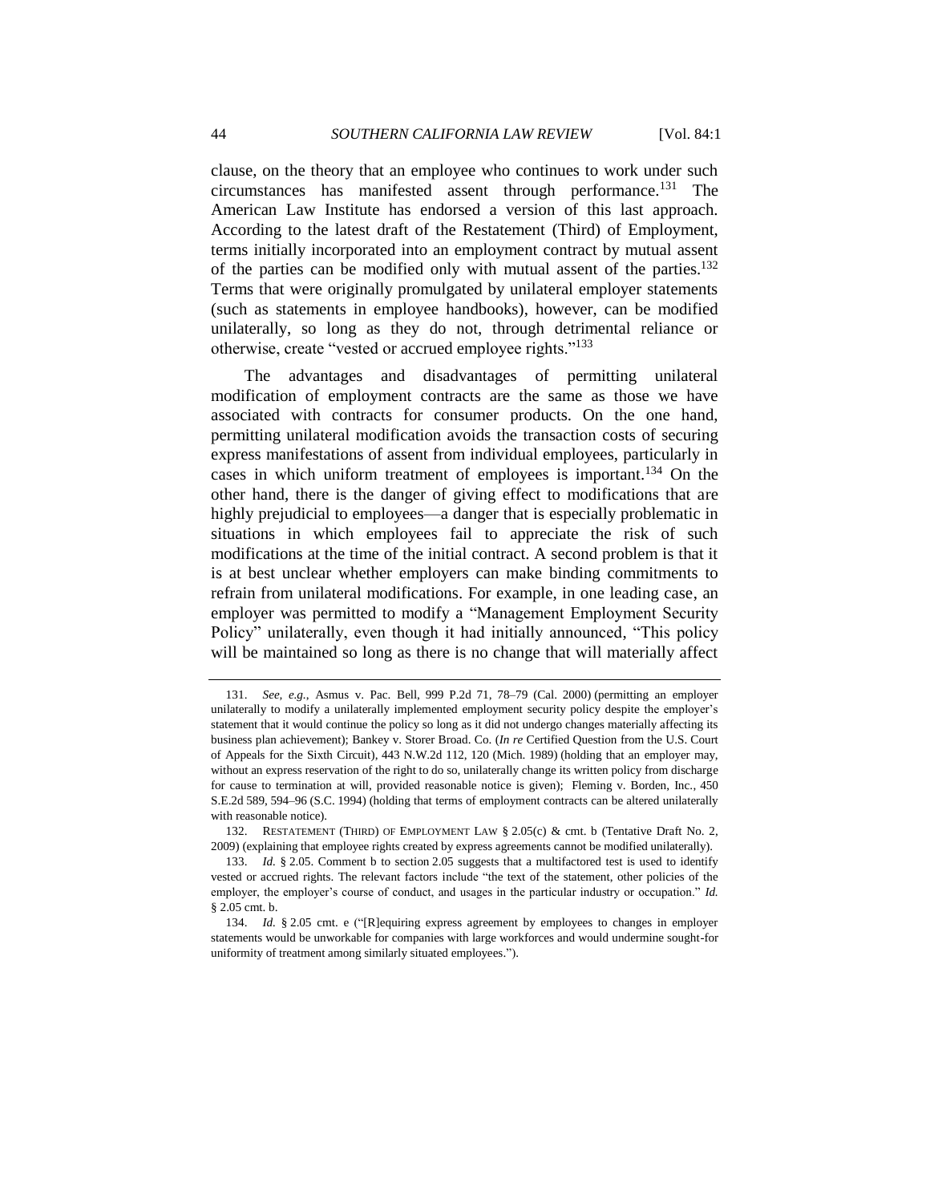clause, on the theory that an employee who continues to work under such circumstances has manifested assent through performance.[131] The American Law Institute has endorsed a version of this last approach. According to the latest draft of the Restatement (Third) of Employment, terms initially incorporated into an employment contract by mutual assent of the parties can be modified only with mutual assent of the parties.[132] Terms that were originally promulgated by unilateral employer statements (such as statements in employee handbooks), however, can be modified unilaterally, so long as they do not, through detrimental reliance or otherwise, create "vested or accrued employee rights."[133]

The advantages and disadvantages of permitting unilateral modification of employment contracts are the same as those we have associated with contracts for consumer products. On the one hand, permitting unilateral modification avoids the transaction costs of securing express manifestations of assent from individual employees, particularly in cases in which uniform treatment of employees is important.[134] On the other hand, there is the danger of giving effect to modifications that are highly prejudicial to employees—a danger that is especially problematic in situations in which employees fail to appreciate the risk of such modifications at the time of the initial contract. A second problem is that it is at best unclear whether employers can make binding commitments to refrain from unilateral modifications. For example, in one leading case, an employer was permitted to modify a "Management Employment Security Policy" unilaterally, even though it had initially announced, "This policy will be maintained so long as there is no change that will materially affect

---

131. *See, e.g.*, Asmus v. Pac. Bell, 999 P.2d 71, 78–79 (Cal. 2000) (permitting an employer unilaterally to modify a unilaterally implemented employment security policy despite the employer's statement that it would continue the policy so long as it did not undergo changes materially affecting its business plan achievement); Bankey v. Storer Broad. Co. (*In re* Certified Question from the U.S. Court of Appeals for the Sixth Circuit), 443 N.W.2d 112, 120 (Mich. 1989) (holding that an employer may, without an express reservation of the right to do so, unilaterally change its written policy from discharge for cause to termination at will, provided reasonable notice is given); Fleming v. Borden, Inc., 450 S.E.2d 589, 594–96 (S.C. 1994) (holding that terms of employment contracts can be altered unilaterally with reasonable notice).

132. RESTATEMENT (THIRD) OF EMPLOYMENT LAW § 2.05(c) & cmt. b (Tentative Draft No. 2, 2009) (explaining that employee rights created by express agreements cannot be modified unilaterally).

133. *Id.* § 2.05. Comment b to section 2.05 suggests that a multifactored test is used to identify vested or accrued rights. The relevant factors include "the text of the statement, other policies of the employer, the employer's course of conduct, and usages in the particular industry or occupation." *Id.* § 2.05 cmt. b.

134. *Id.* § 2.05 cmt. e ("[R]equiring express agreement by employees to changes in employer statements would be unworkable for companies with large workforces and would undermine sought-for uniformity of treatment among similarly situated employees.").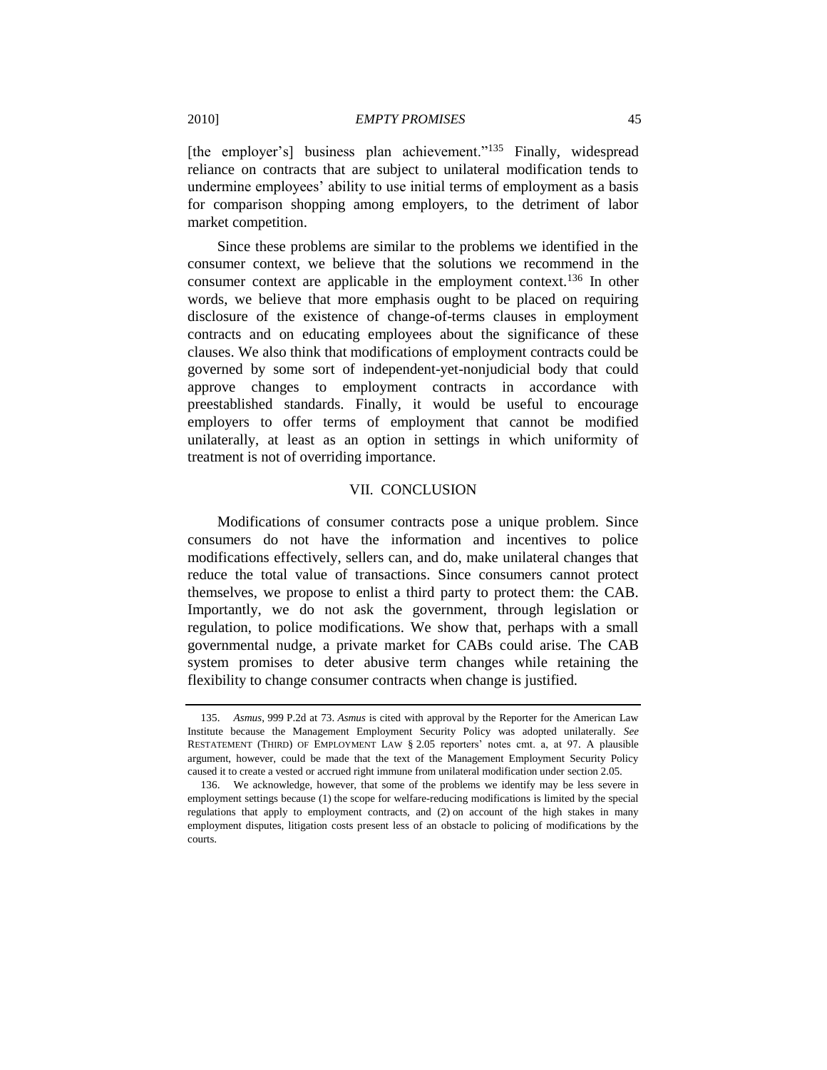[the employer's] business plan achievement."[135] Finally, widespread reliance on contracts that are subject to unilateral modification tends to undermine employees' ability to use initial terms of employment as a basis for comparison shopping among employers, to the detriment of labor market competition.

Since these problems are similar to the problems we identified in the consumer context, we believe that the solutions we recommend in the consumer context are applicable in the employment context.[136] In other words, we believe that more emphasis ought to be placed on requiring disclosure of the existence of change-of-terms clauses in employment contracts and on educating employees about the significance of these clauses. We also think that modifications of employment contracts could be governed by some sort of independent-yet-nonjudicial body that could approve changes to employment contracts in accordance with preestablished standards. Finally, it would be useful to encourage employers to offer terms of employment that cannot be modified unilaterally, at least as an option in settings in which uniformity of treatment is not of overriding importance.

## VII. CONCLUSION

Modifications of consumer contracts pose a unique problem. Since consumers do not have the information and incentives to police modifications effectively, sellers can, and do, make unilateral changes that reduce the total value of transactions. Since consumers cannot protect themselves, we propose to enlist a third party to protect them: the CAB. Importantly, we do not ask the government, through legislation or regulation, to police modifications. We show that, perhaps with a small governmental nudge, a private market for CABs could arise. The CAB system promises to deter abusive term changes while retaining the flexibility to change consumer contracts when change is justified.

---

135. *Asmus*, 999 P.2d at 73. *Asmus* is cited with approval by the Reporter for the American Law Institute because the Management Employment Security Policy was adopted unilaterally. *See* RESTATEMENT (THIRD) OF EMPLOYMENT LAW § 2.05 reporters' notes cmt. a, at 97. A plausible argument, however, could be made that the text of the Management Employment Security Policy caused it to create a vested or accrued right immune from unilateral modification under section 2.05.

136. We acknowledge, however, that some of the problems we identify may be less severe in employment settings because (1) the scope for welfare-reducing modifications is limited by the special regulations that apply to employment contracts, and (2) on account of the high stakes in many employment disputes, litigation costs present less of an obstacle to policing of modifications by the courts.